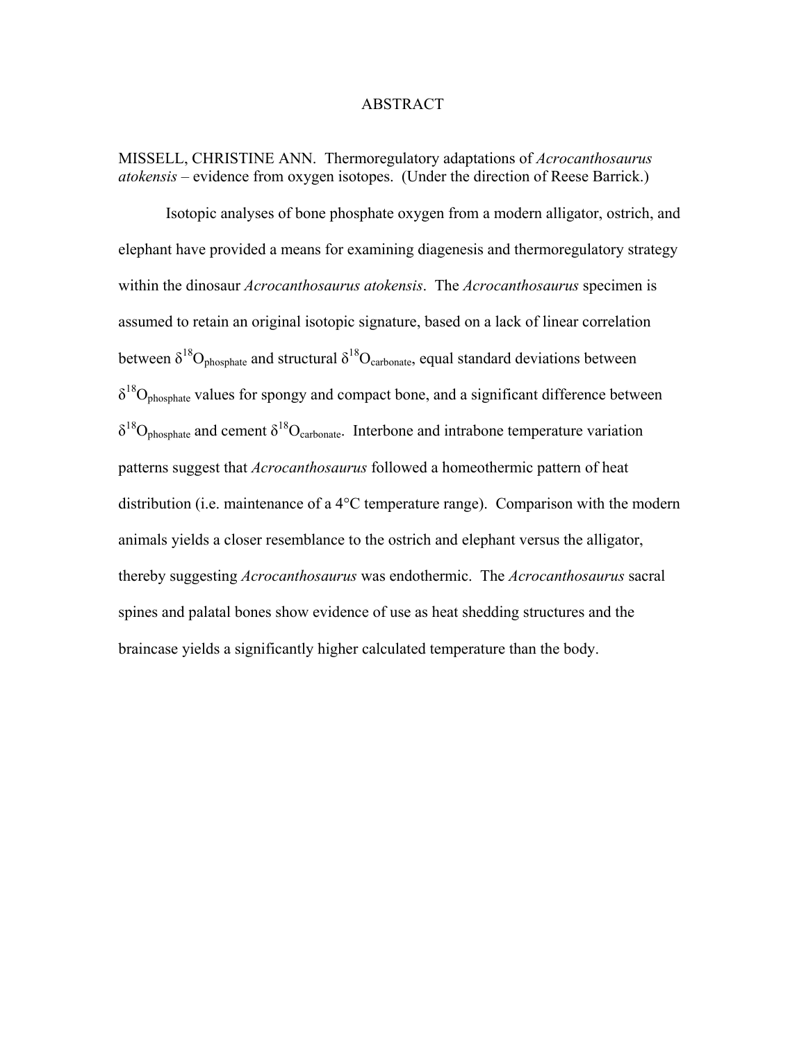# ABSTRACT

MISSELL, CHRISTINE ANN. Thermoregulatory adaptations of *Acrocanthosaurus atokensis* – evidence from oxygen isotopes. (Under the direction of Reese Barrick.)

Isotopic analyses of bone phosphate oxygen from a modern alligator, ostrich, and elephant have provided a means for examining diagenesis and thermoregulatory strategy within the dinosaur *Acrocanthosaurus atokensis*. The *Acrocanthosaurus* specimen is assumed to retain an original isotopic signature, based on a lack of linear correlation between $\delta^{18}O_{phosphate}$ and structural $\delta^{18}O_{carbonate}$, equal standard deviations between $\delta^{18}O_{phosphate}$ values for spongy and compact bone, and a significant difference between $\delta^{18}O_{phosphate}$ and cement $\delta^{18}O_{carbonate}$. Interbone and intrabone temperature variation patterns suggest that *Acrocanthosaurus* followed a homeothermic pattern of heat distribution (i.e. maintenance of a 4°C temperature range). Comparison with the modern animals yields a closer resemblance to the ostrich and elephant versus the alligator, thereby suggesting *Acrocanthosaurus* was endothermic. The *Acrocanthosaurus* sacral spines and palatal bones show evidence of use as heat shedding structures and the braincase yields a significantly higher calculated temperature than the body.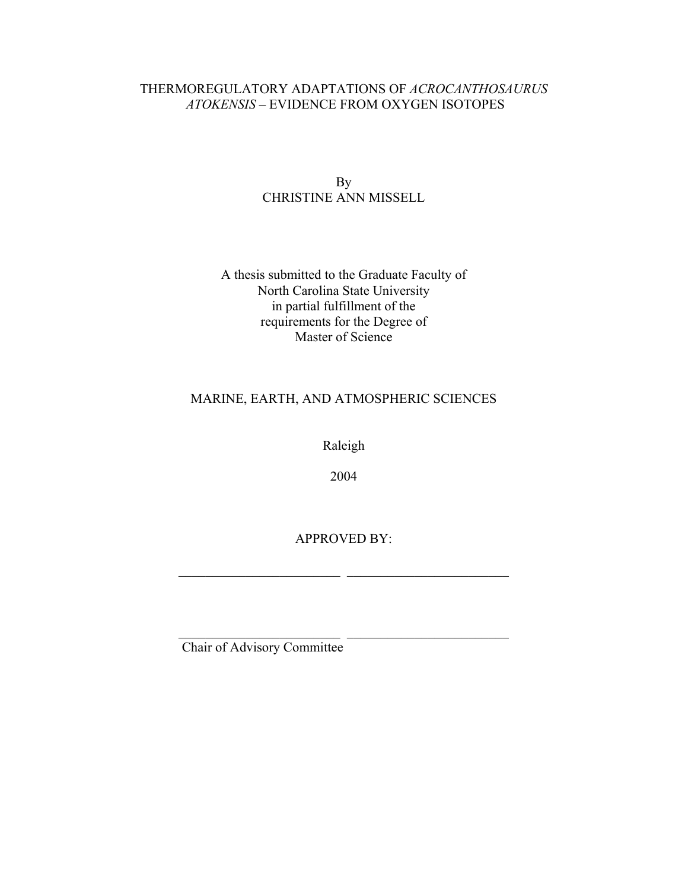# THERMOREGULATORY ADAPTATIONS OF *ACROCANTHOSAURUS ATOKENSIS* – EVIDENCE FROM OXYGEN ISOTOPES

By
CHRISTINE ANN MISSELL

A thesis submitted to the Graduate Faculty of
North Carolina State University
in partial fulfillment of the
requirements for the Degree of
Master of Science

MARINE, EARTH, AND ATMOSPHERIC SCIENCES

Raleigh

2004

APPROVED BY:

_________________________ _________________________

_________________________ _________________________
Chair of Advisory Committee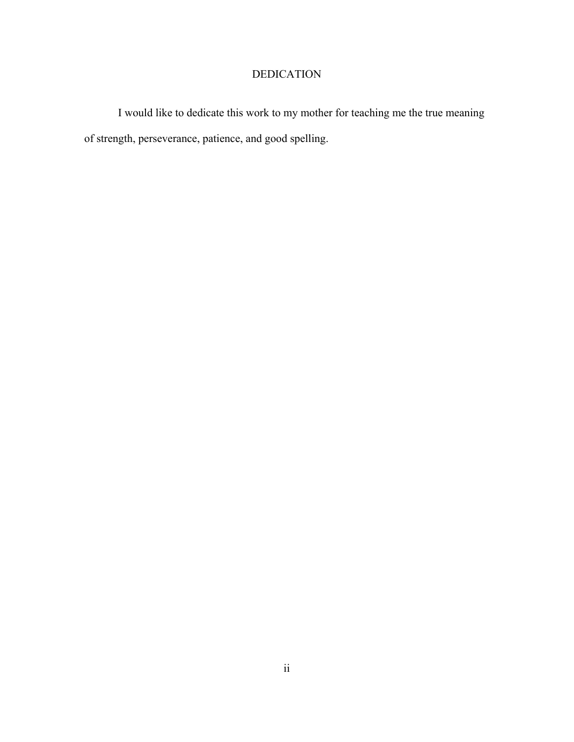# DEDICATION

I would like to dedicate this work to my mother for teaching me the true meaning of strength, perseverance, patience, and good spelling.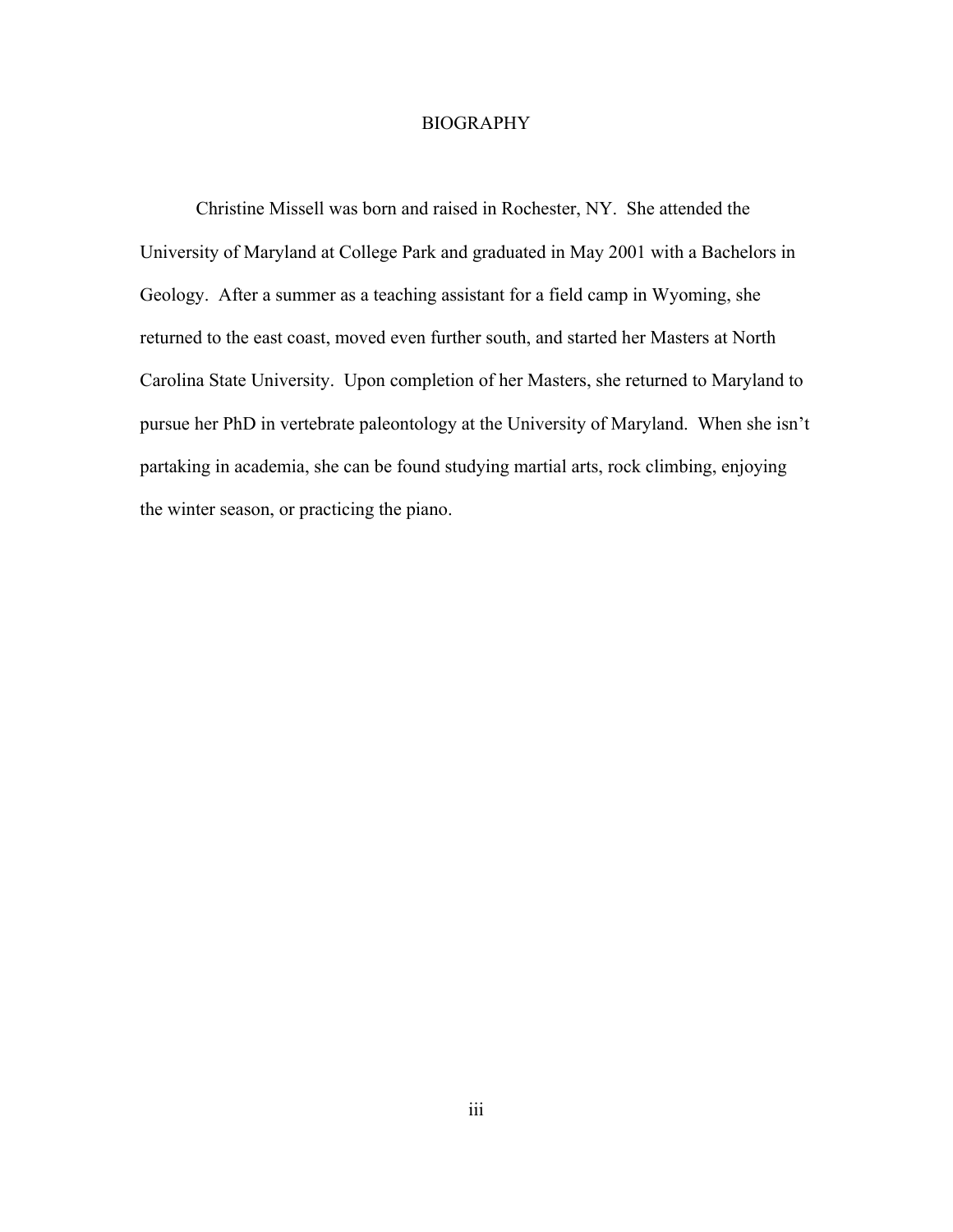# BIOGRAPHY

Christine Missell was born and raised in Rochester, NY. She attended the University of Maryland at College Park and graduated in May 2001 with a Bachelors in Geology. After a summer as a teaching assistant for a field camp in Wyoming, she returned to the east coast, moved even further south, and started her Masters at North Carolina State University. Upon completion of her Masters, she returned to Maryland to pursue her PhD in vertebrate paleontology at the University of Maryland. When she isn't partaking in academia, she can be found studying martial arts, rock climbing, enjoying the winter season, or practicing the piano.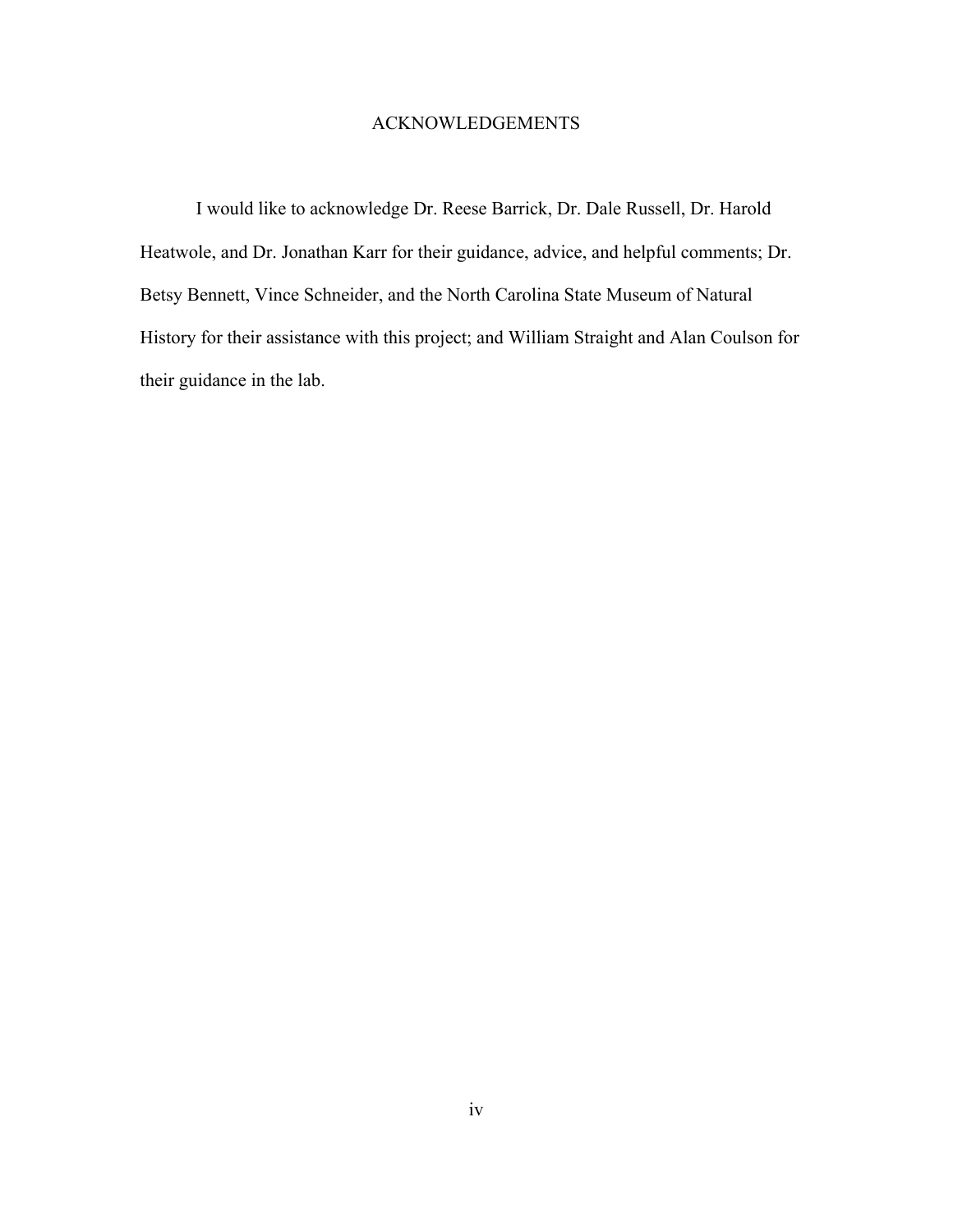# ACKNOWLEDGEMENTS

I would like to acknowledge Dr. Reese Barrick, Dr. Dale Russell, Dr. Harold Heatwole, and Dr. Jonathan Karr for their guidance, advice, and helpful comments; Dr. Betsy Bennett, Vince Schneider, and the North Carolina State Museum of Natural History for their assistance with this project; and William Straight and Alan Coulson for their guidance in the lab.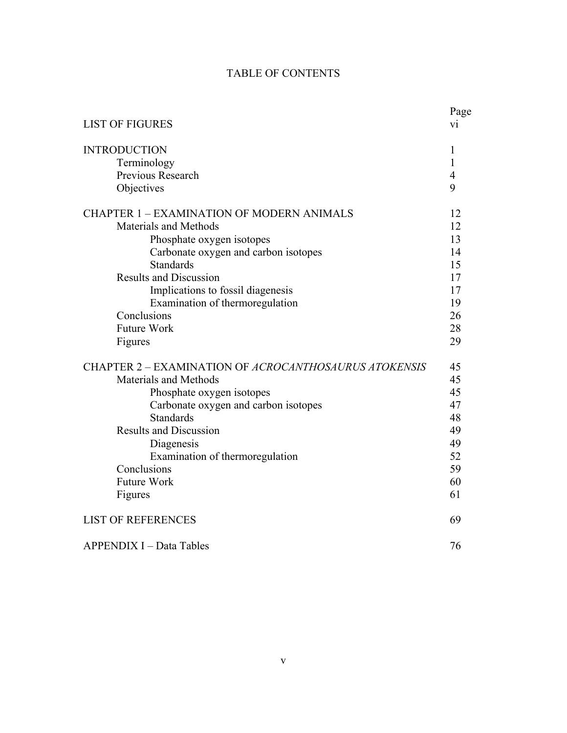# TABLE OF CONTENTS

| | Page |
|---|---|
| LIST OF FIGURES | vi |
| INTRODUCTION | 1 |
| Terminology | 1 |
| Previous Research | 4 |
| Objectives | 9 |
| CHAPTER 1 – EXAMINATION OF MODERN ANIMALS | 12 |
| Materials and Methods | 12 |
| Phosphate oxygen isotopes | 13 |
| Carbonate oxygen and carbon isotopes | 14 |
| Standards | 15 |
| Results and Discussion | 17 |
| Implications to fossil diagenesis | 17 |
| Examination of thermoregulation | 19 |
| Conclusions | 26 |
| Future Work | 28 |
| Figures | 29 |
| CHAPTER 2 – EXAMINATION OF *ACROCANTHOSAURUS ATOKENSIS* | 45 |
| Materials and Methods | 45 |
| Phosphate oxygen isotopes | 45 |
| Carbonate oxygen and carbon isotopes | 47 |
| Standards | 48 |
| Results and Discussion | 49 |
| Diagenesis | 49 |
| Examination of thermoregulation | 52 |
| Conclusions | 59 |
| Future Work | 60 |
| Figures | 61 |
| LIST OF REFERENCES | 69 |
| APPENDIX I – Data Tables | 76 |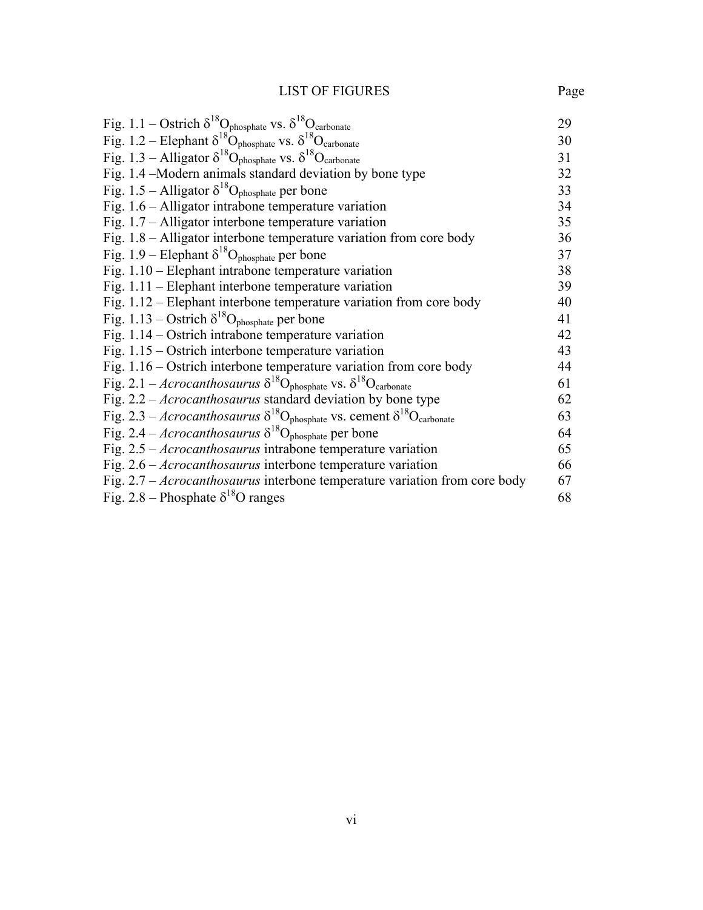# LIST OF FIGURES

| | Page |
|---|---|
| Fig. 1.1 – Ostrich $\delta^{18}O_{phosphate}$ vs. $\delta^{18}O_{carbonate}$ | 29 |
| Fig. 1.2 – Elephant $\delta^{18}O_{phosphate}$ vs. $\delta^{18}O_{carbonate}$ | 30 |
| Fig. 1.3 – Alligator $\delta^{18}O_{phosphate}$ vs. $\delta^{18}O_{carbonate}$ | 31 |
| Fig. 1.4 –Modern animals standard deviation by bone type | 32 |
| Fig. 1.5 – Alligator $\delta^{18}O_{phosphate}$ per bone | 33 |
| Fig. 1.6 – Alligator intrabone temperature variation | 34 |
| Fig. 1.7 – Alligator interbone temperature variation | 35 |
| Fig. 1.8 – Alligator interbone temperature variation from core body | 36 |
| Fig. 1.9 – Elephant $\delta^{18}O_{phosphate}$ per bone | 37 |
| Fig. 1.10 – Elephant intrabone temperature variation | 38 |
| Fig. 1.11 – Elephant interbone temperature variation | 39 |
| Fig. 1.12 – Elephant interbone temperature variation from core body | 40 |
| Fig. 1.13 – Ostrich $\delta^{18}O_{phosphate}$ per bone | 41 |
| Fig. 1.14 – Ostrich intrabone temperature variation | 42 |
| Fig. 1.15 – Ostrich interbone temperature variation | 43 |
| Fig. 1.16 – Ostrich interbone temperature variation from core body | 44 |
| Fig. 2.1 – *Acrocanthosaurus* $\delta^{18}O_{phosphate}$ vs. $\delta^{18}O_{carbonate}$ | 61 |
| Fig. 2.2 – *Acrocanthosaurus* standard deviation by bone type | 62 |
| Fig. 2.3 – *Acrocanthosaurus* $\delta^{18}O_{phosphate}$ vs. cement $\delta^{18}O_{carbonate}$ | 63 |
| Fig. 2.4 – *Acrocanthosaurus* $\delta^{18}O_{phosphate}$ per bone | 64 |
| Fig. 2.5 – *Acrocanthosaurus* intrabone temperature variation | 65 |
| Fig. 2.6 – *Acrocanthosaurus* interbone temperature variation | 66 |
| Fig. 2.7 – *Acrocanthosaurus* interbone temperature variation from core body | 67 |
| Fig. 2.8 – Phosphate $\delta^{18}O$ ranges | 68 |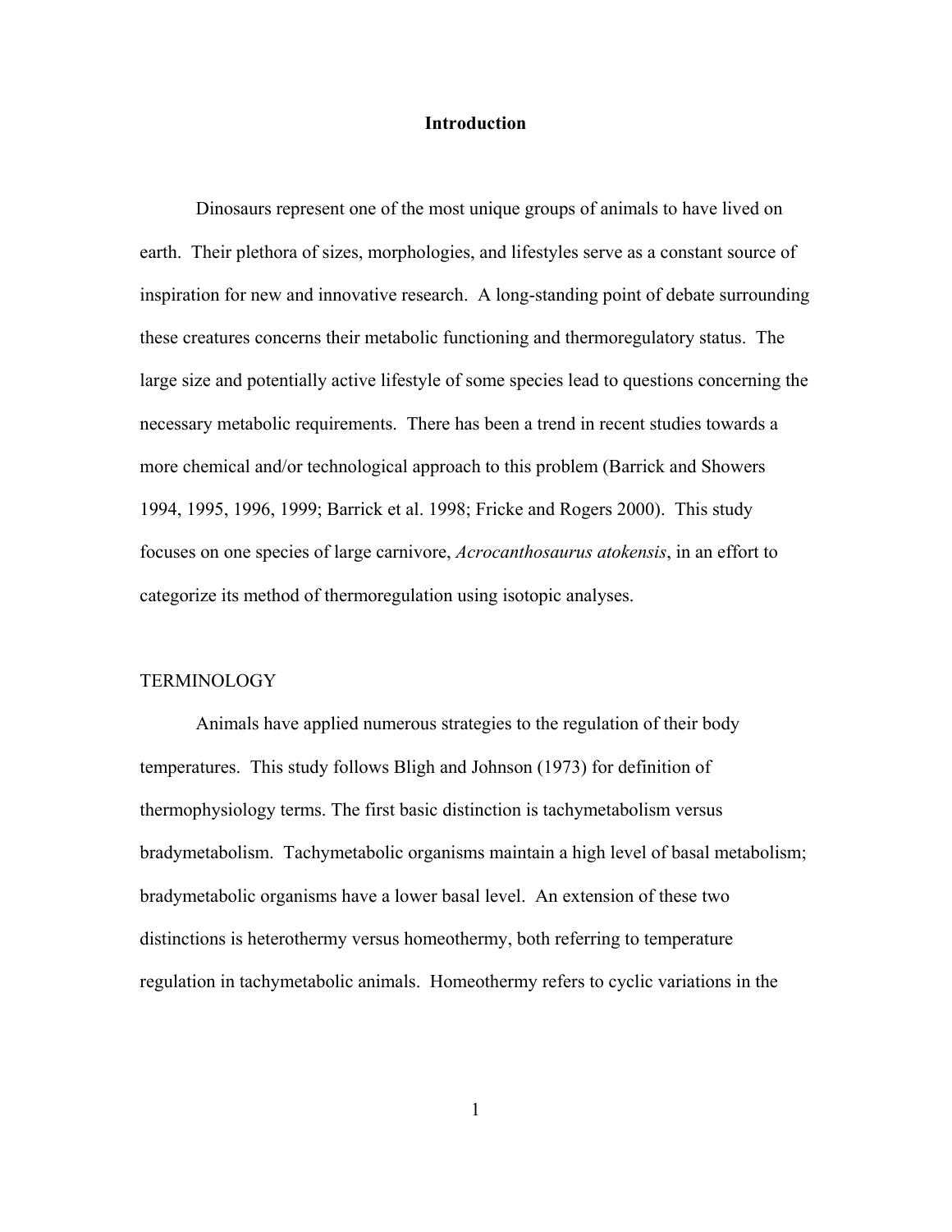# Introduction

Dinosaurs represent one of the most unique groups of animals to have lived on earth. Their plethora of sizes, morphologies, and lifestyles serve as a constant source of inspiration for new and innovative research. A long-standing point of debate surrounding these creatures concerns their metabolic functioning and thermoregulatory status. The large size and potentially active lifestyle of some species lead to questions concerning the necessary metabolic requirements. There has been a trend in recent studies towards a more chemical and/or technological approach to this problem (Barrick and Showers 1994, 1995, 1996, 1999; Barrick et al. 1998; Fricke and Rogers 2000). This study focuses on one species of large carnivore, *Acrocanthosaurus atokensis*, in an effort to categorize its method of thermoregulation using isotopic analyses.

## TERMINOLOGY

Animals have applied numerous strategies to the regulation of their body temperatures. This study follows Bligh and Johnson (1973) for definition of thermophysiology terms. The first basic distinction is tachymetabolism versus bradymetabolism. Tachymetabolic organisms maintain a high level of basal metabolism; bradymetabolic organisms have a lower basal level. An extension of these two distinctions is heterothermy versus homeothermy, both referring to temperature regulation in tachymetabolic animals. Homeothermy refers to cyclic variations in the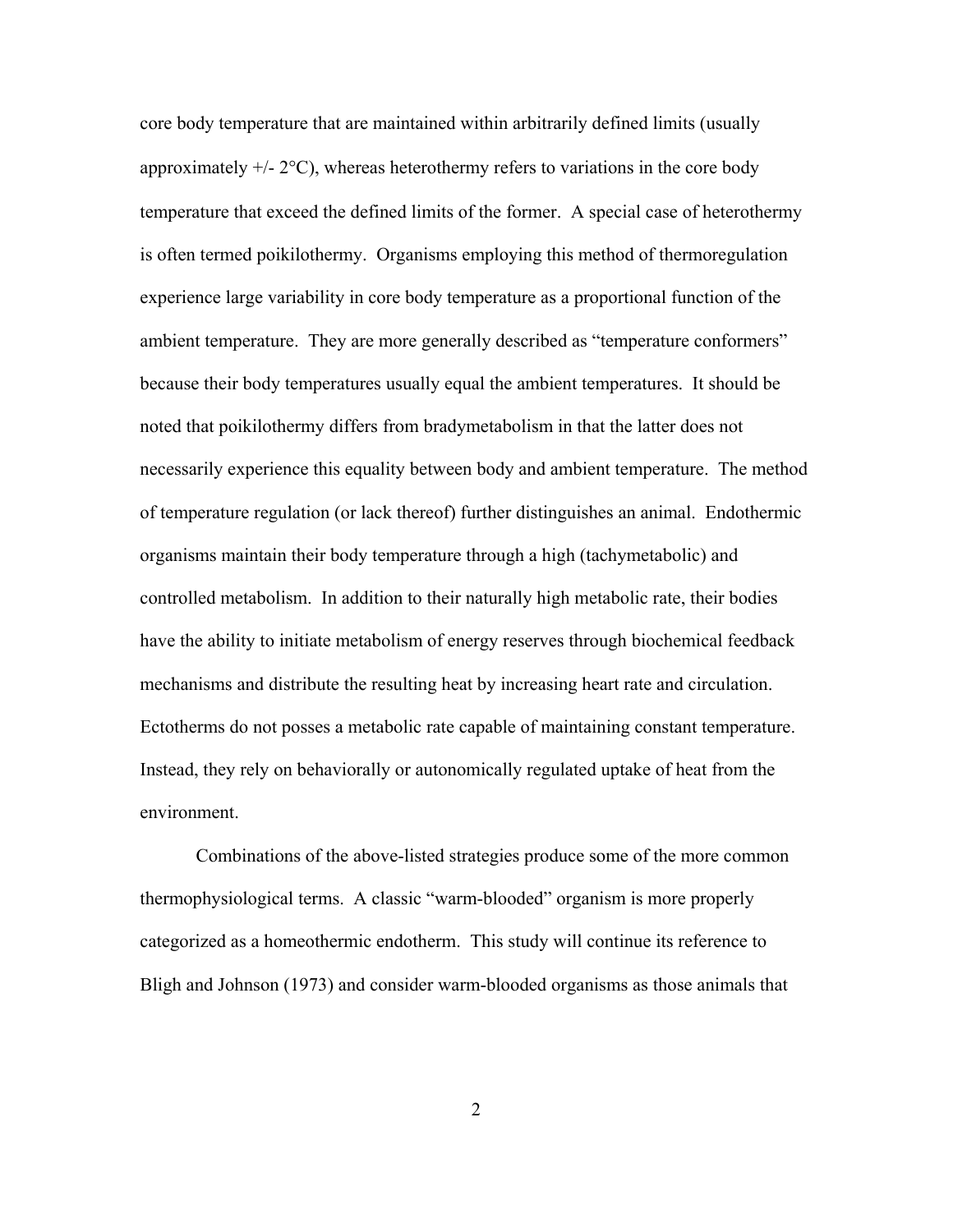core body temperature that are maintained within arbitrarily defined limits (usually approximately +/- 2°C), whereas heterothermy refers to variations in the core body temperature that exceed the defined limits of the former. A special case of heterothermy is often termed poikilothermy. Organisms employing this method of thermoregulation experience large variability in core body temperature as a proportional function of the ambient temperature. They are more generally described as "temperature conformers" because their body temperatures usually equal the ambient temperatures. It should be noted that poikilothermy differs from bradymetabolism in that the latter does not necessarily experience this equality between body and ambient temperature. The method of temperature regulation (or lack thereof) further distinguishes an animal. Endothermic organisms maintain their body temperature through a high (tachymetabolic) and controlled metabolism. In addition to their naturally high metabolic rate, their bodies have the ability to initiate metabolism of energy reserves through biochemical feedback mechanisms and distribute the resulting heat by increasing heart rate and circulation. Ectotherms do not posses a metabolic rate capable of maintaining constant temperature. Instead, they rely on behaviorally or autonomically regulated uptake of heat from the environment.

Combinations of the above-listed strategies produce some of the more common thermophysiological terms. A classic "warm-blooded" organism is more properly categorized as a homeothermic endotherm. This study will continue its reference to Bligh and Johnson (1973) and consider warm-blooded organisms as those animals that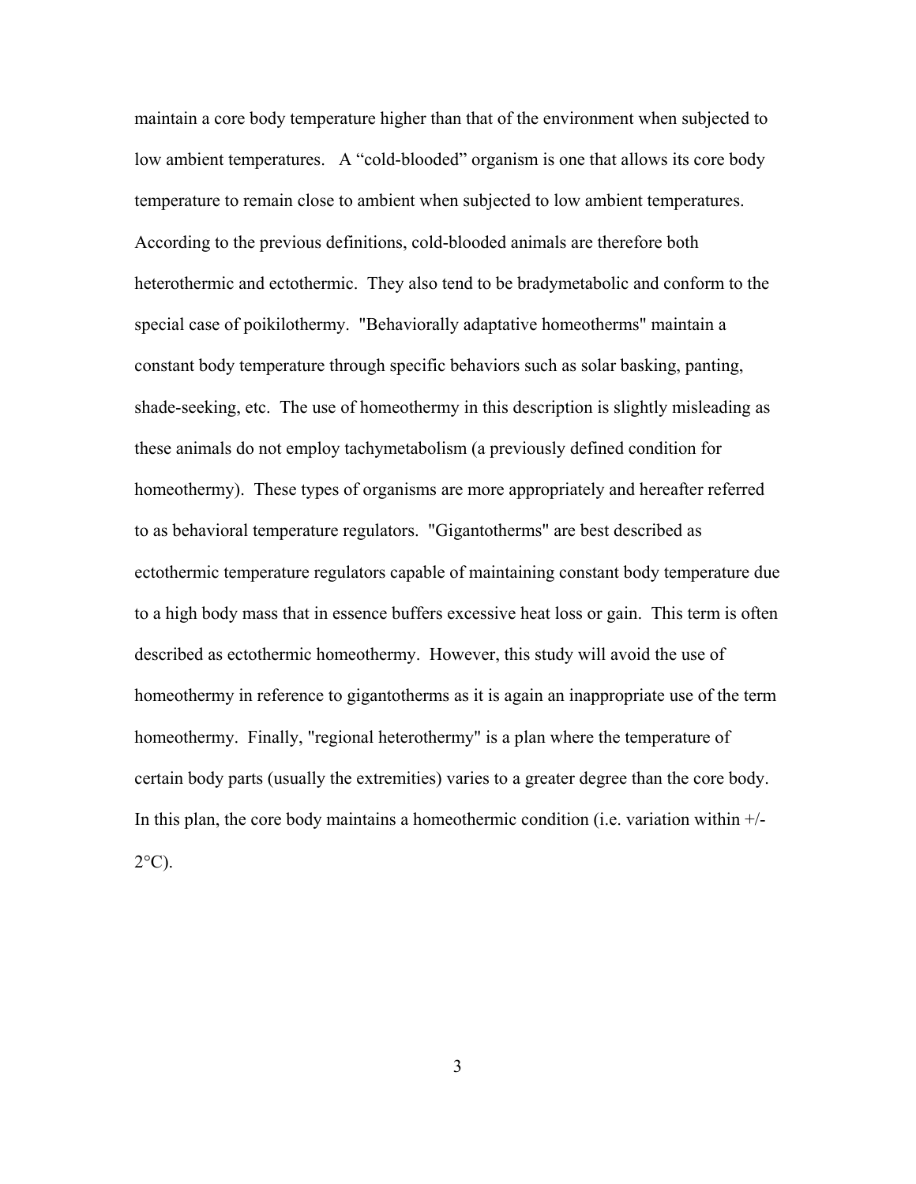maintain a core body temperature higher than that of the environment when subjected to low ambient temperatures. A "cold-blooded" organism is one that allows its core body temperature to remain close to ambient when subjected to low ambient temperatures. According to the previous definitions, cold-blooded animals are therefore both heterothermic and ectothermic. They also tend to be bradymetabolic and conform to the special case of poikilothermy. "Behaviorally adaptative homeotherms" maintain a constant body temperature through specific behaviors such as solar basking, panting, shade-seeking, etc. The use of homeothermy in this description is slightly misleading as these animals do not employ tachymetabolism (a previously defined condition for homeothermy). These types of organisms are more appropriately and hereafter referred to as behavioral temperature regulators. "Gigantotherms" are best described as ectothermic temperature regulators capable of maintaining constant body temperature due to a high body mass that in essence buffers excessive heat loss or gain. This term is often described as ectothermic homeothermy. However, this study will avoid the use of homeothermy in reference to gigantotherms as it is again an inappropriate use of the term homeothermy. Finally, "regional heterothermy" is a plan where the temperature of certain body parts (usually the extremities) varies to a greater degree than the core body. In this plan, the core body maintains a homeothermic condition (i.e. variation within +/- 2°C).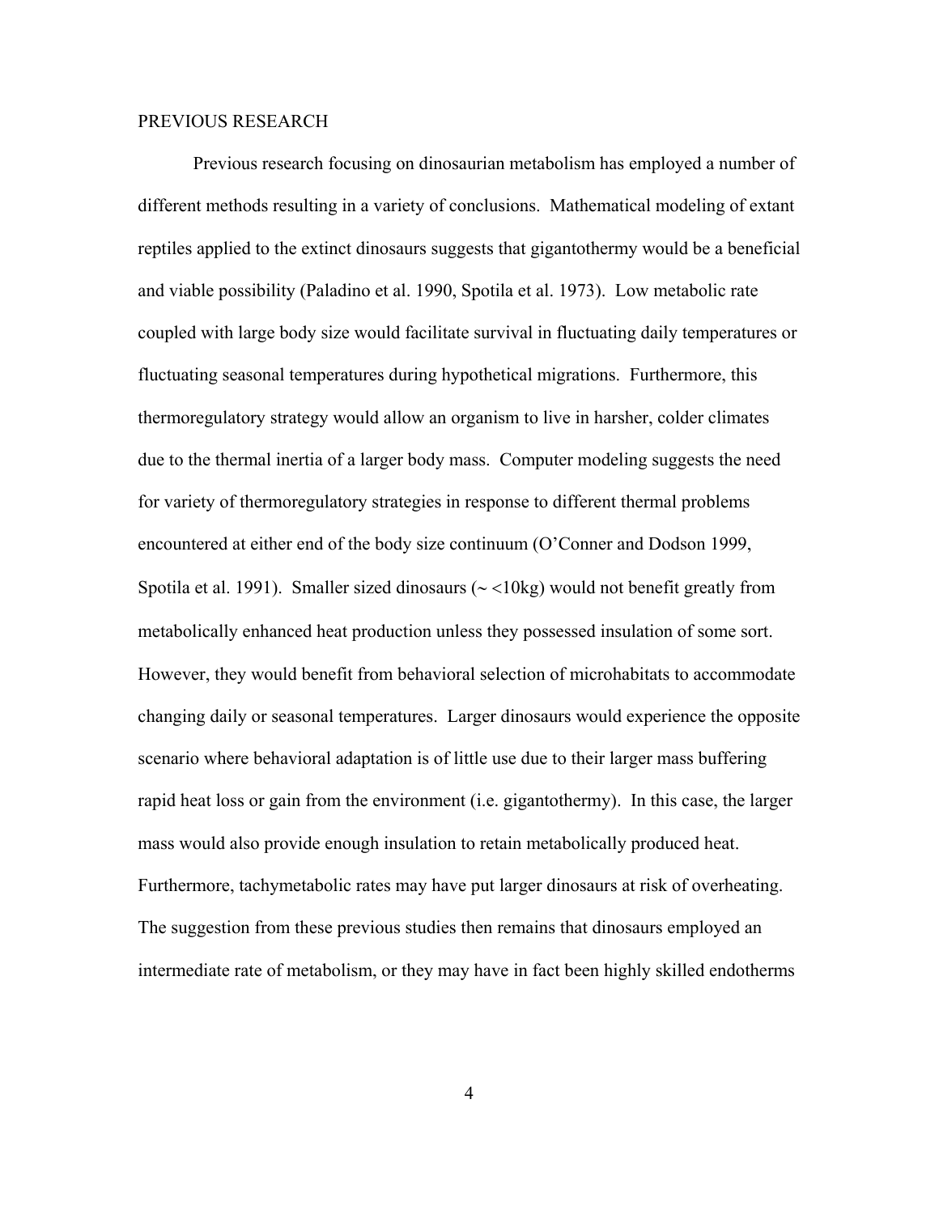## PREVIOUS RESEARCH

Previous research focusing on dinosaurian metabolism has employed a number of different methods resulting in a variety of conclusions. Mathematical modeling of extant reptiles applied to the extinct dinosaurs suggests that gigantothermy would be a beneficial and viable possibility (Paladino et al. 1990, Spotila et al. 1973). Low metabolic rate coupled with large body size would facilitate survival in fluctuating daily temperatures or fluctuating seasonal temperatures during hypothetical migrations. Furthermore, this thermoregulatory strategy would allow an organism to live in harsher, colder climates due to the thermal inertia of a larger body mass. Computer modeling suggests the need for variety of thermoregulatory strategies in response to different thermal problems encountered at either end of the body size continuum (O'Conner and Dodson 1999, Spotila et al. 1991). Smaller sized dinosaurs (~ <10kg) would not benefit greatly from metabolically enhanced heat production unless they possessed insulation of some sort. However, they would benefit from behavioral selection of microhabitats to accommodate changing daily or seasonal temperatures. Larger dinosaurs would experience the opposite scenario where behavioral adaptation is of little use due to their larger mass buffering rapid heat loss or gain from the environment (i.e. gigantothermy). In this case, the larger mass would also provide enough insulation to retain metabolically produced heat. Furthermore, tachymetabolic rates may have put larger dinosaurs at risk of overheating. The suggestion from these previous studies then remains that dinosaurs employed an intermediate rate of metabolism, or they may have in fact been highly skilled endotherms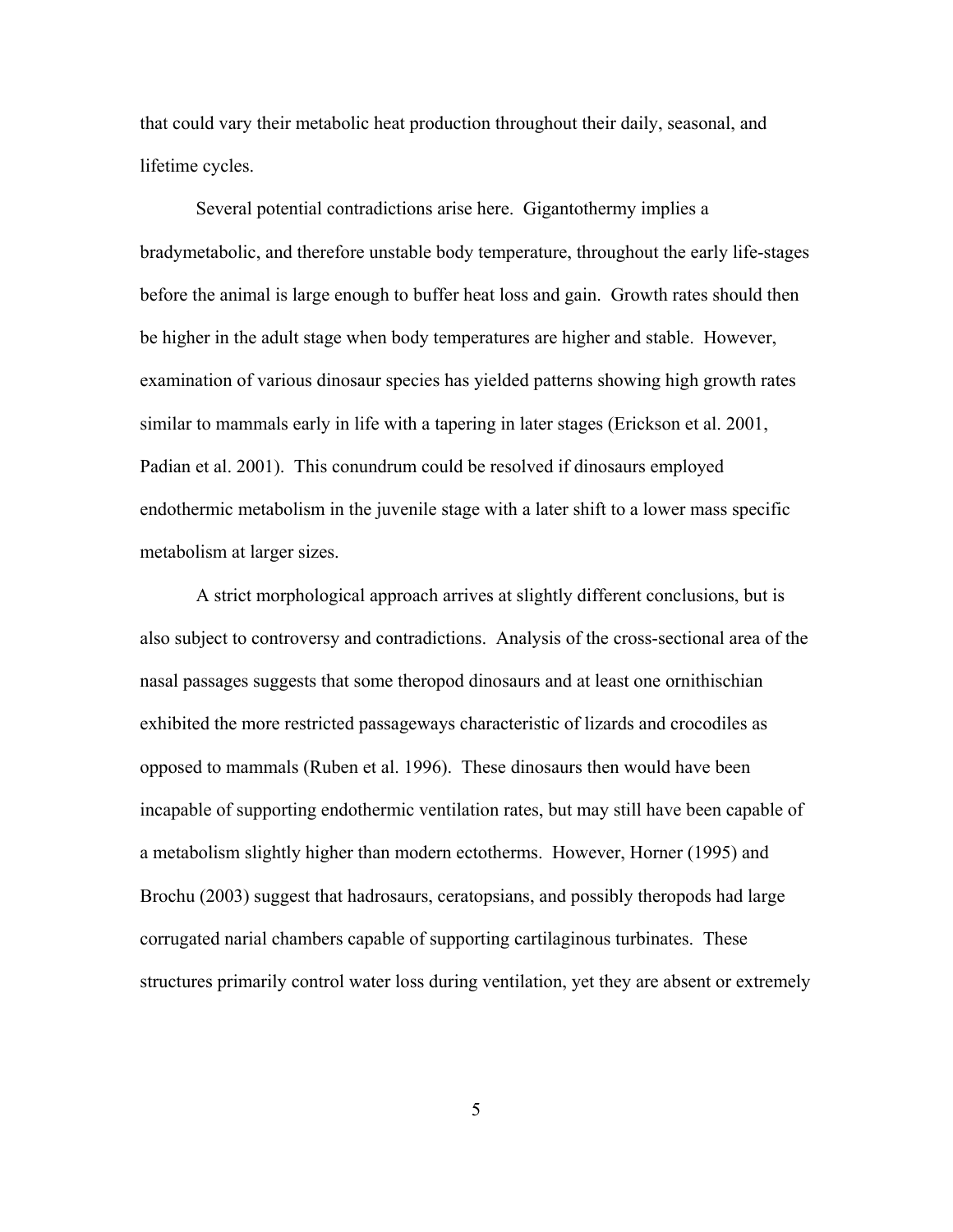that could vary their metabolic heat production throughout their daily, seasonal, and lifetime cycles.

Several potential contradictions arise here. Gigantothermy implies a bradymetabolic, and therefore unstable body temperature, throughout the early life-stages before the animal is large enough to buffer heat loss and gain. Growth rates should then be higher in the adult stage when body temperatures are higher and stable. However, examination of various dinosaur species has yielded patterns showing high growth rates similar to mammals early in life with a tapering in later stages (Erickson et al. 2001, Padian et al. 2001). This conundrum could be resolved if dinosaurs employed endothermic metabolism in the juvenile stage with a later shift to a lower mass specific metabolism at larger sizes.

A strict morphological approach arrives at slightly different conclusions, but is also subject to controversy and contradictions. Analysis of the cross-sectional area of the nasal passages suggests that some theropod dinosaurs and at least one ornithischian exhibited the more restricted passageways characteristic of lizards and crocodiles as opposed to mammals (Ruben et al. 1996). These dinosaurs then would have been incapable of supporting endothermic ventilation rates, but may still have been capable of a metabolism slightly higher than modern ectotherms. However, Horner (1995) and Brochu (2003) suggest that hadrosaurs, ceratopsians, and possibly theropods had large corrugated narial chambers capable of supporting cartilaginous turbinates. These structures primarily control water loss during ventilation, yet they are absent or extremely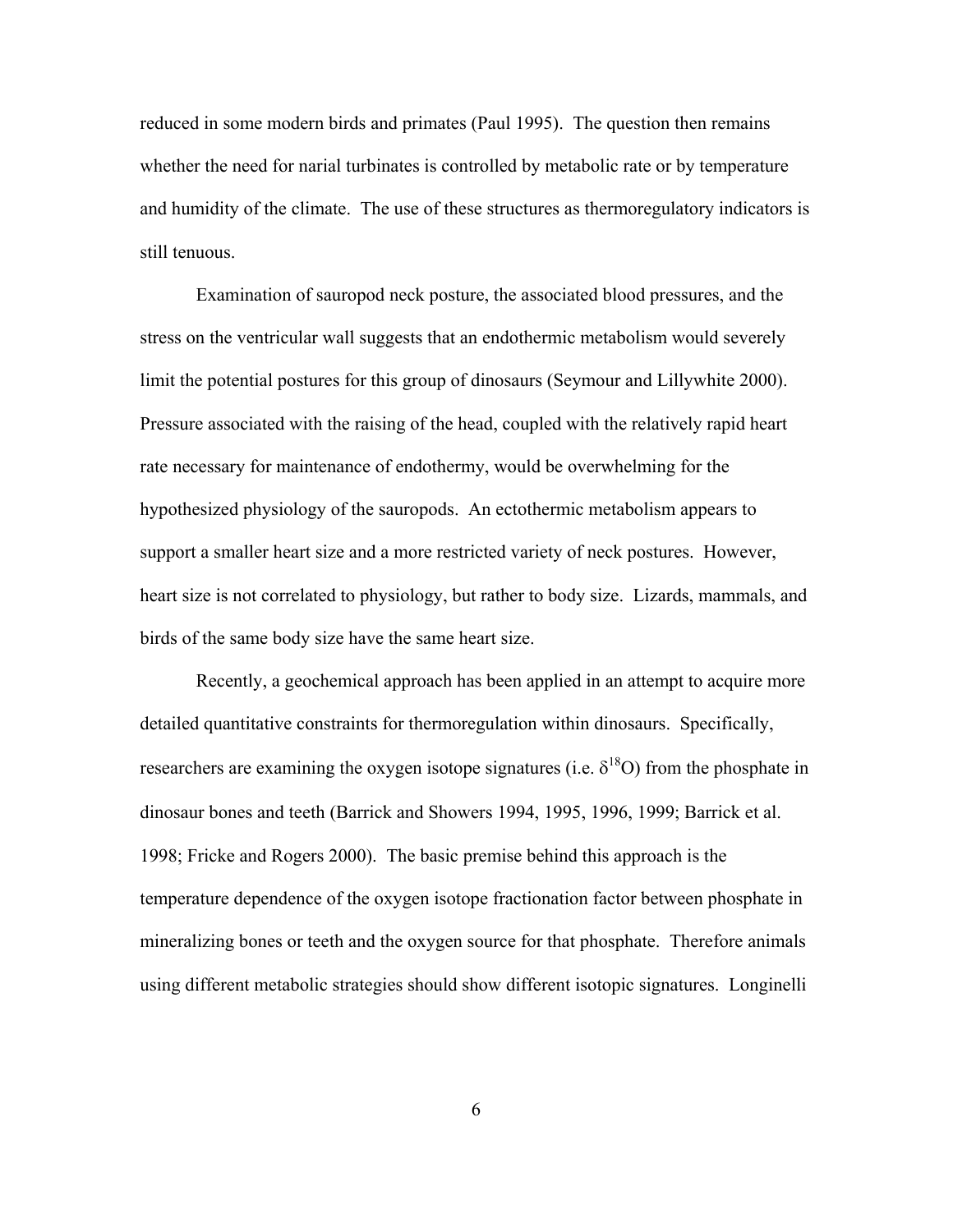reduced in some modern birds and primates (Paul 1995). The question then remains whether the need for narial turbinates is controlled by metabolic rate or by temperature and humidity of the climate. The use of these structures as thermoregulatory indicators is still tenuous.

Examination of sauropod neck posture, the associated blood pressures, and the stress on the ventricular wall suggests that an endothermic metabolism would severely limit the potential postures for this group of dinosaurs (Seymour and Lillywhite 2000). Pressure associated with the raising of the head, coupled with the relatively rapid heart rate necessary for maintenance of endothermy, would be overwhelming for the hypothesized physiology of the sauropods. An ectothermic metabolism appears to support a smaller heart size and a more restricted variety of neck postures. However, heart size is not correlated to physiology, but rather to body size. Lizards, mammals, and birds of the same body size have the same heart size.

Recently, a geochemical approach has been applied in an attempt to acquire more detailed quantitative constraints for thermoregulation within dinosaurs. Specifically, researchers are examining the oxygen isotope signatures (i.e. $\delta^{18}O$) from the phosphate in dinosaur bones and teeth (Barrick and Showers 1994, 1995, 1996, 1999; Barrick et al. 1998; Fricke and Rogers 2000). The basic premise behind this approach is the temperature dependence of the oxygen isotope fractionation factor between phosphate in mineralizing bones or teeth and the oxygen source for that phosphate. Therefore animals using different metabolic strategies should show different isotopic signatures. Longinelli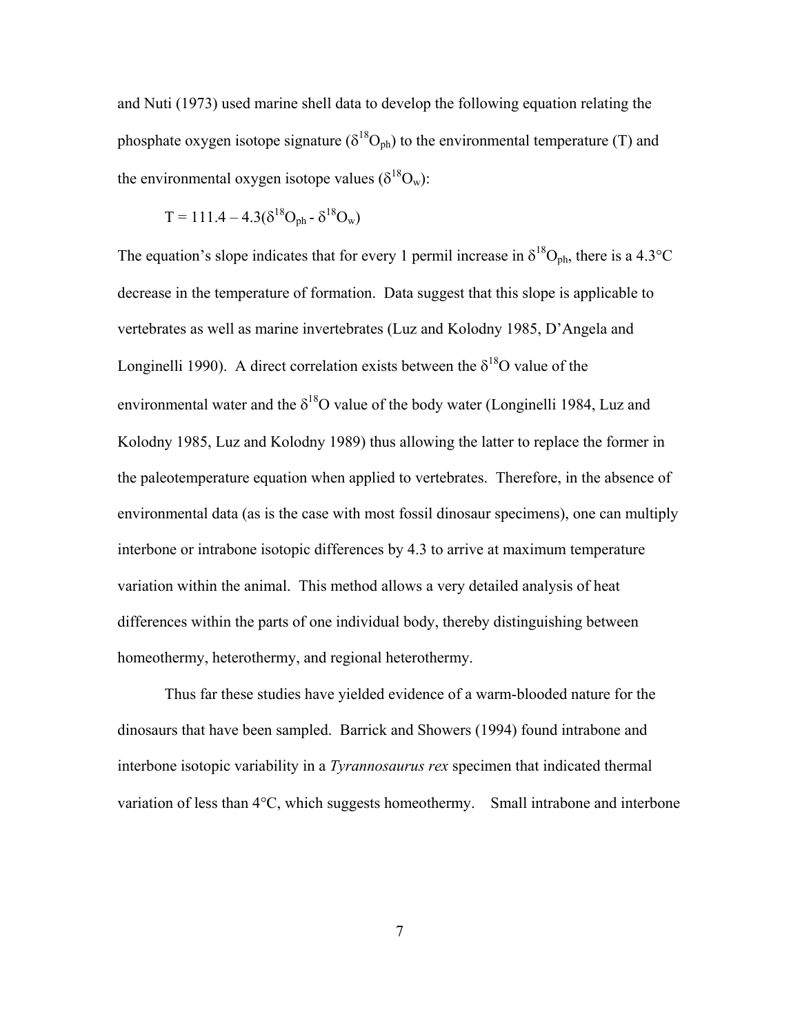and Nuti (1973) used marine shell data to develop the following equation relating the phosphate oxygen isotope signature ($\delta^{18}O_{ph}$) to the environmental temperature (T) and the environmental oxygen isotope values ($\delta^{18}O_{w}$):

$$T = 111.4 - 4.3(\delta^{18}O_{ph} - \delta^{18}O_{w})$$

The equation's slope indicates that for every 1 permil increase in $\delta^{18}O_{ph}$, there is a 4.3°C decrease in the temperature of formation. Data suggest that this slope is applicable to vertebrates as well as marine invertebrates (Luz and Kolodny 1985, D'Angela and Longinelli 1990). A direct correlation exists between the $\delta^{18}O$ value of the environmental water and the $\delta^{18}O$ value of the body water (Longinelli 1984, Luz and Kolodny 1985, Luz and Kolodny 1989) thus allowing the latter to replace the former in the paleotemperature equation when applied to vertebrates. Therefore, in the absence of environmental data (as is the case with most fossil dinosaur specimens), one can multiply interbone or intrabone isotopic differences by 4.3 to arrive at maximum temperature variation within the animal. This method allows a very detailed analysis of heat differences within the parts of one individual body, thereby distinguishing between homeothermy, heterothermy, and regional heterothermy.

Thus far these studies have yielded evidence of a warm-blooded nature for the dinosaurs that have been sampled. Barrick and Showers (1994) found intrabone and interbone isotopic variability in a *Tyrannosaurus rex* specimen that indicated thermal variation of less than 4°C, which suggests homeothermy. Small intrabone and interbone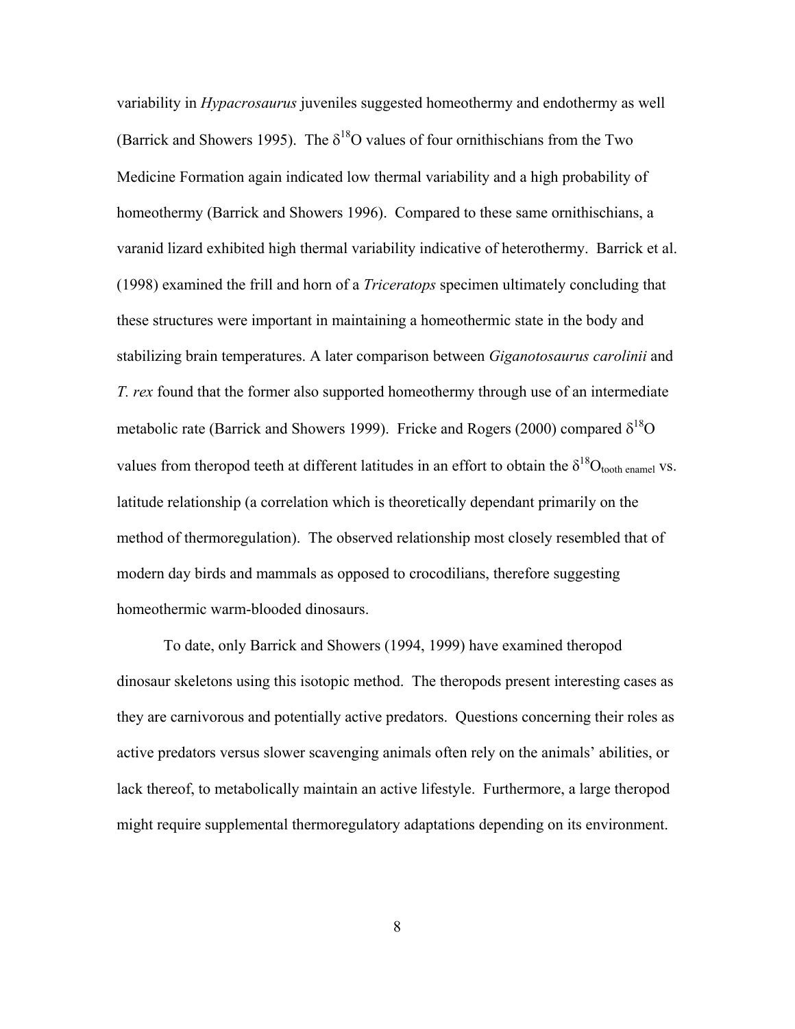variability in *Hypacrosaurus* juveniles suggested homeothermy and endothermy as well (Barrick and Showers 1995). The $\delta^{18}O$ values of four ornithischians from the Two Medicine Formation again indicated low thermal variability and a high probability of homeothermy (Barrick and Showers 1996). Compared to these same ornithischians, a varanid lizard exhibited high thermal variability indicative of heterothermy. Barrick et al. (1998) examined the frill and horn of a *Triceratops* specimen ultimately concluding that these structures were important in maintaining a homeothermic state in the body and stabilizing brain temperatures. A later comparison between *Giganotosaurus carolinii* and *T. rex* found that the former also supported homeothermy through use of an intermediate metabolic rate (Barrick and Showers 1999). Fricke and Rogers (2000) compared $\delta^{18}O$ values from theropod teeth at different latitudes in an effort to obtain the $\delta^{18}O_{\text{tooth enamel}}$ vs. latitude relationship (a correlation which is theoretically dependant primarily on the method of thermoregulation). The observed relationship most closely resembled that of modern day birds and mammals as opposed to crocodilians, therefore suggesting homeothermic warm-blooded dinosaurs.

To date, only Barrick and Showers (1994, 1999) have examined theropod dinosaur skeletons using this isotopic method. The theropods present interesting cases as they are carnivorous and potentially active predators. Questions concerning their roles as active predators versus slower scavenging animals often rely on the animals' abilities, or lack thereof, to metabolically maintain an active lifestyle. Furthermore, a large theropod might require supplemental thermoregulatory adaptations depending on its environment.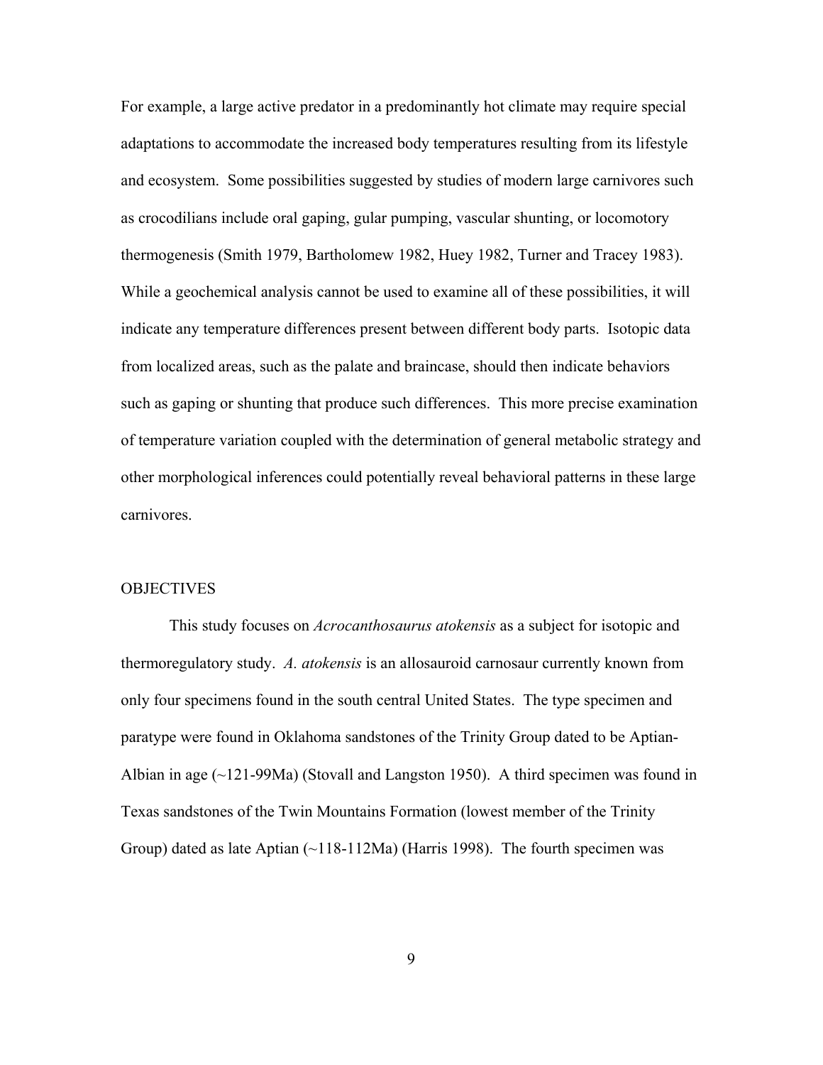For example, a large active predator in a predominantly hot climate may require special adaptations to accommodate the increased body temperatures resulting from its lifestyle and ecosystem. Some possibilities suggested by studies of modern large carnivores such as crocodilians include oral gaping, gular pumping, vascular shunting, or locomotory thermogenesis (Smith 1979, Bartholomew 1982, Huey 1982, Turner and Tracey 1983). While a geochemical analysis cannot be used to examine all of these possibilities, it will indicate any temperature differences present between different body parts. Isotopic data from localized areas, such as the palate and braincase, should then indicate behaviors such as gaping or shunting that produce such differences. This more precise examination of temperature variation coupled with the determination of general metabolic strategy and other morphological inferences could potentially reveal behavioral patterns in these large carnivores.

## OBJECTIVES

This study focuses on *Acrocanthosaurus atokensis* as a subject for isotopic and thermoregulatory study. *A. atokensis* is an allosauroid carnosaur currently known from only four specimens found in the south central United States. The type specimen and paratype were found in Oklahoma sandstones of the Trinity Group dated to be Aptian-Albian in age (~121-99Ma) (Stovall and Langston 1950). A third specimen was found in Texas sandstones of the Twin Mountains Formation (lowest member of the Trinity Group) dated as late Aptian (~118-112Ma) (Harris 1998). The fourth specimen was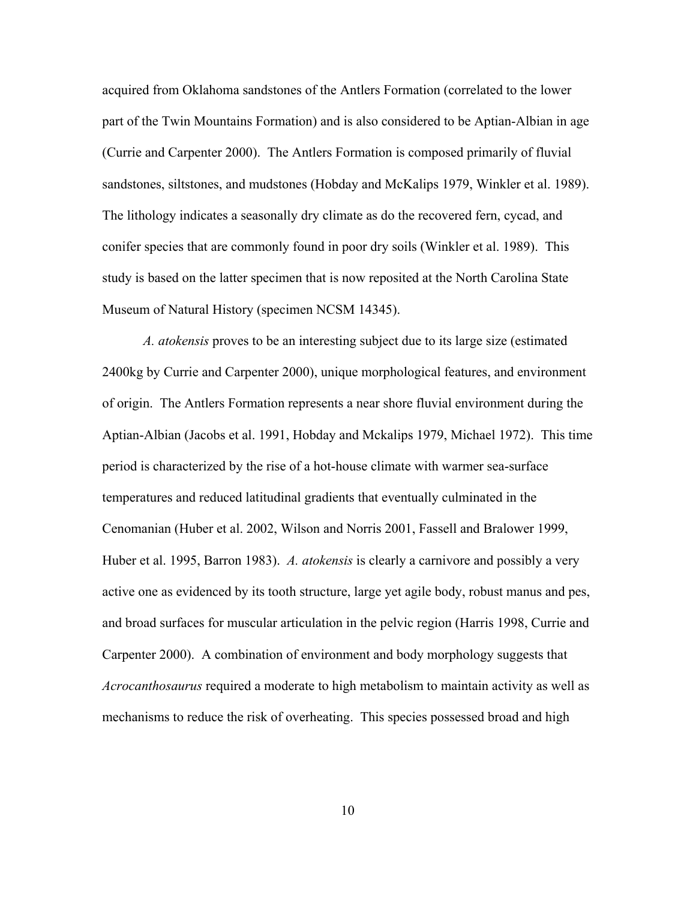acquired from Oklahoma sandstones of the Antlers Formation (correlated to the lower part of the Twin Mountains Formation) and is also considered to be Aptian-Albian in age (Currie and Carpenter 2000). The Antlers Formation is composed primarily of fluvial sandstones, siltstones, and mudstones (Hobday and McKalips 1979, Winkler et al. 1989). The lithology indicates a seasonally dry climate as do the recovered fern, cycad, and conifer species that are commonly found in poor dry soils (Winkler et al. 1989). This study is based on the latter specimen that is now reposited at the North Carolina State Museum of Natural History (specimen NCSM 14345).

*A. atokensis* proves to be an interesting subject due to its large size (estimated 2400kg by Currie and Carpenter 2000), unique morphological features, and environment of origin. The Antlers Formation represents a near shore fluvial environment during the Aptian-Albian (Jacobs et al. 1991, Hobday and Mckalips 1979, Michael 1972). This time period is characterized by the rise of a hot-house climate with warmer sea-surface temperatures and reduced latitudinal gradients that eventually culminated in the Cenomanian (Huber et al. 2002, Wilson and Norris 2001, Fassell and Bralower 1999, Huber et al. 1995, Barron 1983). *A. atokensis* is clearly a carnivore and possibly a very active one as evidenced by its tooth structure, large yet agile body, robust manus and pes, and broad surfaces for muscular articulation in the pelvic region (Harris 1998, Currie and Carpenter 2000). A combination of environment and body morphology suggests that *Acrocanthosaurus* required a moderate to high metabolism to maintain activity as well as mechanisms to reduce the risk of overheating. This species possessed broad and high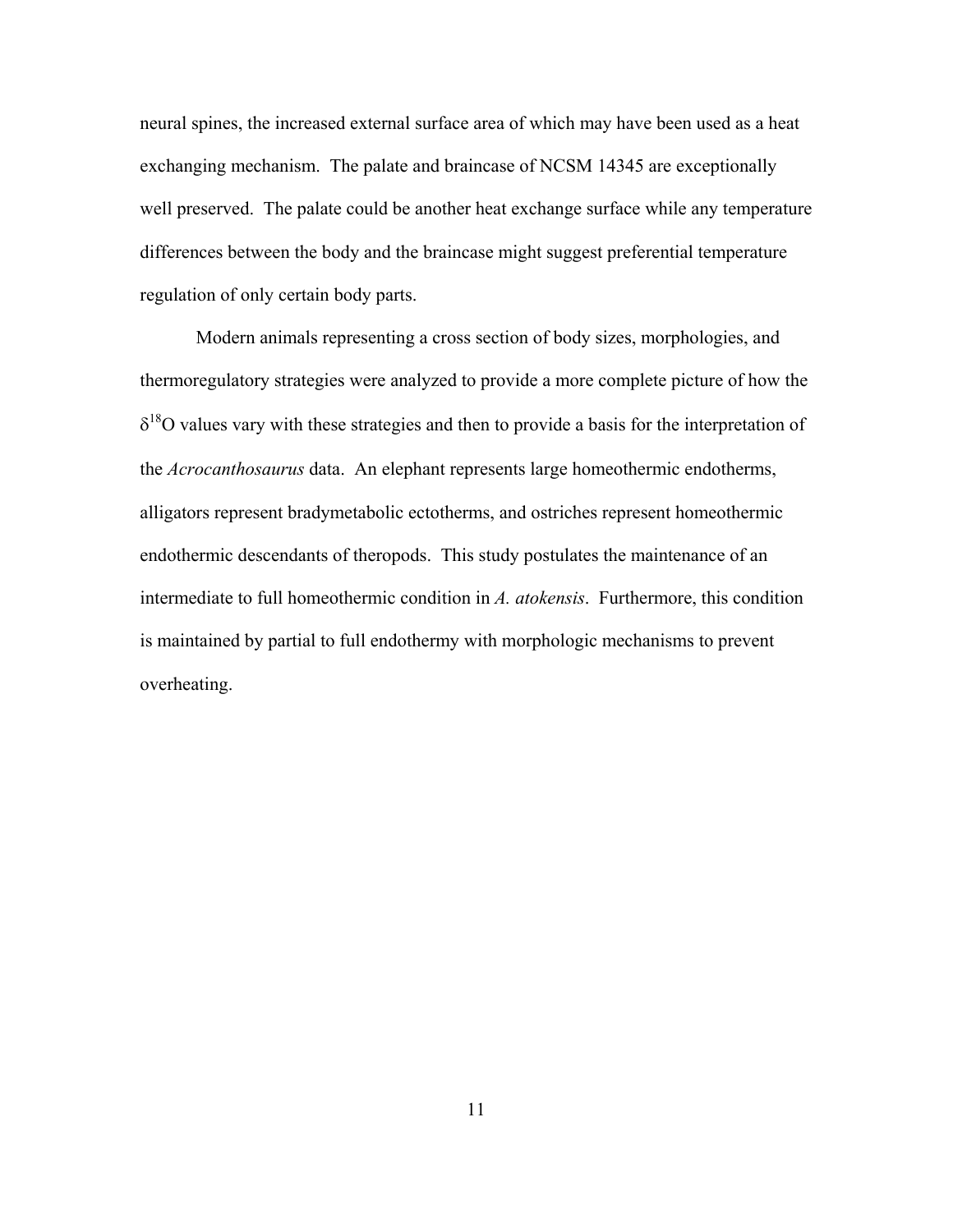neural spines, the increased external surface area of which may have been used as a heat exchanging mechanism. The palate and braincase of NCSM 14345 are exceptionally well preserved. The palate could be another heat exchange surface while any temperature differences between the body and the braincase might suggest preferential temperature regulation of only certain body parts.

Modern animals representing a cross section of body sizes, morphologies, and thermoregulatory strategies were analyzed to provide a more complete picture of how the $\delta^{18}O$ values vary with these strategies and then to provide a basis for the interpretation of the *Acrocanthosaurus* data. An elephant represents large homeothermic endotherms, alligators represent bradymetabolic ectotherms, and ostriches represent homeothermic endothermic descendants of theropods. This study postulates the maintenance of an intermediate to full homeothermic condition in *A. atokensis*. Furthermore, this condition is maintained by partial to full endothermy with morphologic mechanisms to prevent overheating.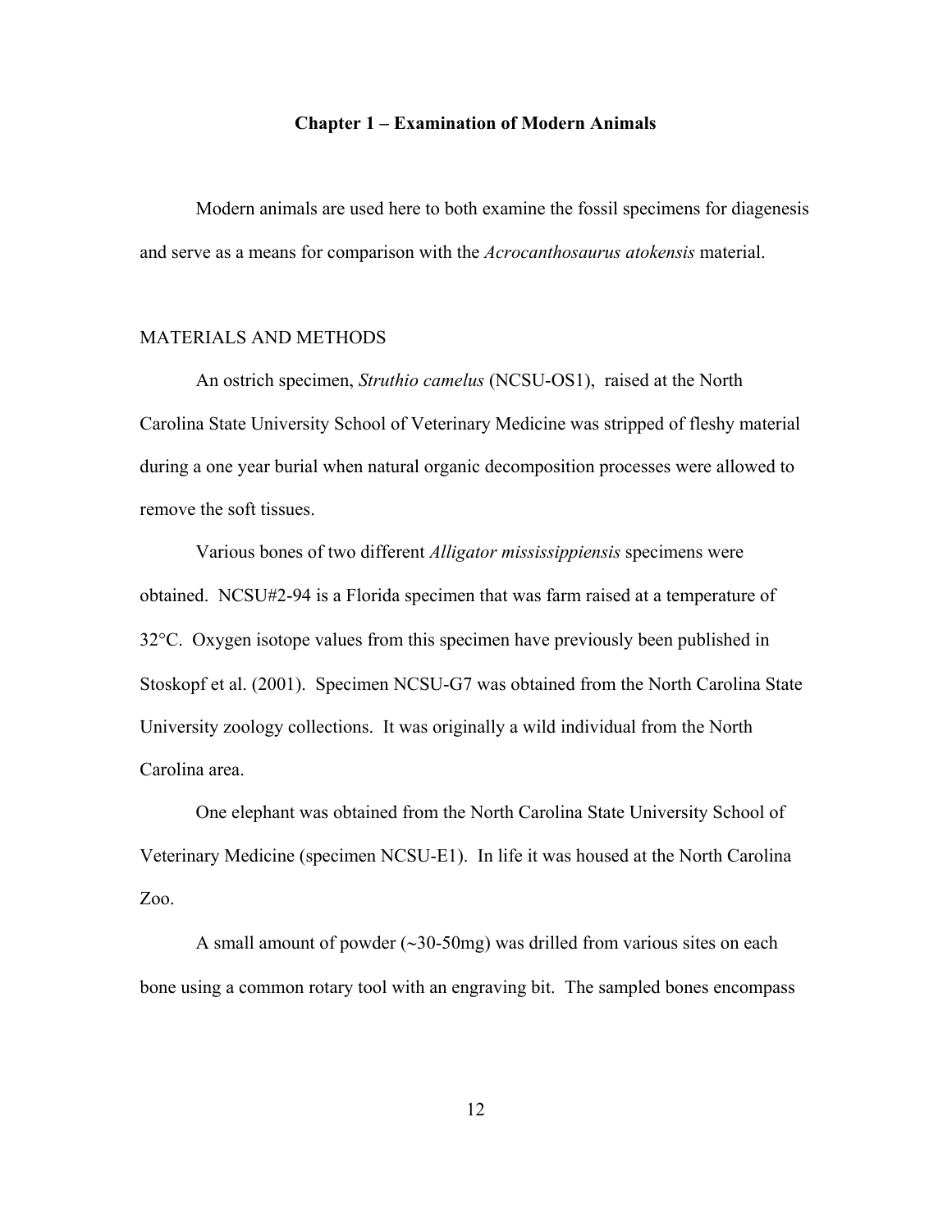# Chapter 1 – Examination of Modern Animals

Modern animals are used here to both examine the fossil specimens for diagenesis and serve as a means for comparison with the *Acrocanthosaurus atokensis* material.

## MATERIALS AND METHODS

An ostrich specimen, *Struthio camelus* (NCSU-OS1), raised at the North Carolina State University School of Veterinary Medicine was stripped of fleshy material during a one year burial when natural organic decomposition processes were allowed to remove the soft tissues.

Various bones of two different *Alligator mississippiensis* specimens were obtained. NCSU#2-94 is a Florida specimen that was farm raised at a temperature of 32°C. Oxygen isotope values from this specimen have previously been published in Stoskopf et al. (2001). Specimen NCSU-G7 was obtained from the North Carolina State University zoology collections. It was originally a wild individual from the North Carolina area.

One elephant was obtained from the North Carolina State University School of Veterinary Medicine (specimen NCSU-E1). In life it was housed at the North Carolina Zoo.

A small amount of powder (~30-50mg) was drilled from various sites on each bone using a common rotary tool with an engraving bit. The sampled bones encompass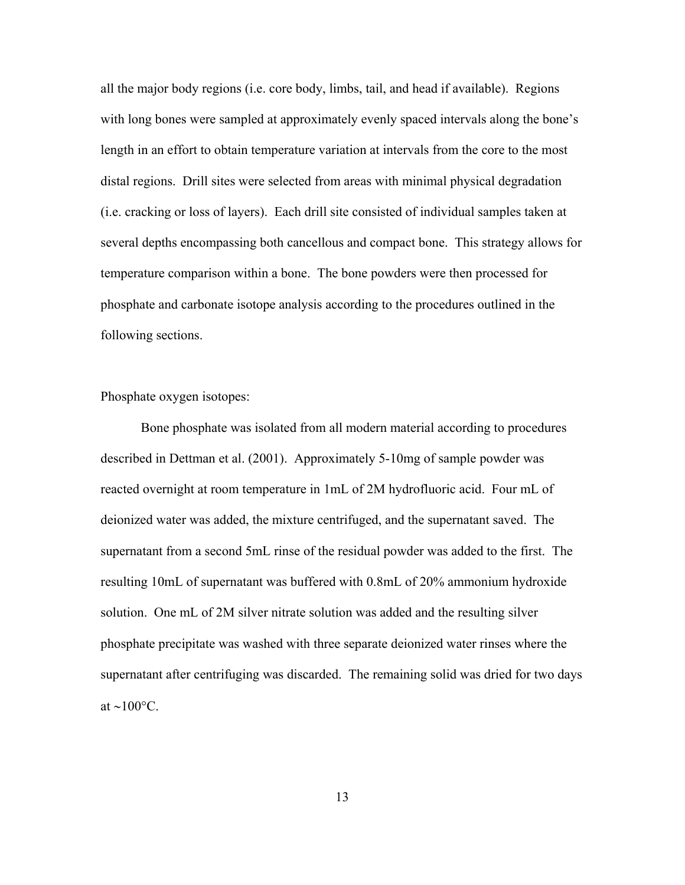all the major body regions (i.e. core body, limbs, tail, and head if available). Regions with long bones were sampled at approximately evenly spaced intervals along the bone's length in an effort to obtain temperature variation at intervals from the core to the most distal regions. Drill sites were selected from areas with minimal physical degradation (i.e. cracking or loss of layers). Each drill site consisted of individual samples taken at several depths encompassing both cancellous and compact bone. This strategy allows for temperature comparison within a bone. The bone powders were then processed for phosphate and carbonate isotope analysis according to the procedures outlined in the following sections.

Phosphate oxygen isotopes:

Bone phosphate was isolated from all modern material according to procedures described in Dettman et al. (2001). Approximately 5-10mg of sample powder was reacted overnight at room temperature in 1mL of 2M hydrofluoric acid. Four mL of deionized water was added, the mixture centrifuged, and the supernatant saved. The supernatant from a second 5mL rinse of the residual powder was added to the first. The resulting 10mL of supernatant was buffered with 0.8mL of 20% ammonium hydroxide solution. One mL of 2M silver nitrate solution was added and the resulting silver phosphate precipitate was washed with three separate deionized water rinses where the supernatant after centrifuging was discarded. The remaining solid was dried for two days at ~100°C.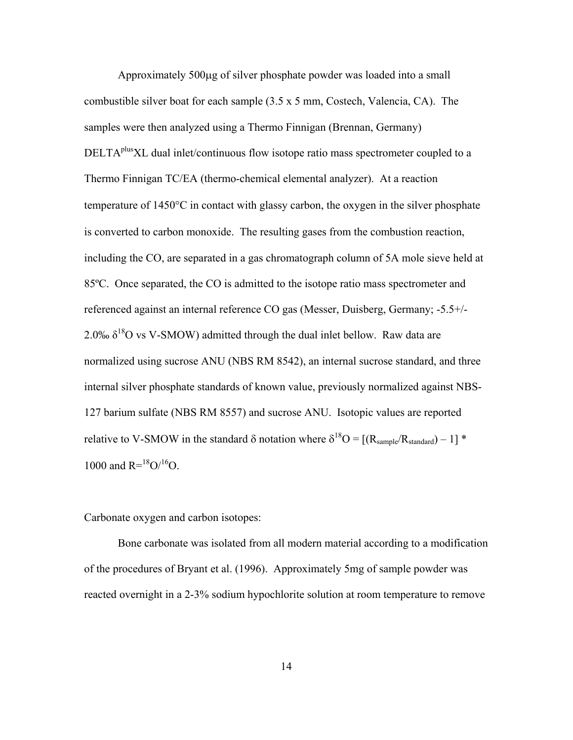Approximately 500µg of silver phosphate powder was loaded into a small combustible silver boat for each sample (3.5 x 5 mm, Costech, Valencia, CA). The samples were then analyzed using a Thermo Finnigan (Brennan, Germany) DELTA$^{plus}$XL dual inlet/continuous flow isotope ratio mass spectrometer coupled to a Thermo Finnigan TC/EA (thermo-chemical elemental analyzer). At a reaction temperature of 1450°C in contact with glassy carbon, the oxygen in the silver phosphate is converted to carbon monoxide. The resulting gases from the combustion reaction, including the CO, are separated in a gas chromatograph column of 5A mole sieve held at 85ºC. Once separated, the CO is admitted to the isotope ratio mass spectrometer and referenced against an internal reference CO gas (Messer, Duisberg, Germany; -5.5+/- 2.0‰ $\delta^{18}O$ vs V-SMOW) admitted through the dual inlet bellow. Raw data are normalized using sucrose ANU (NBS RM 8542), an internal sucrose standard, and three internal silver phosphate standards of known value, previously normalized against NBS-127 barium sulfate (NBS RM 8557) and sucrose ANU. Isotopic values are reported relative to V-SMOW in the standard δ notation where $\delta^{18}O = [(R_{sample}/R_{standard}) - 1] * 1000$ and $R = {}^{18}O/{}^{16}O$.

Carbonate oxygen and carbon isotopes:

Bone carbonate was isolated from all modern material according to a modification of the procedures of Bryant et al. (1996). Approximately 5mg of sample powder was reacted overnight in a 2-3% sodium hypochlorite solution at room temperature to remove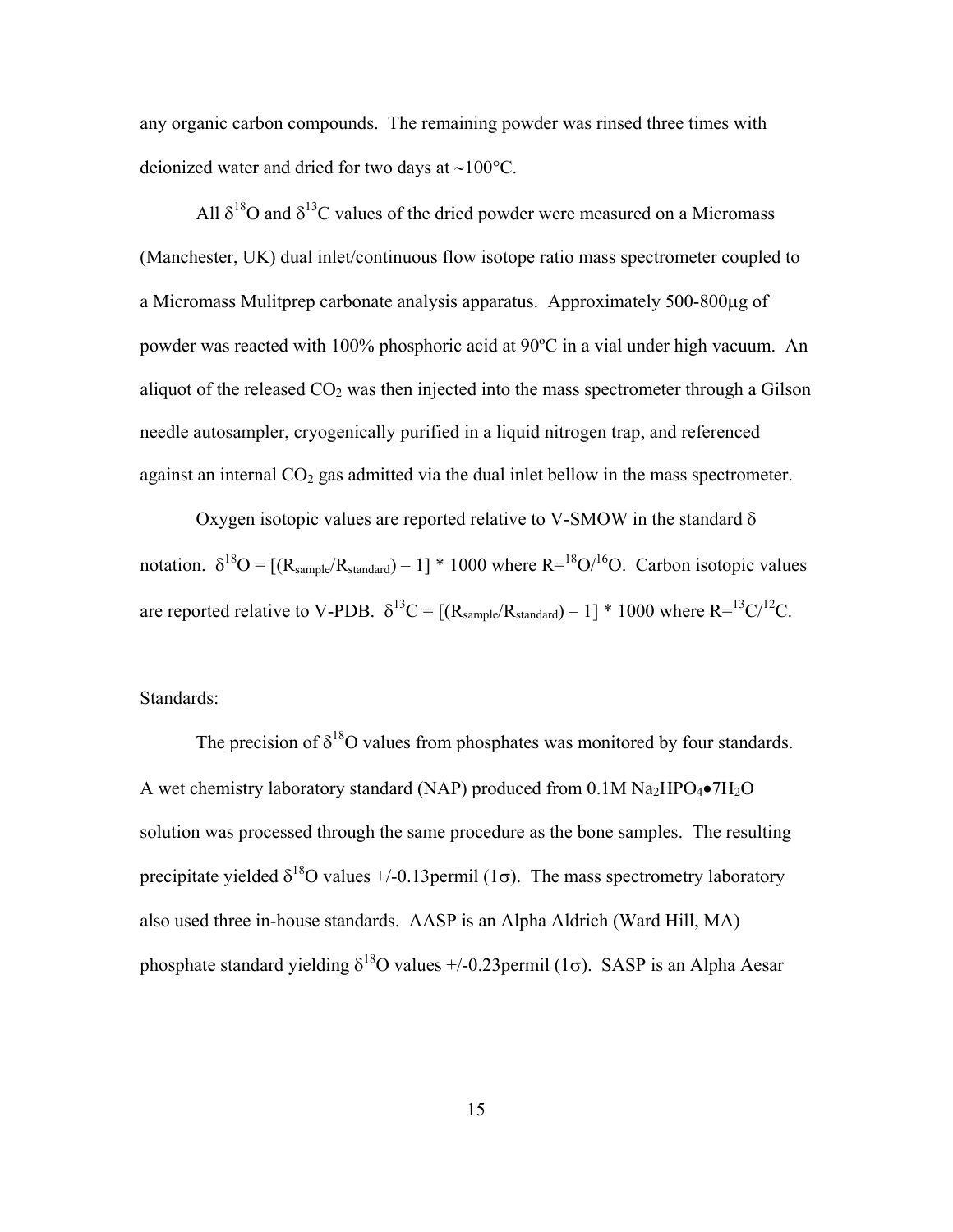any organic carbon compounds. The remaining powder was rinsed three times with deionized water and dried for two days at ~100°C.

All $\delta^{18}O$ and $\delta^{13}C$ values of the dried powder were measured on a Micromass (Manchester, UK) dual inlet/continuous flow isotope ratio mass spectrometer coupled to a Micromass Mulitprep carbonate analysis apparatus. Approximately 500-800μg of powder was reacted with 100% phosphoric acid at 90ºC in a vial under high vacuum. An aliquot of the released $CO_2$ was then injected into the mass spectrometer through a Gilson needle autosampler, cryogenically purified in a liquid nitrogen trap, and referenced against an internal $CO_2$ gas admitted via the dual inlet bellow in the mass spectrometer.

Oxygen isotopic values are reported relative to V-SMOW in the standard δ notation. $\delta^{18}O = [(R_{sample}/R_{standard}) - 1] * 1000$ where $R = {}^{18}O/{}^{16}O$. Carbon isotopic values are reported relative to V-PDB. $\delta^{13}C = [(R_{sample}/R_{standard}) - 1] * 1000$ where $R = {}^{13}C/{}^{12}C$.

Standards:

The precision of $\delta^{18}O$ values from phosphates was monitored by four standards. A wet chemistry laboratory standard (NAP) produced from 0.1M $Na_2HPO_4 \bullet 7H_2O$ solution was processed through the same procedure as the bone samples. The resulting precipitate yielded $\delta^{18}O$ values +/-0.13permil (1σ). The mass spectrometry laboratory also used three in-house standards. AASP is an Alpha Aldrich (Ward Hill, MA) phosphate standard yielding $\delta^{18}O$ values +/-0.23permil (1σ). SASP is an Alpha Aesar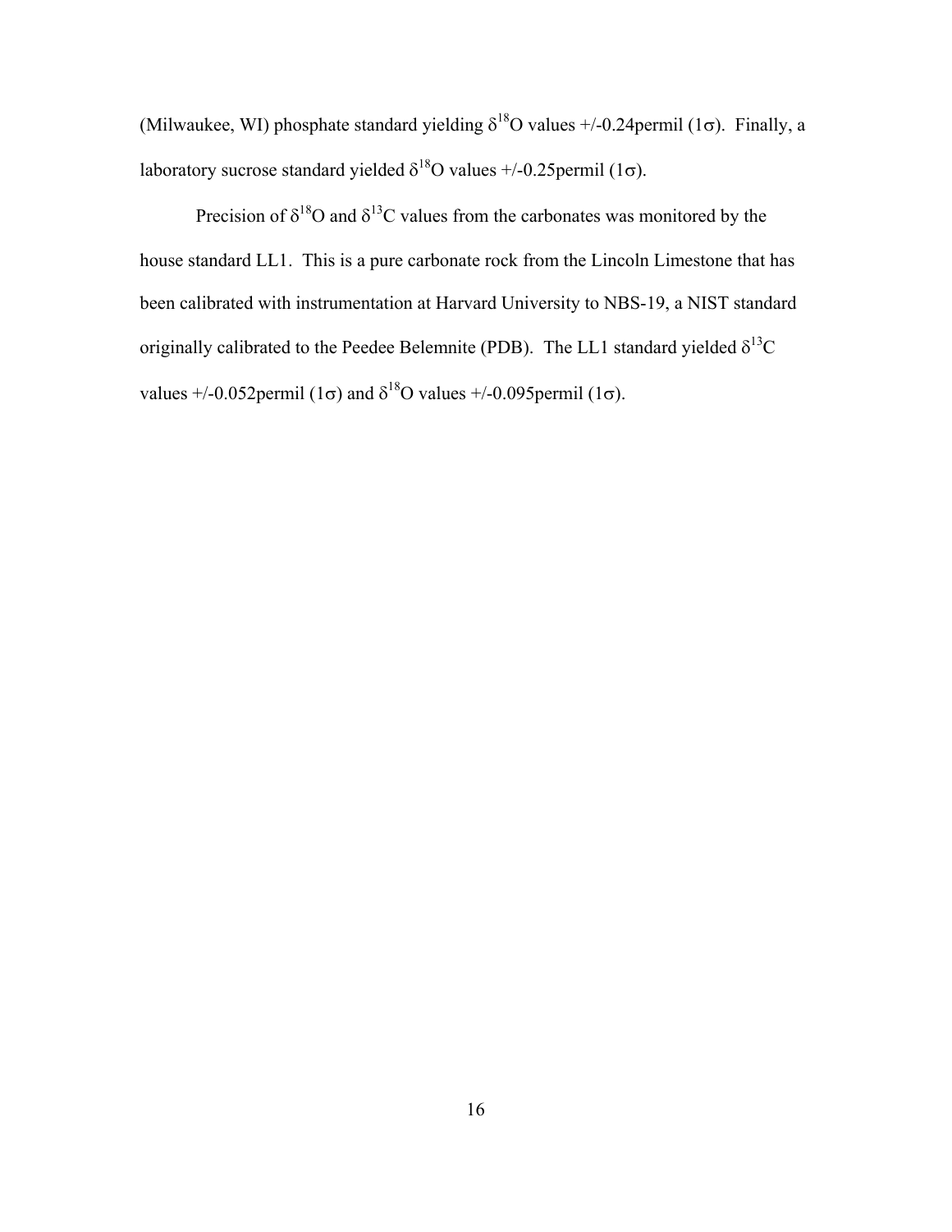(Milwaukee, WI) phosphate standard yielding $\delta^{18}O$ values +/-0.24permil ($1\sigma$). Finally, a laboratory sucrose standard yielded $\delta^{18}O$ values +/-0.25permil ($1\sigma$).

Precision of $\delta^{18}O$ and $\delta^{13}C$ values from the carbonates was monitored by the house standard LL1. This is a pure carbonate rock from the Lincoln Limestone that has been calibrated with instrumentation at Harvard University to NBS-19, a NIST standard originally calibrated to the Peedee Belemnite (PDB). The LL1 standard yielded $\delta^{13}C$ values +/-0.052permil ($1\sigma$) and $\delta^{18}O$ values +/-0.095permil ($1\sigma$).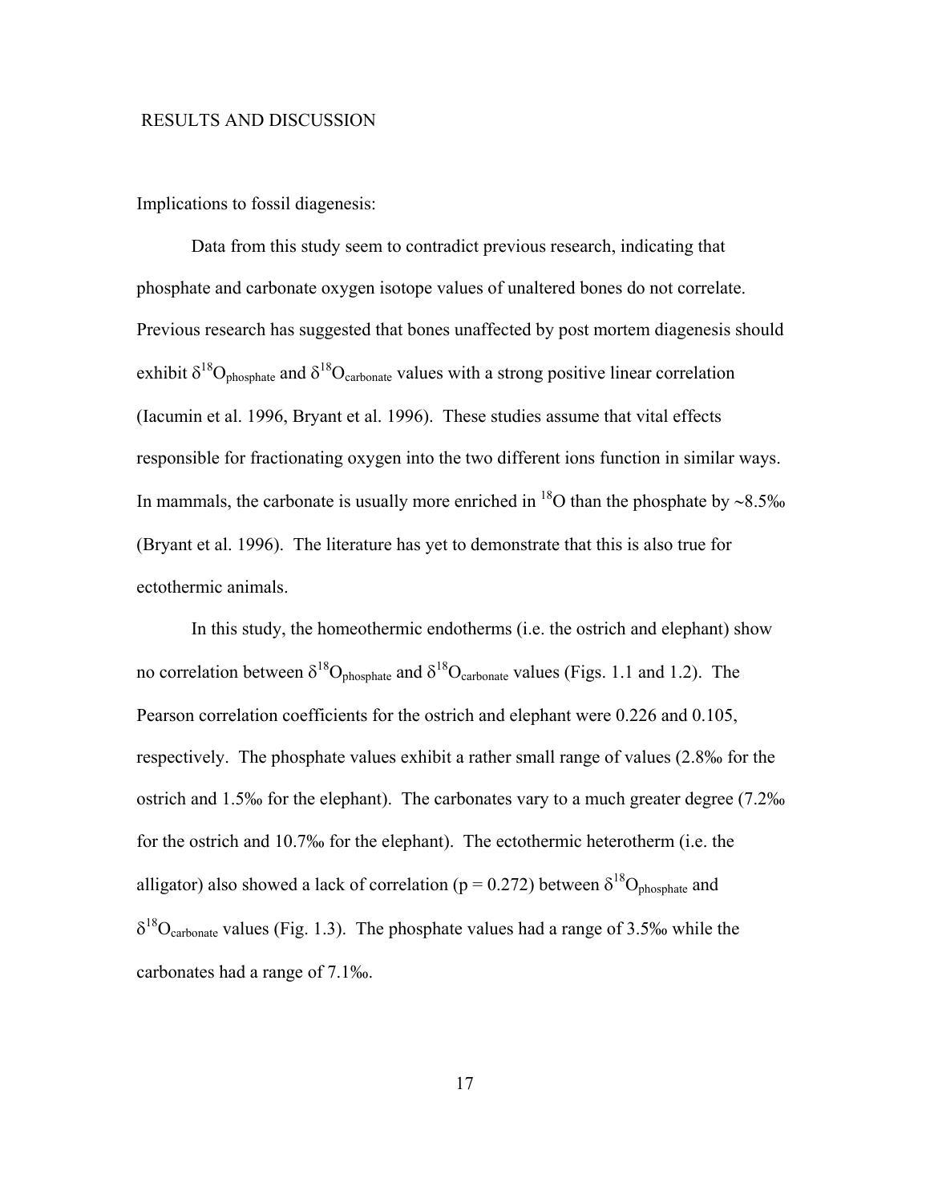# RESULTS AND DISCUSSION

Implications to fossil diagenesis:

Data from this study seem to contradict previous research, indicating that phosphate and carbonate oxygen isotope values of unaltered bones do not correlate. Previous research has suggested that bones unaffected by post mortem diagenesis should exhibit $\delta^{18}O_{phosphate}$ and $\delta^{18}O_{carbonate}$ values with a strong positive linear correlation (Iacumin et al. 1996, Bryant et al. 1996). These studies assume that vital effects responsible for fractionating oxygen into the two different ions function in similar ways. In mammals, the carbonate is usually more enriched in $^{18}O$ than the phosphate by ~8.5‰ (Bryant et al. 1996). The literature has yet to demonstrate that this is also true for ectothermic animals.

In this study, the homeothermic endotherms (i.e. the ostrich and elephant) show no correlation between $\delta^{18}O_{phosphate}$ and $\delta^{18}O_{carbonate}$ values (Figs. 1.1 and 1.2). The Pearson correlation coefficients for the ostrich and elephant were 0.226 and 0.105, respectively. The phosphate values exhibit a rather small range of values (2.8‰ for the ostrich and 1.5‰ for the elephant). The carbonates vary to a much greater degree (7.2‰ for the ostrich and 10.7‰ for the elephant). The ectothermic heterotherm (i.e. the alligator) also showed a lack of correlation ($p = 0.272$) between $\delta^{18}O_{phosphate}$ and $\delta^{18}O_{carbonate}$ values (Fig. 1.3). The phosphate values had a range of 3.5‰ while the carbonates had a range of 7.1‰.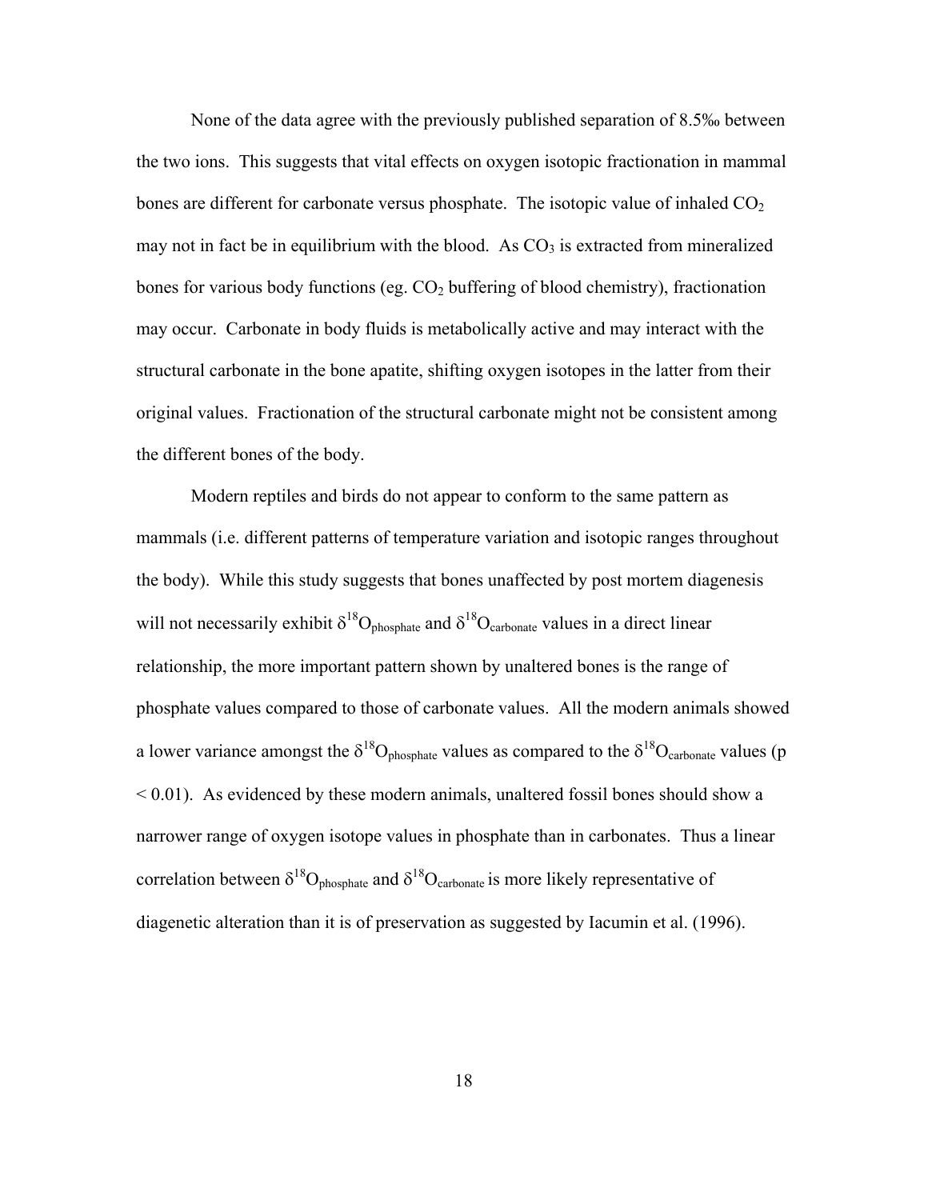None of the data agree with the previously published separation of 8.5‰ between the two ions. This suggests that vital effects on oxygen isotopic fractionation in mammal bones are different for carbonate versus phosphate. The isotopic value of inhaled $CO_2$ may not in fact be in equilibrium with the blood. As $CO_3$ is extracted from mineralized bones for various body functions (eg. $CO_2$ buffering of blood chemistry), fractionation may occur. Carbonate in body fluids is metabolically active and may interact with the structural carbonate in the bone apatite, shifting oxygen isotopes in the latter from their original values. Fractionation of the structural carbonate might not be consistent among the different bones of the body.

Modern reptiles and birds do not appear to conform to the same pattern as mammals (i.e. different patterns of temperature variation and isotopic ranges throughout the body). While this study suggests that bones unaffected by post mortem diagenesis will not necessarily exhibit $\delta^{18}O_{phosphate}$ and $\delta^{18}O_{carbonate}$ values in a direct linear relationship, the more important pattern shown by unaltered bones is the range of phosphate values compared to those of carbonate values. All the modern animals showed a lower variance amongst the $\delta^{18}O_{phosphate}$ values as compared to the $\delta^{18}O_{carbonate}$ values ($p < 0.01$). As evidenced by these modern animals, unaltered fossil bones should show a narrower range of oxygen isotope values in phosphate than in carbonates. Thus a linear correlation between $\delta^{18}O_{phosphate}$ and $\delta^{18}O_{carbonate}$ is more likely representative of diagenetic alteration than it is of preservation as suggested by Iacumin et al. (1996).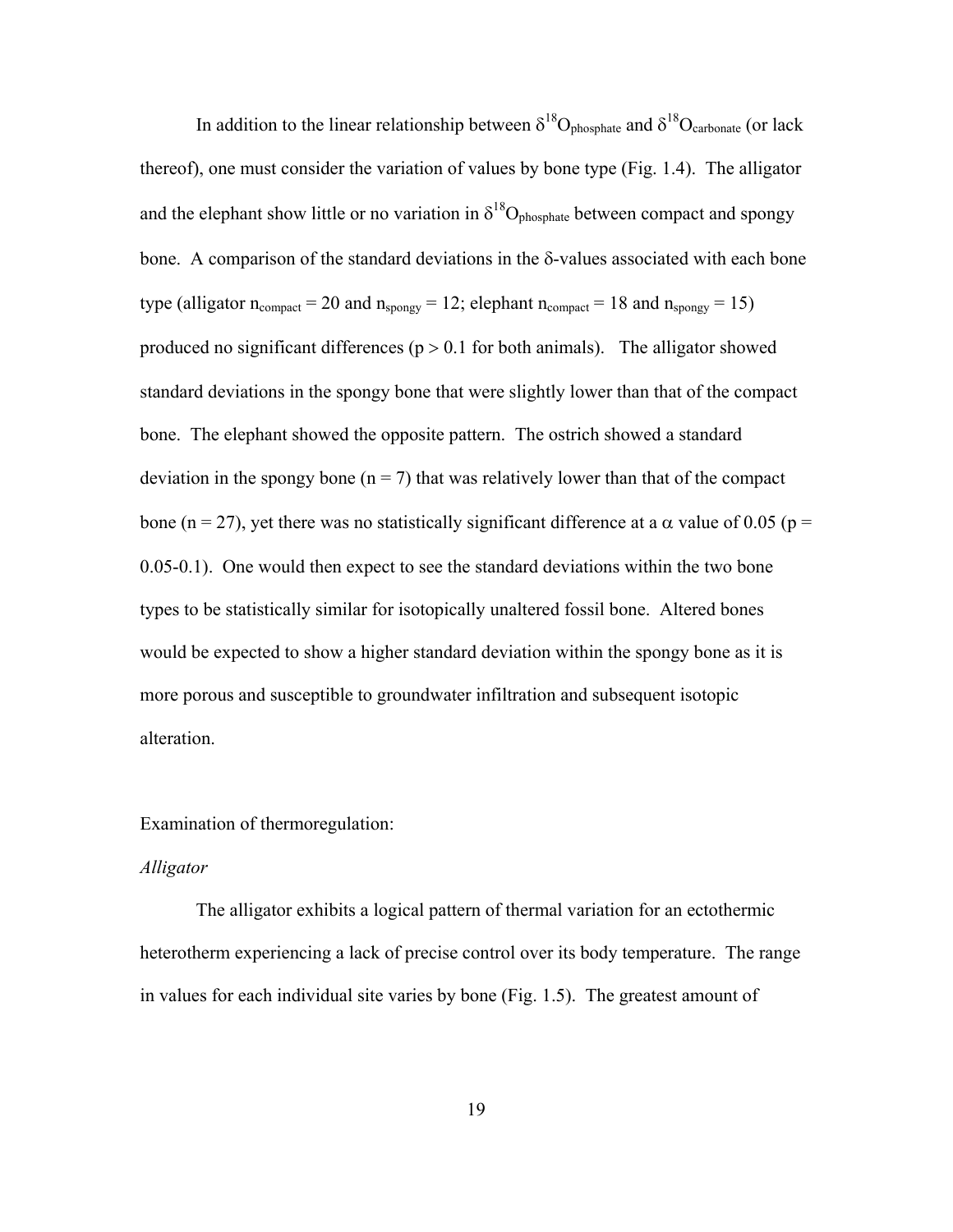In addition to the linear relationship between $\delta^{18}O_{phosphate}$ and $\delta^{18}O_{carbonate}$ (or lack thereof), one must consider the variation of values by bone type (Fig. 1.4). The alligator and the elephant show little or no variation in $\delta^{18}O_{phosphate}$ between compact and spongy bone. A comparison of the standard deviations in the $\delta$-values associated with each bone type (alligator $n_{compact} = 20$ and $n_{spongy} = 12$; elephant $n_{compact} = 18$ and $n_{spongy} = 15$) produced no significant differences ($p > 0.1$ for both animals). The alligator showed standard deviations in the spongy bone that were slightly lower than that of the compact bone. The elephant showed the opposite pattern. The ostrich showed a standard deviation in the spongy bone ($n = 7$) that was relatively lower than that of the compact bone ($n = 27$), yet there was no statistically significant difference at a $\alpha$ value of 0.05 ($p =$ 0.05-0.1). One would then expect to see the standard deviations within the two bone types to be statistically similar for isotopically unaltered fossil bone. Altered bones would be expected to show a higher standard deviation within the spongy bone as it is more porous and susceptible to groundwater infiltration and subsequent isotopic alteration.

Examination of thermoregulation:

*Alligator*

The alligator exhibits a logical pattern of thermal variation for an ectothermic heterotherm experiencing a lack of precise control over its body temperature. The range in values for each individual site varies by bone (Fig. 1.5). The greatest amount of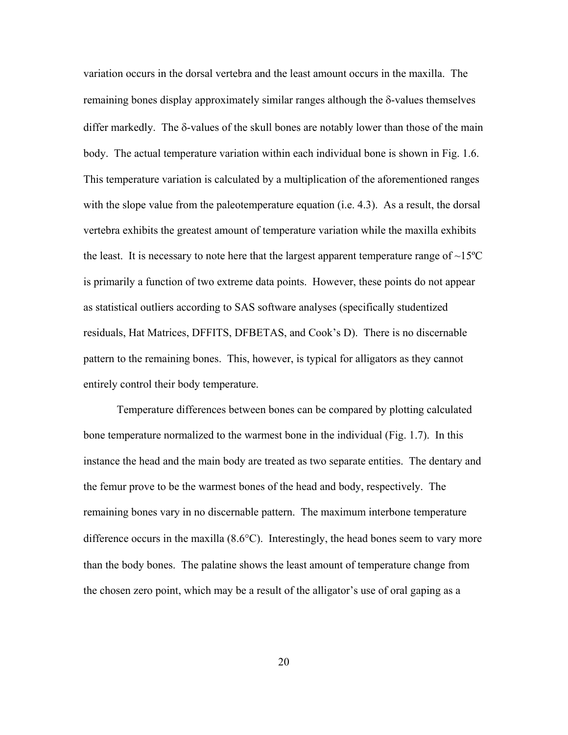variation occurs in the dorsal vertebra and the least amount occurs in the maxilla. The remaining bones display approximately similar ranges although the δ-values themselves differ markedly. The δ-values of the skull bones are notably lower than those of the main body. The actual temperature variation within each individual bone is shown in Fig. 1.6. This temperature variation is calculated by a multiplication of the aforementioned ranges with the slope value from the paleotemperature equation (i.e. 4.3). As a result, the dorsal vertebra exhibits the greatest amount of temperature variation while the maxilla exhibits the least. It is necessary to note here that the largest apparent temperature range of ~15ºC is primarily a function of two extreme data points. However, these points do not appear as statistical outliers according to SAS software analyses (specifically studentized residuals, Hat Matrices, DFFITS, DFBETAS, and Cook's D). There is no discernable pattern to the remaining bones. This, however, is typical for alligators as they cannot entirely control their body temperature.

Temperature differences between bones can be compared by plotting calculated bone temperature normalized to the warmest bone in the individual (Fig. 1.7). In this instance the head and the main body are treated as two separate entities. The dentary and the femur prove to be the warmest bones of the head and body, respectively. The remaining bones vary in no discernable pattern. The maximum interbone temperature difference occurs in the maxilla (8.6°C). Interestingly, the head bones seem to vary more than the body bones. The palatine shows the least amount of temperature change from the chosen zero point, which may be a result of the alligator's use of oral gaping as a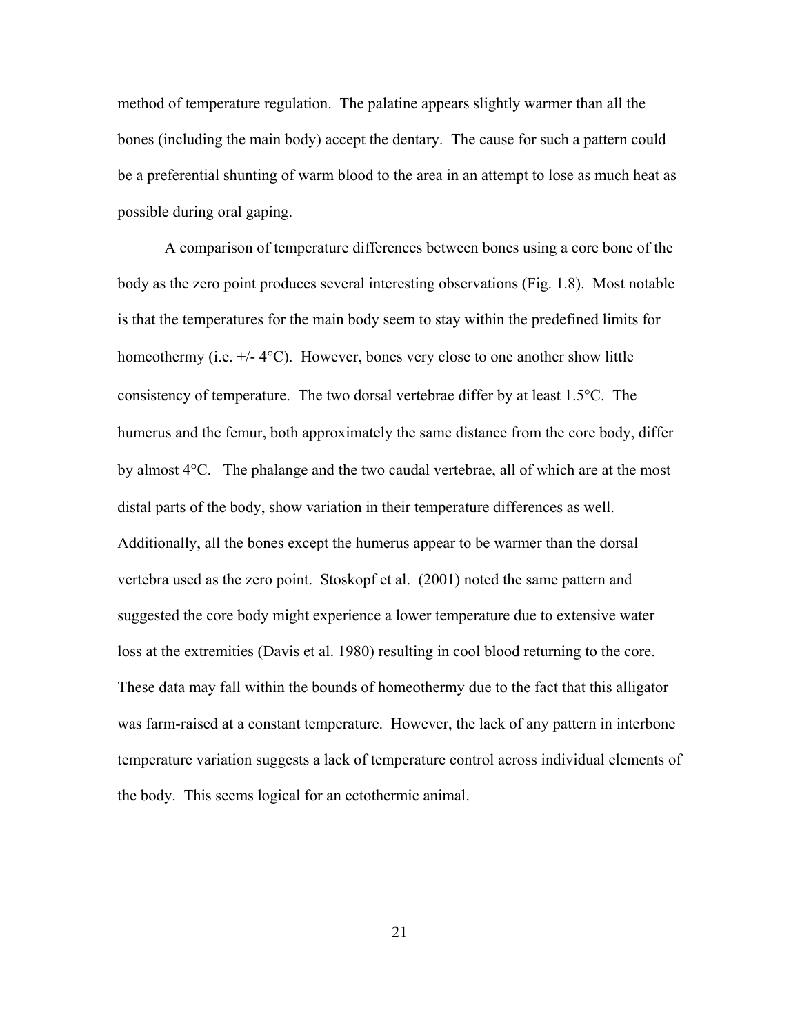method of temperature regulation. The palatine appears slightly warmer than all the bones (including the main body) accept the dentary. The cause for such a pattern could be a preferential shunting of warm blood to the area in an attempt to lose as much heat as possible during oral gaping.

A comparison of temperature differences between bones using a core bone of the body as the zero point produces several interesting observations (Fig. 1.8). Most notable is that the temperatures for the main body seem to stay within the predefined limits for homeothermy (i.e. +/- 4°C). However, bones very close to one another show little consistency of temperature. The two dorsal vertebrae differ by at least 1.5°C. The humerus and the femur, both approximately the same distance from the core body, differ by almost 4°C. The phalange and the two caudal vertebrae, all of which are at the most distal parts of the body, show variation in their temperature differences as well. Additionally, all the bones except the humerus appear to be warmer than the dorsal vertebra used as the zero point. Stoskopf et al. (2001) noted the same pattern and suggested the core body might experience a lower temperature due to extensive water loss at the extremities (Davis et al. 1980) resulting in cool blood returning to the core. These data may fall within the bounds of homeothermy due to the fact that this alligator was farm-raised at a constant temperature. However, the lack of any pattern in interbone temperature variation suggests a lack of temperature control across individual elements of the body. This seems logical for an ectothermic animal.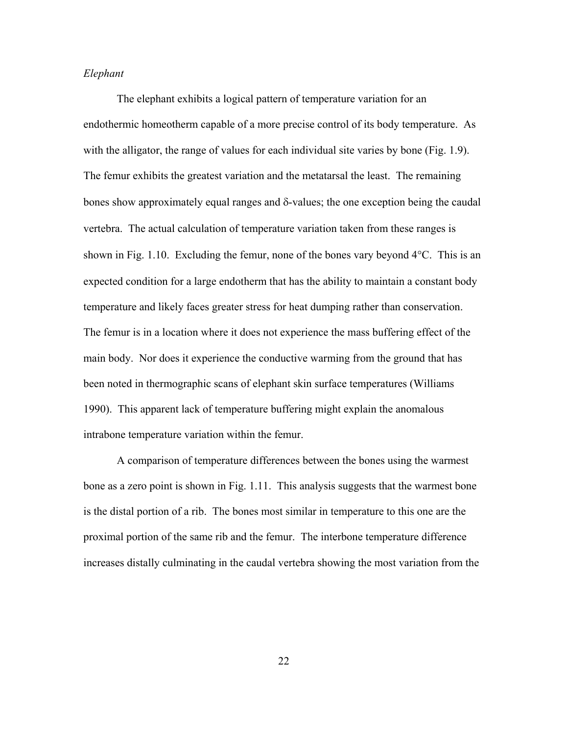*Elephant*

The elephant exhibits a logical pattern of temperature variation for an endothermic homeotherm capable of a more precise control of its body temperature. As with the alligator, the range of values for each individual site varies by bone (Fig. 1.9). The femur exhibits the greatest variation and the metatarsal the least. The remaining bones show approximately equal ranges and δ-values; the one exception being the caudal vertebra. The actual calculation of temperature variation taken from these ranges is shown in Fig. 1.10. Excluding the femur, none of the bones vary beyond 4°C. This is an expected condition for a large endotherm that has the ability to maintain a constant body temperature and likely faces greater stress for heat dumping rather than conservation. The femur is in a location where it does not experience the mass buffering effect of the main body. Nor does it experience the conductive warming from the ground that has been noted in thermographic scans of elephant skin surface temperatures (Williams 1990). This apparent lack of temperature buffering might explain the anomalous intrabone temperature variation within the femur.

A comparison of temperature differences between the bones using the warmest bone as a zero point is shown in Fig. 1.11. This analysis suggests that the warmest bone is the distal portion of a rib. The bones most similar in temperature to this one are the proximal portion of the same rib and the femur. The interbone temperature difference increases distally culminating in the caudal vertebra showing the most variation from the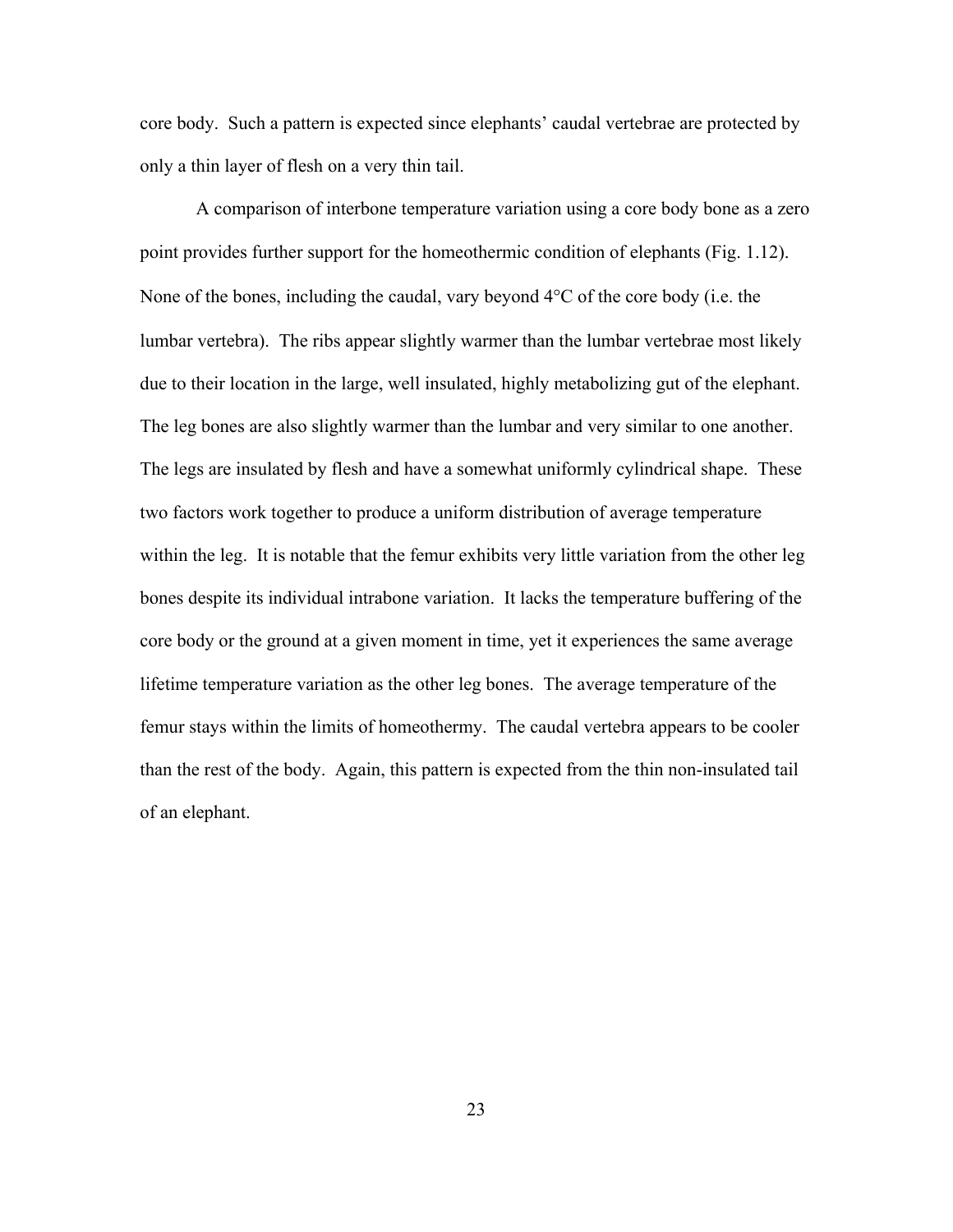core body. Such a pattern is expected since elephants' caudal vertebrae are protected by only a thin layer of flesh on a very thin tail.

A comparison of interbone temperature variation using a core body bone as a zero point provides further support for the homeothermic condition of elephants (Fig. 1.12). None of the bones, including the caudal, vary beyond 4°C of the core body (i.e. the lumbar vertebra). The ribs appear slightly warmer than the lumbar vertebrae most likely due to their location in the large, well insulated, highly metabolizing gut of the elephant. The leg bones are also slightly warmer than the lumbar and very similar to one another. The legs are insulated by flesh and have a somewhat uniformly cylindrical shape. These two factors work together to produce a uniform distribution of average temperature within the leg. It is notable that the femur exhibits very little variation from the other leg bones despite its individual intrabone variation. It lacks the temperature buffering of the core body or the ground at a given moment in time, yet it experiences the same average lifetime temperature variation as the other leg bones. The average temperature of the femur stays within the limits of homeothermy. The caudal vertebra appears to be cooler than the rest of the body. Again, this pattern is expected from the thin non-insulated tail of an elephant.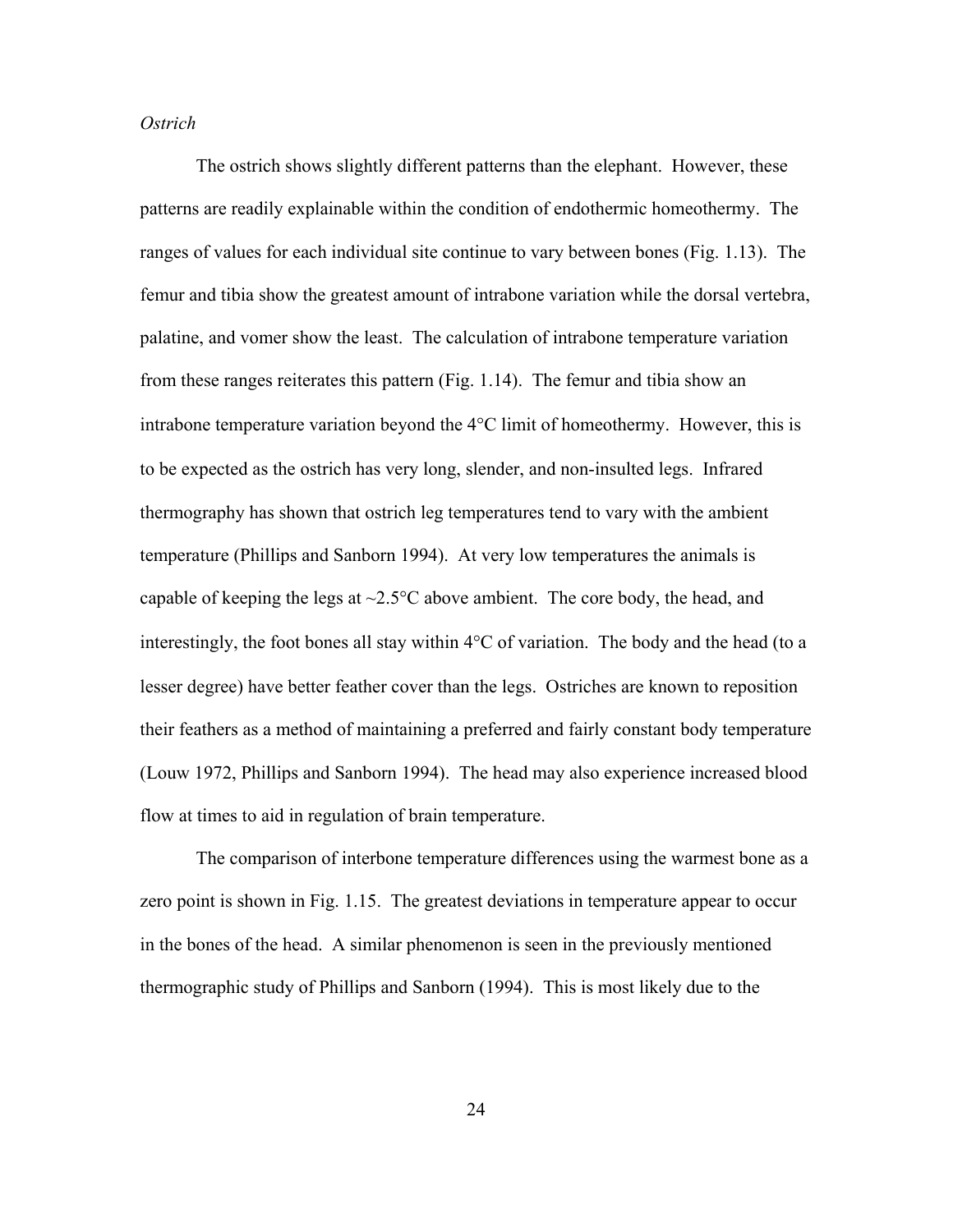*Ostrich*

The ostrich shows slightly different patterns than the elephant. However, these patterns are readily explainable within the condition of endothermic homeothermy. The ranges of values for each individual site continue to vary between bones (Fig. 1.13). The femur and tibia show the greatest amount of intrabone variation while the dorsal vertebra, palatine, and vomer show the least. The calculation of intrabone temperature variation from these ranges reiterates this pattern (Fig. 1.14). The femur and tibia show an intrabone temperature variation beyond the 4°C limit of homeothermy. However, this is to be expected as the ostrich has very long, slender, and non-insulted legs. Infrared thermography has shown that ostrich leg temperatures tend to vary with the ambient temperature (Phillips and Sanborn 1994). At very low temperatures the animals is capable of keeping the legs at ~2.5°C above ambient. The core body, the head, and interestingly, the foot bones all stay within 4°C of variation. The body and the head (to a lesser degree) have better feather cover than the legs. Ostriches are known to reposition their feathers as a method of maintaining a preferred and fairly constant body temperature (Louw 1972, Phillips and Sanborn 1994). The head may also experience increased blood flow at times to aid in regulation of brain temperature.

The comparison of interbone temperature differences using the warmest bone as a zero point is shown in Fig. 1.15. The greatest deviations in temperature appear to occur in the bones of the head. A similar phenomenon is seen in the previously mentioned thermographic study of Phillips and Sanborn (1994). This is most likely due to the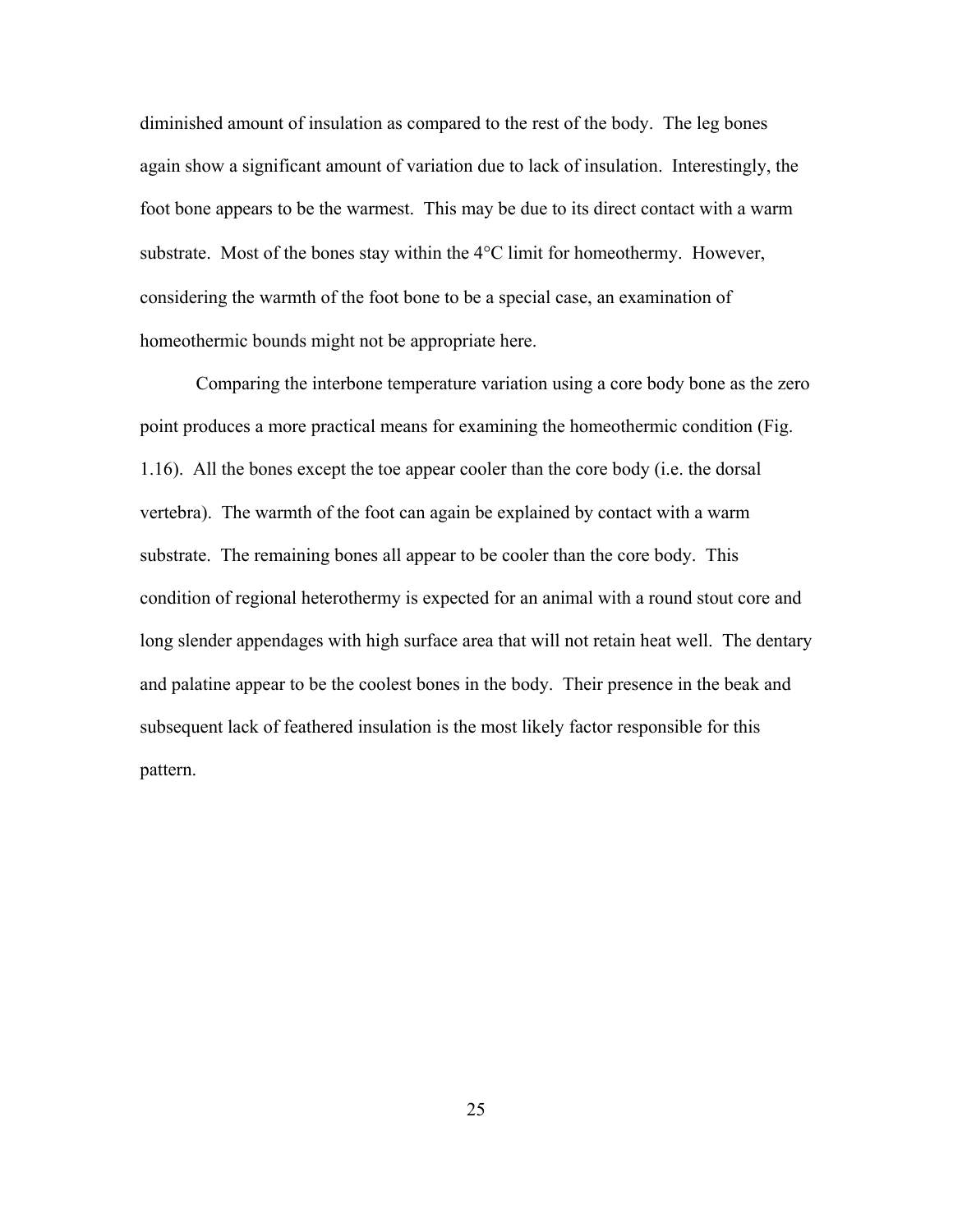diminished amount of insulation as compared to the rest of the body. The leg bones again show a significant amount of variation due to lack of insulation. Interestingly, the foot bone appears to be the warmest. This may be due to its direct contact with a warm substrate. Most of the bones stay within the 4°C limit for homeothermy. However, considering the warmth of the foot bone to be a special case, an examination of homeothermic bounds might not be appropriate here.

Comparing the interbone temperature variation using a core body bone as the zero point produces a more practical means for examining the homeothermic condition (Fig. 1.16). All the bones except the toe appear cooler than the core body (i.e. the dorsal vertebra). The warmth of the foot can again be explained by contact with a warm substrate. The remaining bones all appear to be cooler than the core body. This condition of regional heterothermy is expected for an animal with a round stout core and long slender appendages with high surface area that will not retain heat well. The dentary and palatine appear to be the coolest bones in the body. Their presence in the beak and subsequent lack of feathered insulation is the most likely factor responsible for this pattern.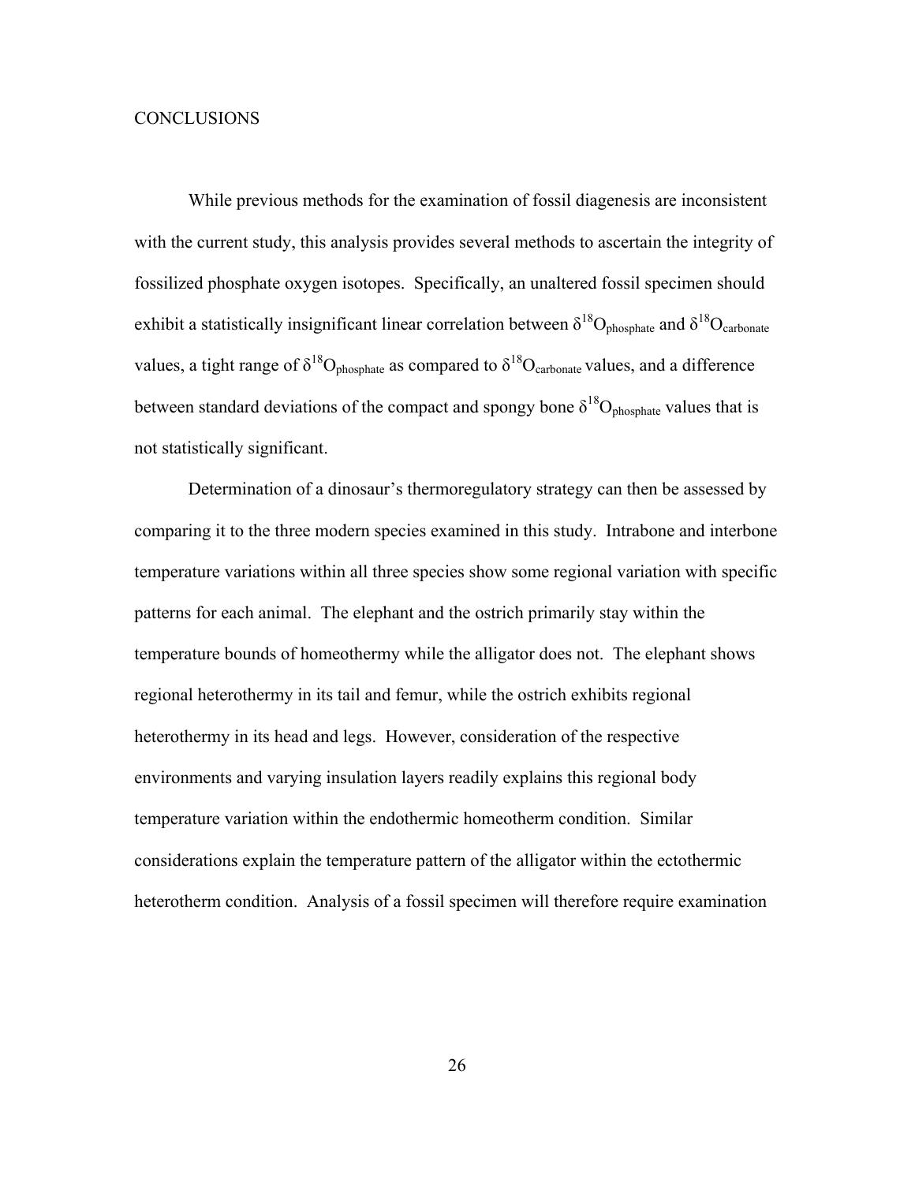# CONCLUSIONS

While previous methods for the examination of fossil diagenesis are inconsistent with the current study, this analysis provides several methods to ascertain the integrity of fossilized phosphate oxygen isotopes. Specifically, an unaltered fossil specimen should exhibit a statistically insignificant linear correlation between $\delta^{18}O_{phosphate}$ and $\delta^{18}O_{carbonate}$ values, a tight range of $\delta^{18}O_{phosphate}$ as compared to $\delta^{18}O_{carbonate}$ values, and a difference between standard deviations of the compact and spongy bone $\delta^{18}O_{phosphate}$ values that is not statistically significant.

Determination of a dinosaur's thermoregulatory strategy can then be assessed by comparing it to the three modern species examined in this study. Intrabone and interbone temperature variations within all three species show some regional variation with specific patterns for each animal. The elephant and the ostrich primarily stay within the temperature bounds of homeothermy while the alligator does not. The elephant shows regional heterothermy in its tail and femur, while the ostrich exhibits regional heterothermy in its head and legs. However, consideration of the respective environments and varying insulation layers readily explains this regional body temperature variation within the endothermic homeotherm condition. Similar considerations explain the temperature pattern of the alligator within the ectothermic heterotherm condition. Analysis of a fossil specimen will therefore require examination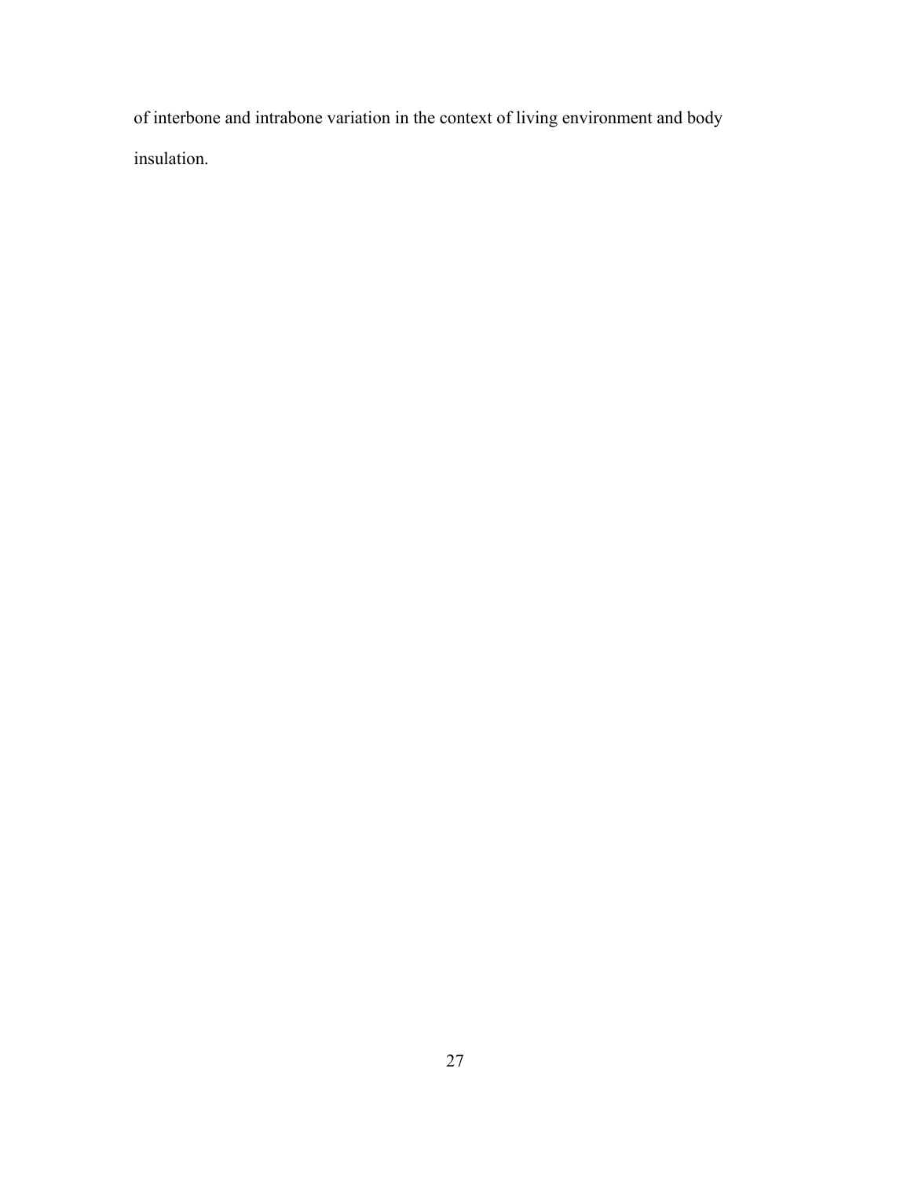of interbone and intrabone variation in the context of living environment and body insulation.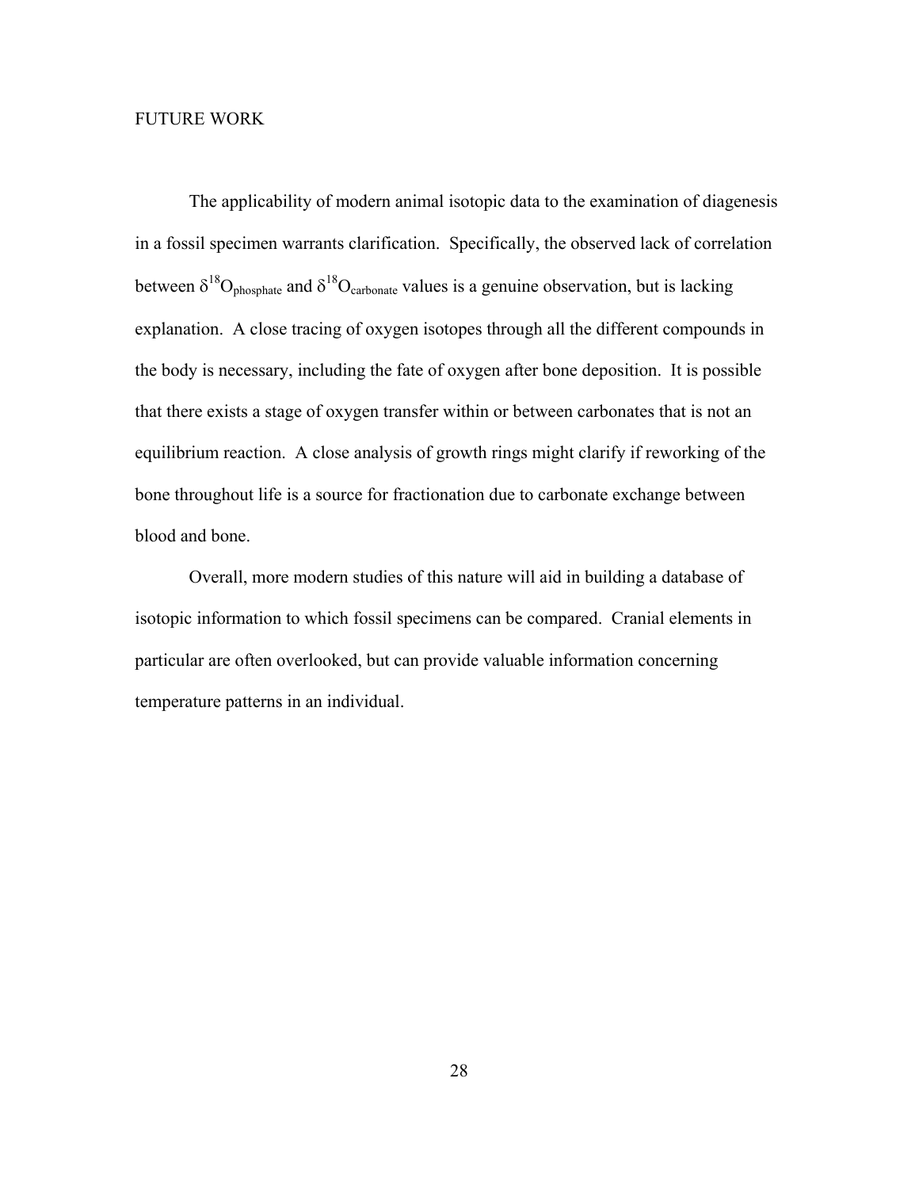# FUTURE WORK

The applicability of modern animal isotopic data to the examination of diagenesis in a fossil specimen warrants clarification. Specifically, the observed lack of correlation between $\delta^{18}O_{phosphate}$ and $\delta^{18}O_{carbonate}$ values is a genuine observation, but is lacking explanation. A close tracing of oxygen isotopes through all the different compounds in the body is necessary, including the fate of oxygen after bone deposition. It is possible that there exists a stage of oxygen transfer within or between carbonates that is not an equilibrium reaction. A close analysis of growth rings might clarify if reworking of the bone throughout life is a source for fractionation due to carbonate exchange between blood and bone.

Overall, more modern studies of this nature will aid in building a database of isotopic information to which fossil specimens can be compared. Cranial elements in particular are often overlooked, but can provide valuable information concerning temperature patterns in an individual.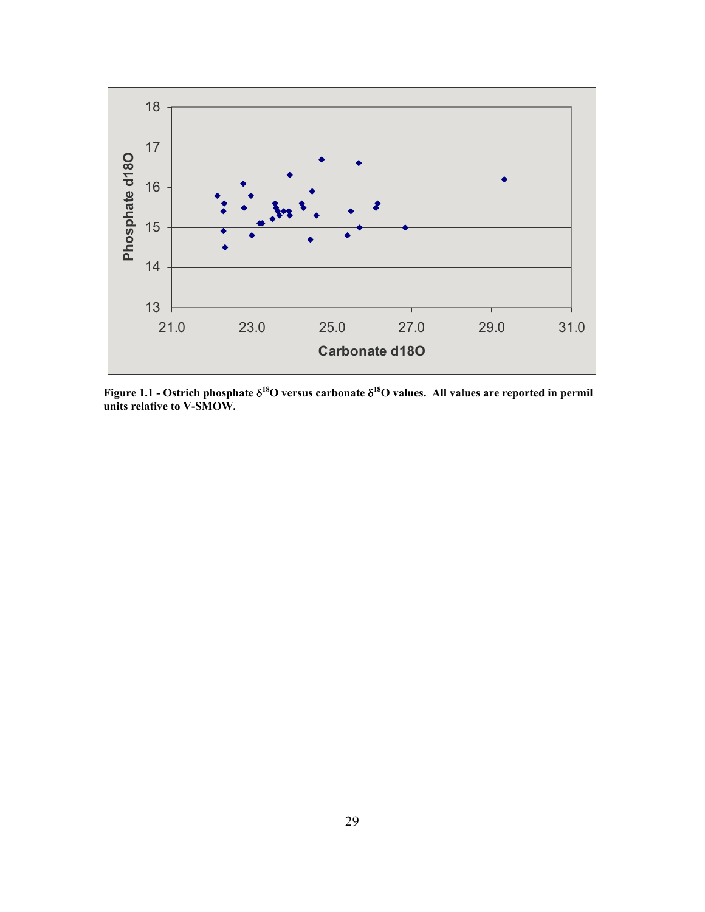Figure 1.1 - Ostrich phosphate $\delta^{18}O$ versus carbonate $\delta^{18}O$ values. All values are reported in permil units relative to V-SMOW.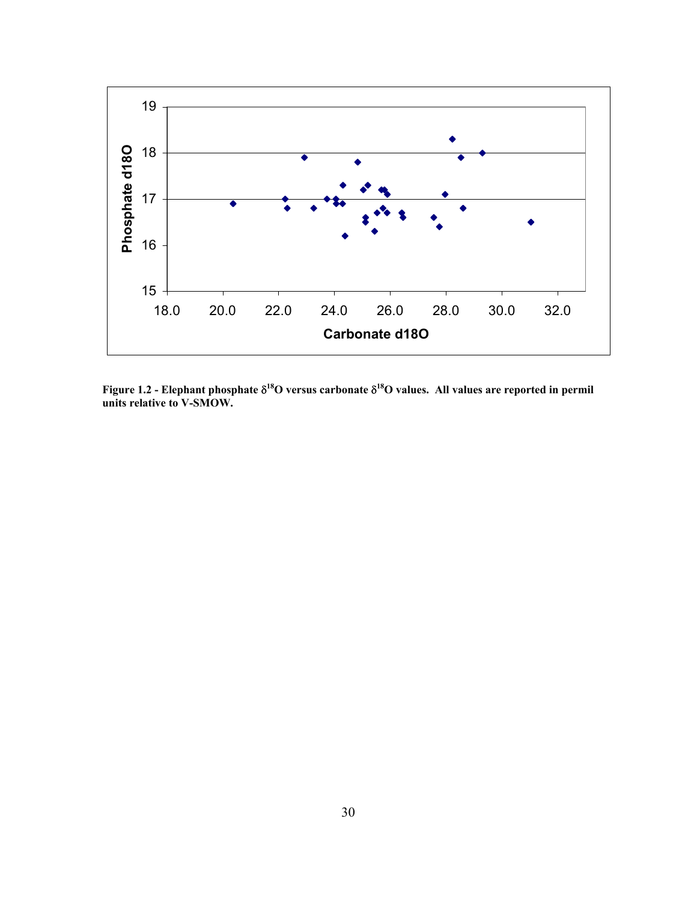**Figure 1.2 - Elephant phosphate $\delta^{18}$O versus carbonate $\delta^{18}$O values. All values are reported in permil units relative to V-SMOW.**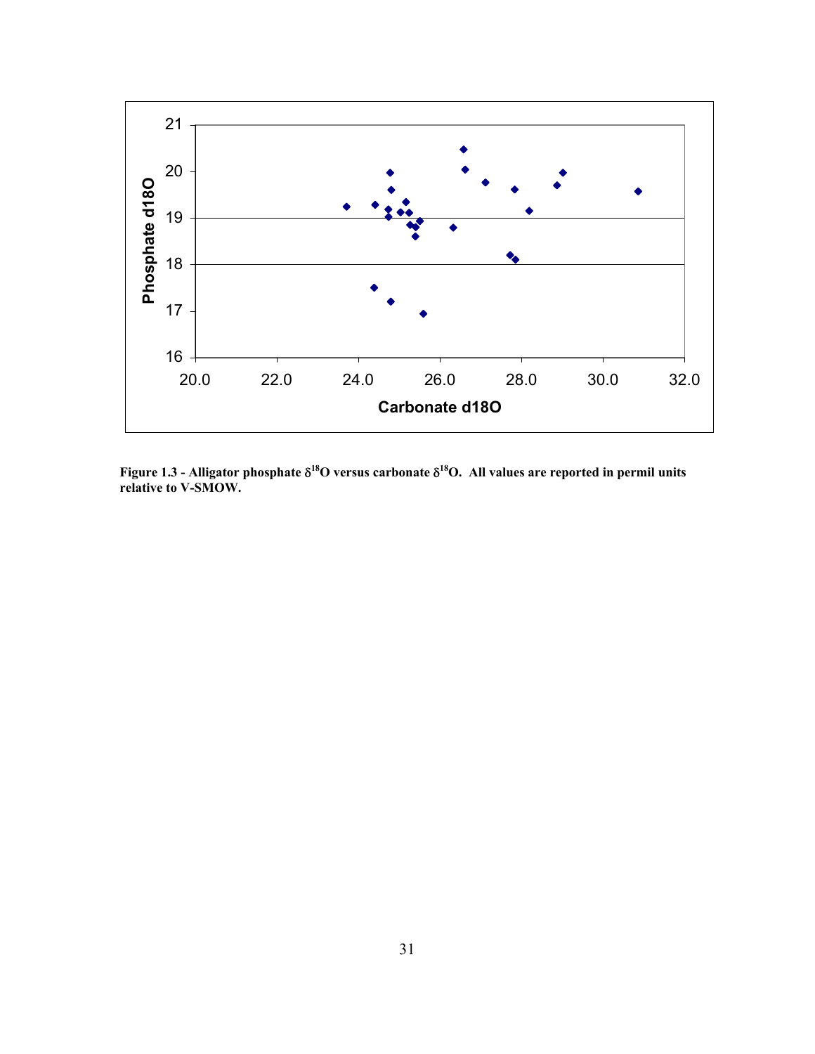**Figure 1.3 - Alligator phosphate $\delta^{18}O$ versus carbonate $\delta^{18}O$. All values are reported in permil units relative to V-SMOW.**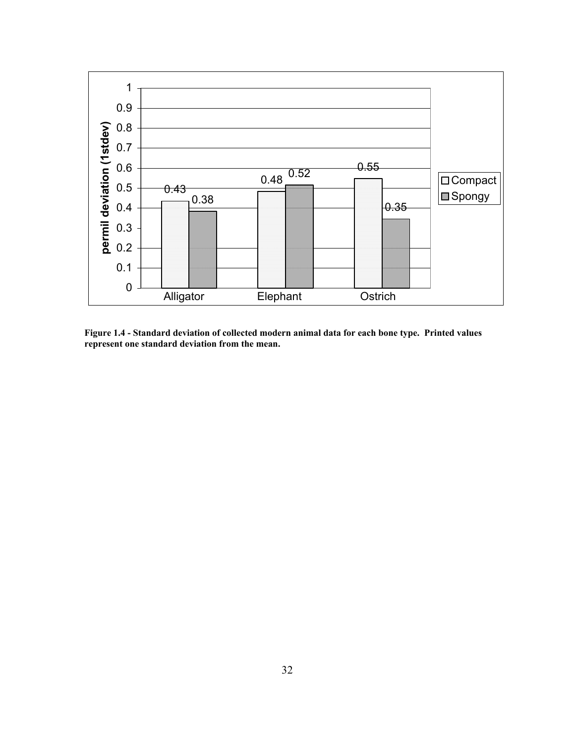| | Compact | Spongy |
|---|---|---|
| Alligator | 0.43 | 0.38 |
| Elephant | 0.48 | 0.52 |
| Ostrich | 0.55 | 0.35 |

**Figure 1.4 - Standard deviation of collected modern animal data for each bone type. Printed values represent one standard deviation from the mean.**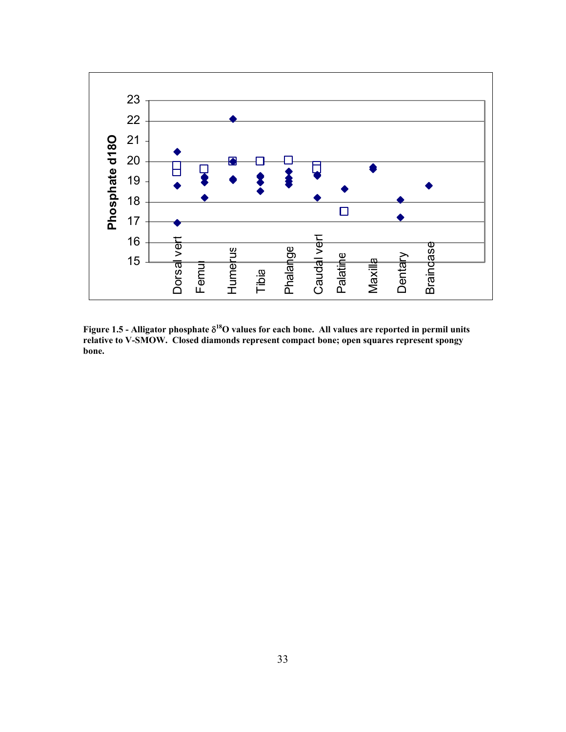**Figure 1.5 - Alligator phosphate $\delta^{18}O$ values for each bone. All values are reported in permil units relative to V-SMOW. Closed diamonds represent compact bone; open squares represent spongy bone.**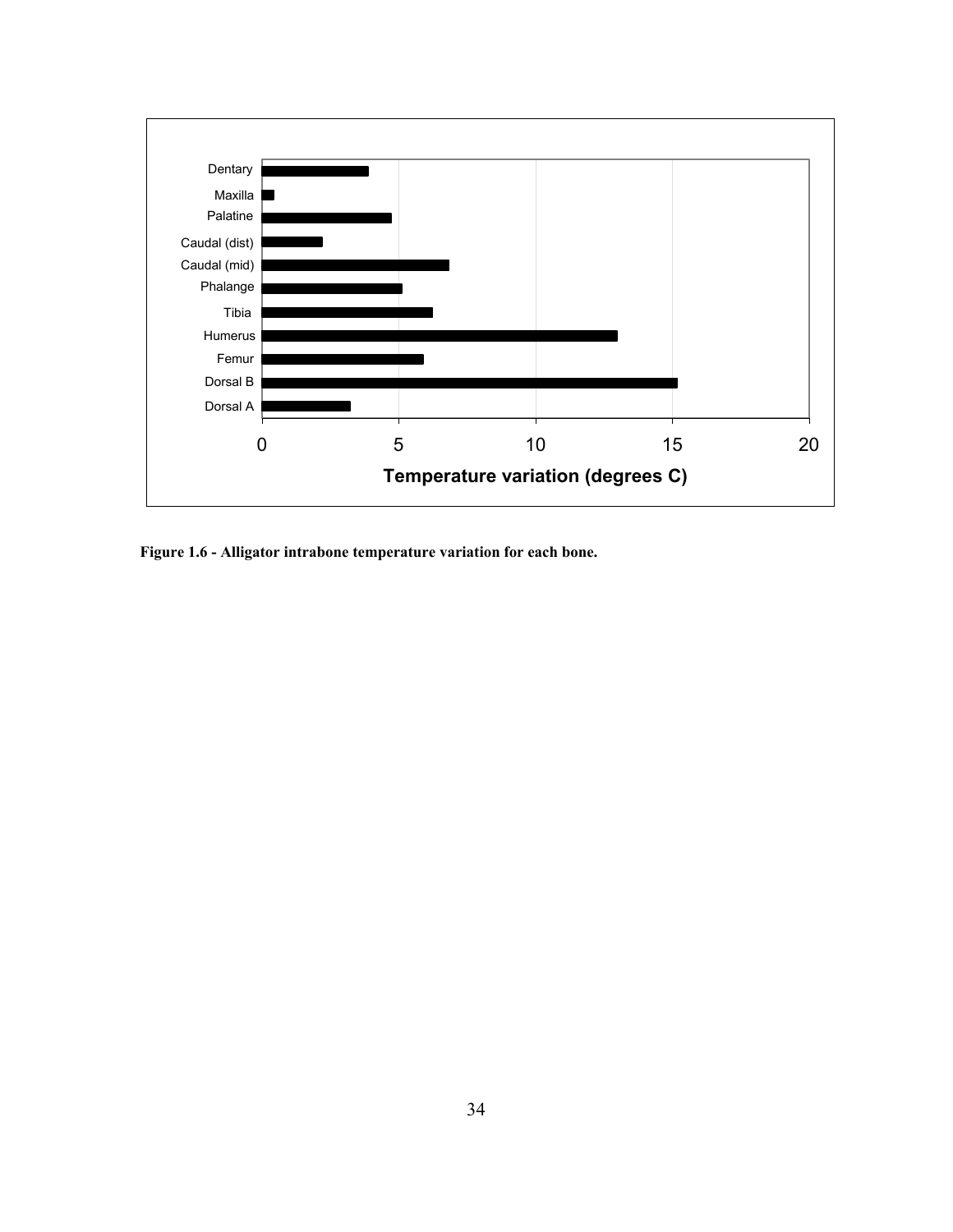Figure 1.6 - Alligator intrabone temperature variation for each bone.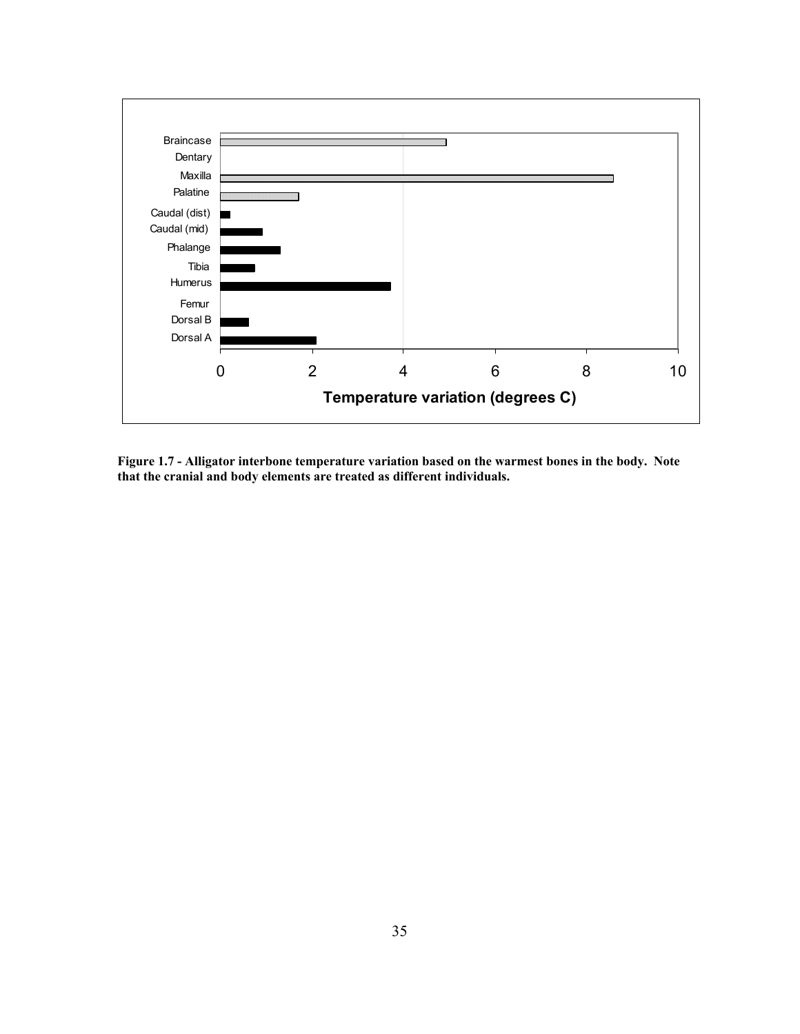**Figure 1.7 - Alligator interbone temperature variation based on the warmest bones in the body. Note that the cranial and body elements are treated as different individuals.**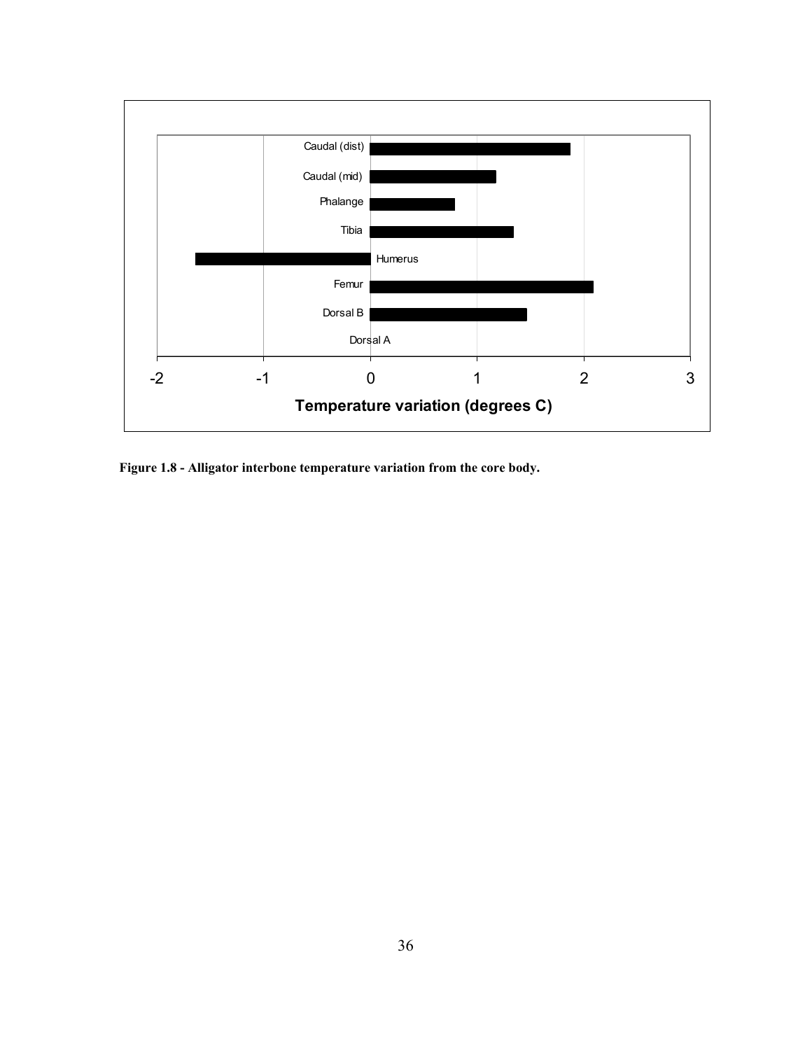**Figure 1.8 - Alligator interbone temperature variation from the core body.**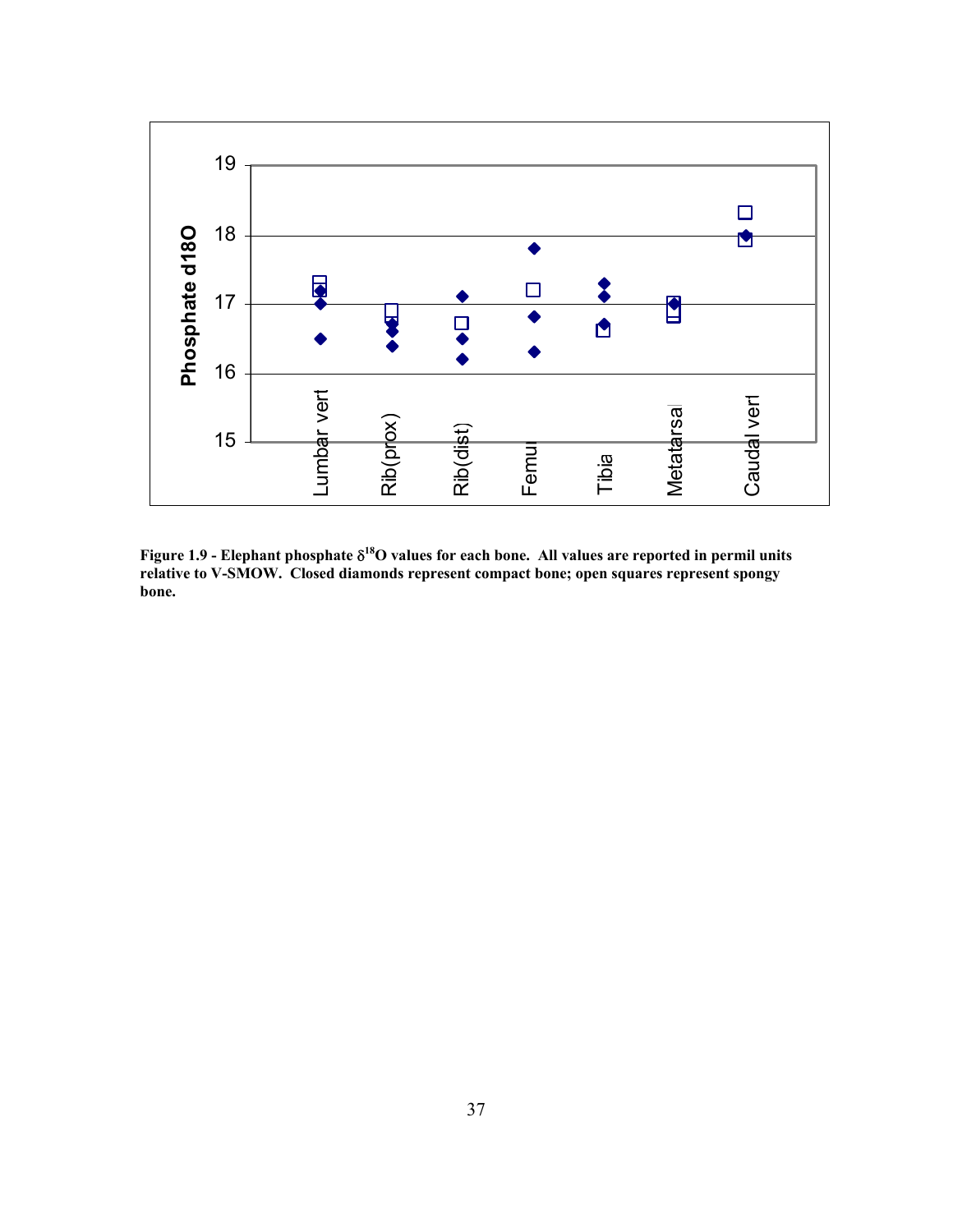Figure 1.9 - Elephant phosphate $\delta^{18}O$ values for each bone. All values are reported in permil units relative to V-SMOW. Closed diamonds represent compact bone; open squares represent spongy bone.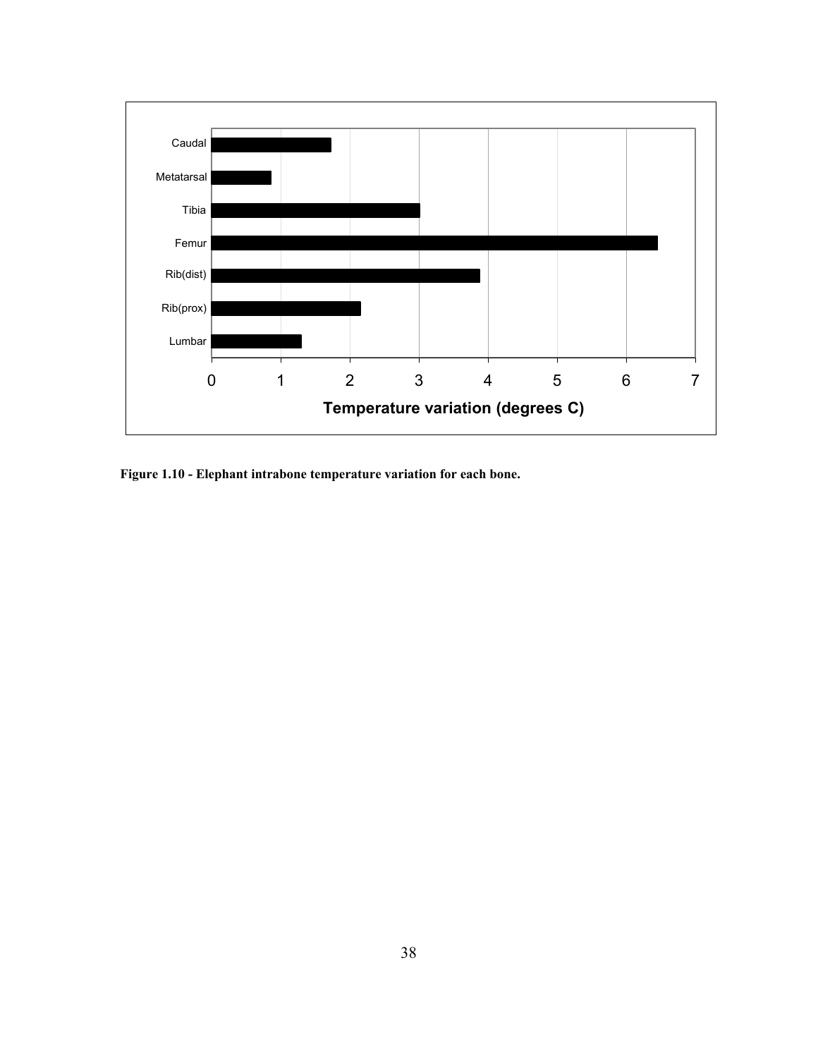**Figure 1.10 - Elephant intrabone temperature variation for each bone.**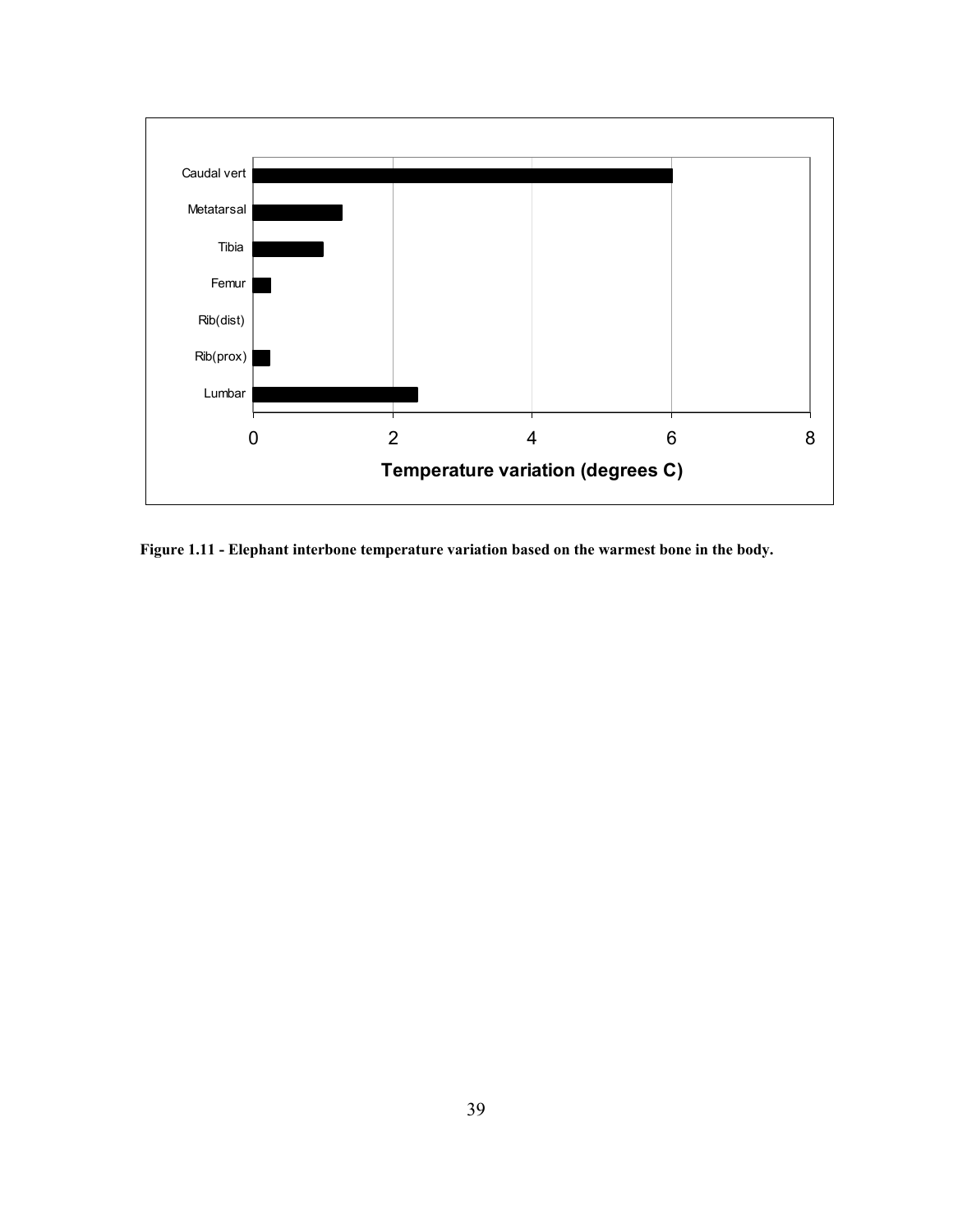**Figure 1.11 - Elephant interbone temperature variation based on the warmest bone in the body.**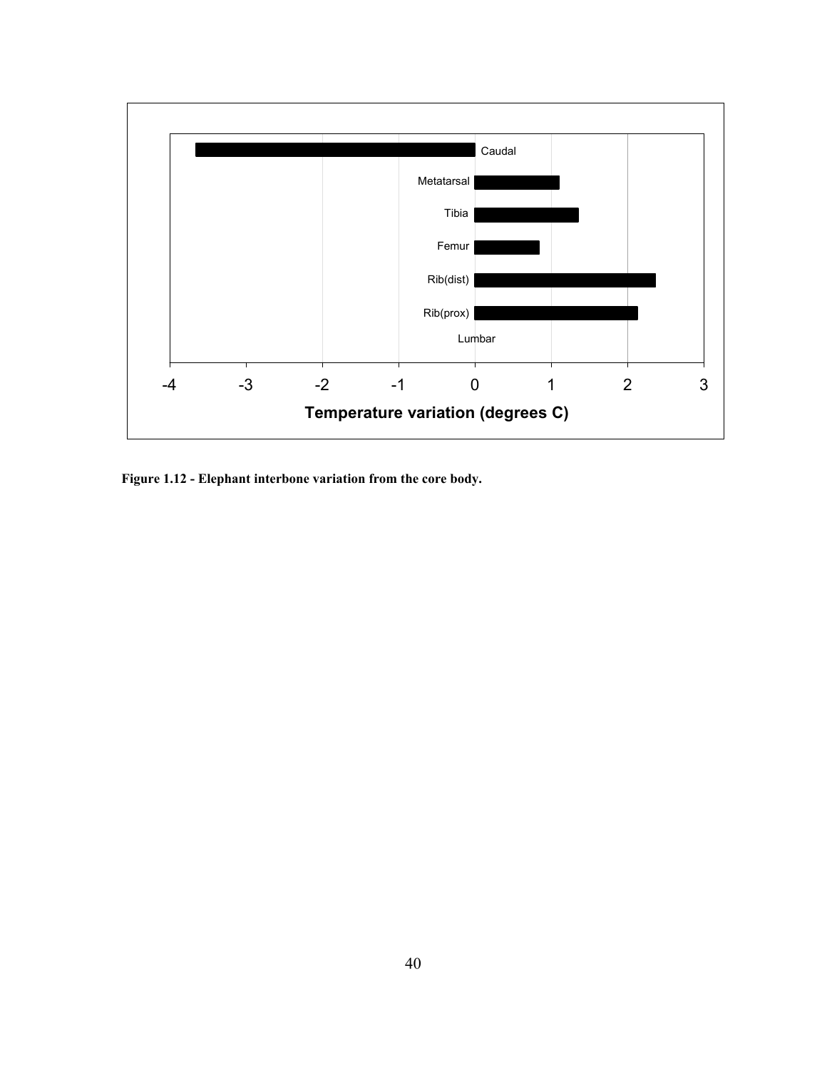Figure 1.12 - Elephant interbone variation from the core body.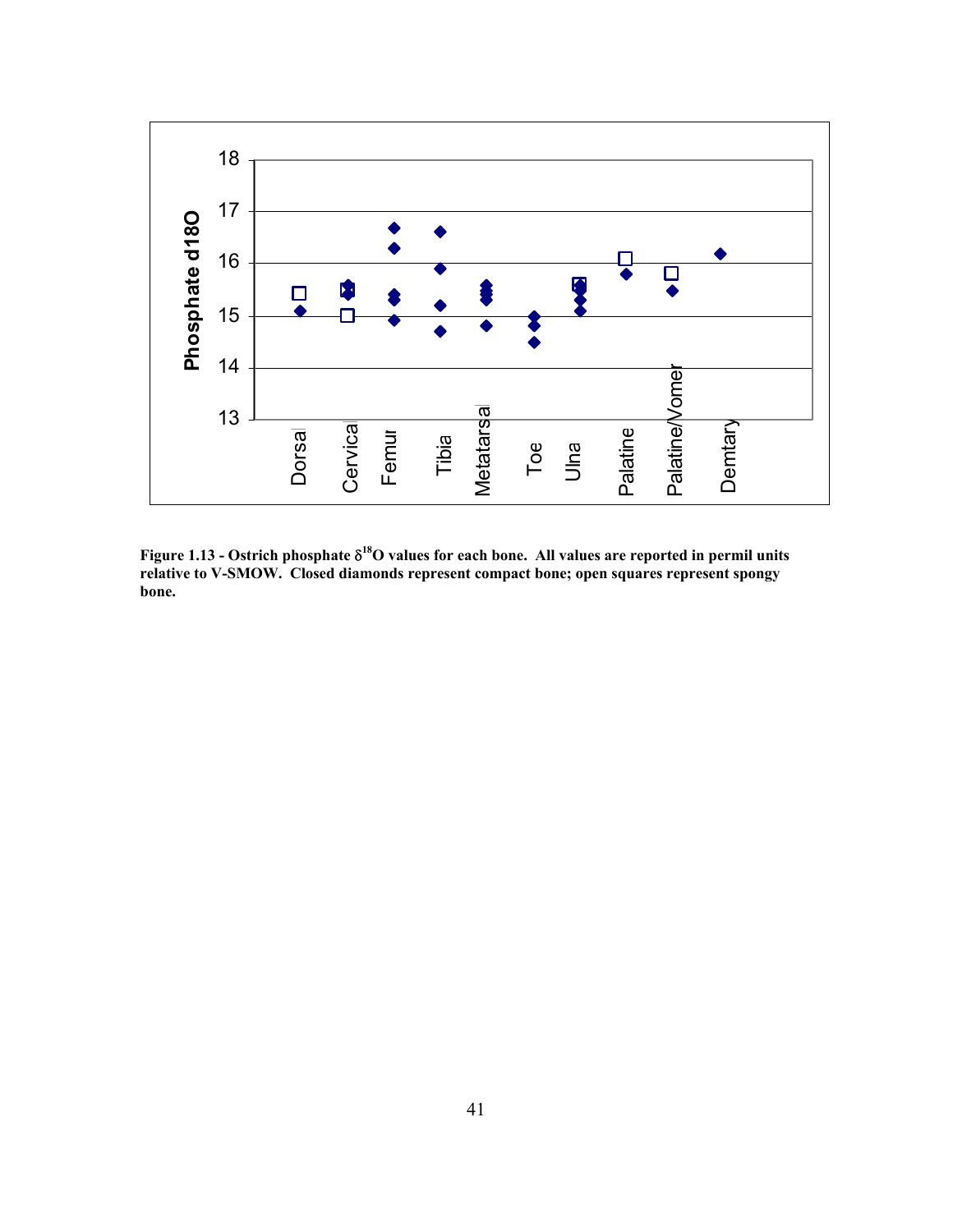**Figure 1.13 - Ostrich phosphate $\delta^{18}O$ values for each bone. All values are reported in permil units relative to V-SMOW. Closed diamonds represent compact bone; open squares represent spongy bone.**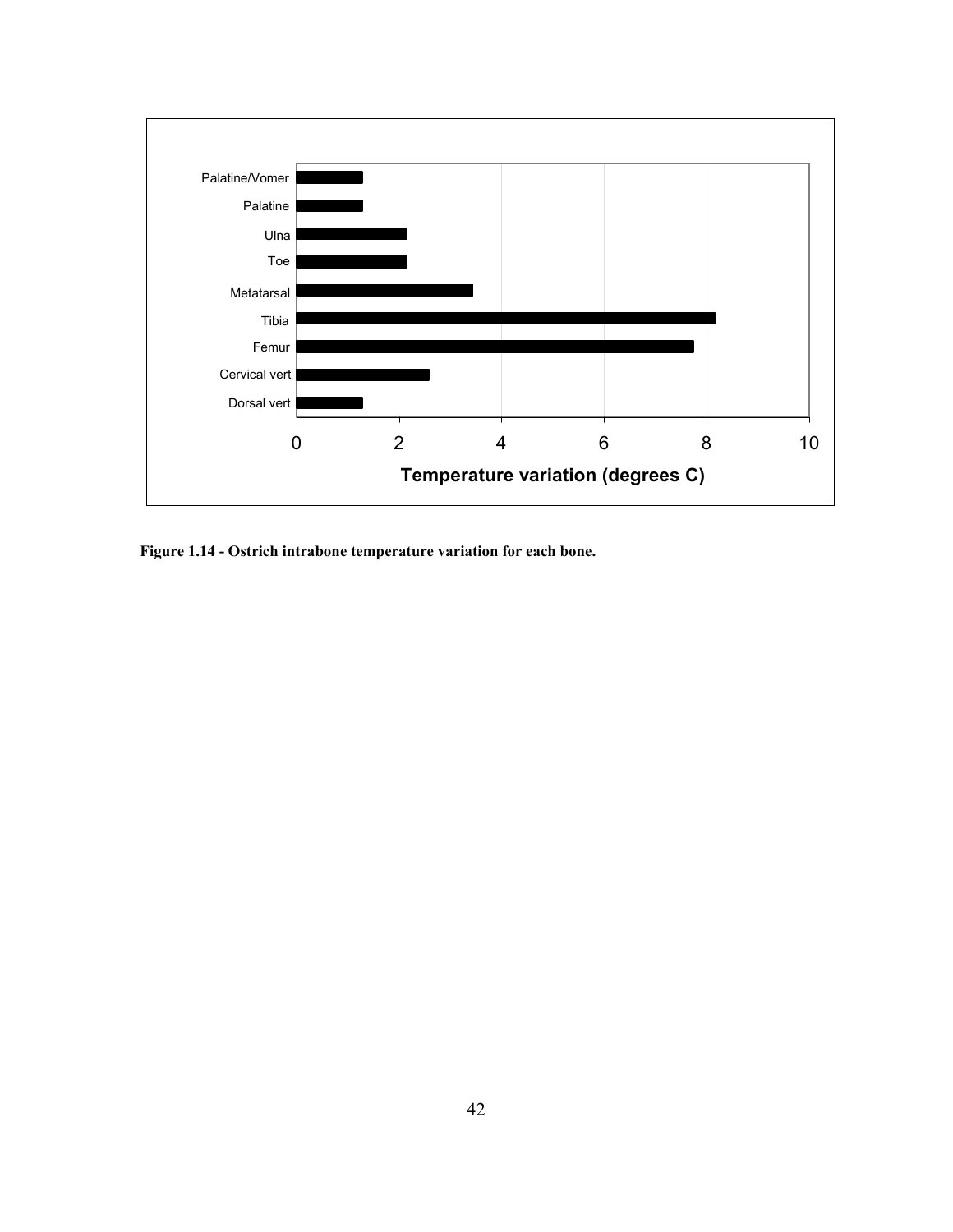Figure 1.14 - Ostrich intrabone temperature variation for each bone.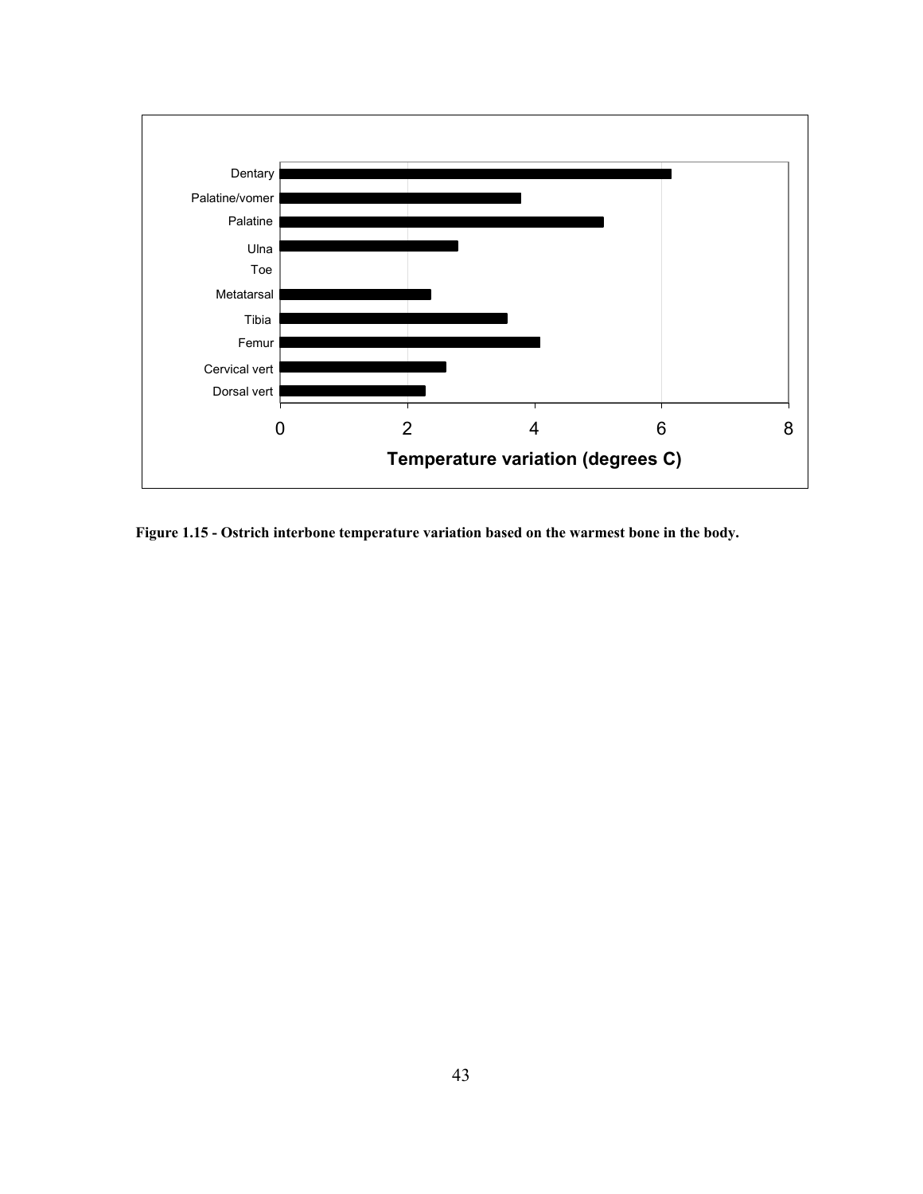**Figure 1.15 - Ostrich interbone temperature variation based on the warmest bone in the body.**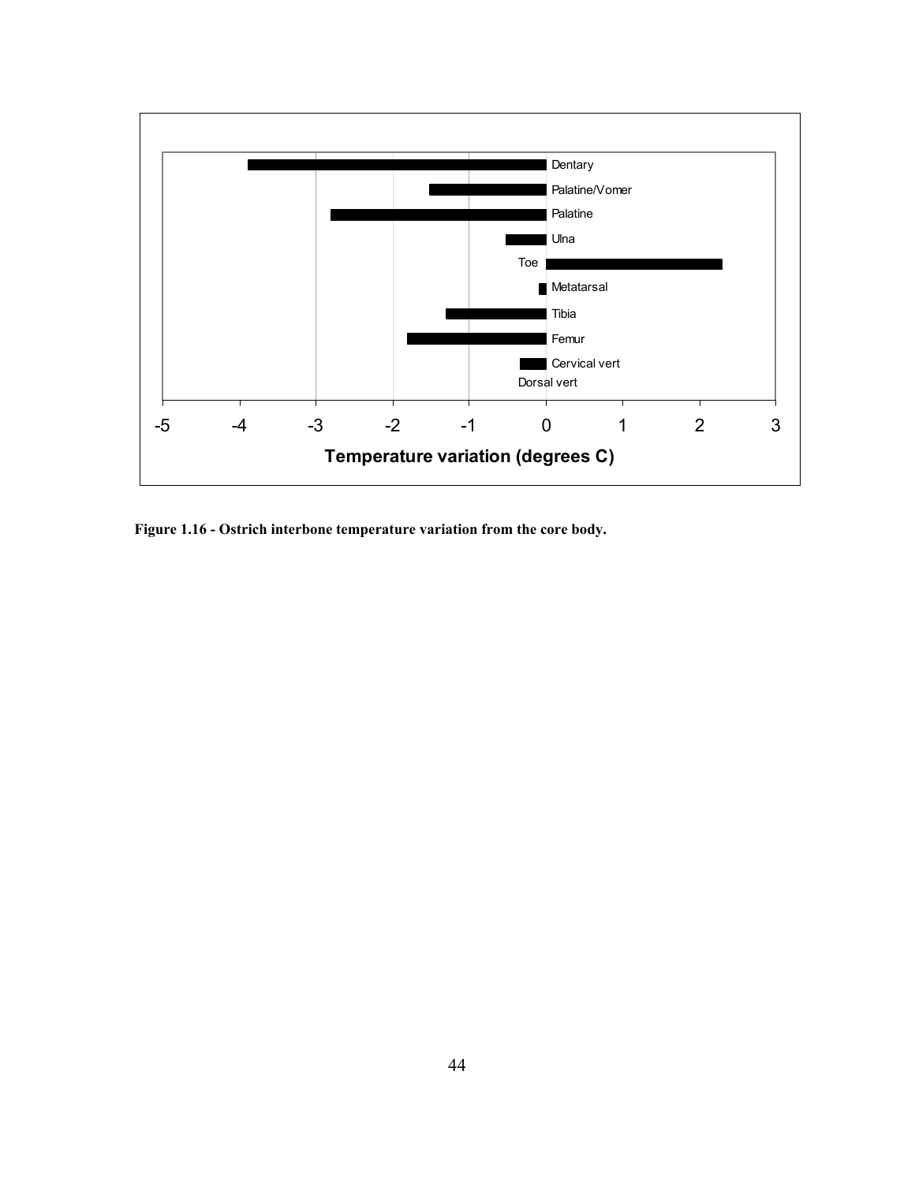Figure 1.16 - Ostrich interbone temperature variation from the core body.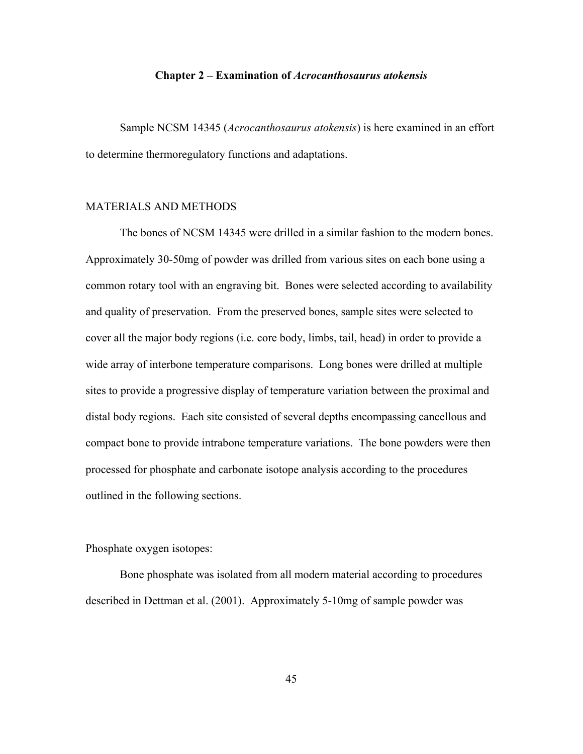## Chapter 2 – Examination of *Acrocanthosaurus atokensis*

Sample NCSM 14345 (*Acrocanthosaurus atokensis*) is here examined in an effort to determine thermoregulatory functions and adaptations.

### MATERIALS AND METHODS

The bones of NCSM 14345 were drilled in a similar fashion to the modern bones. Approximately 30-50mg of powder was drilled from various sites on each bone using a common rotary tool with an engraving bit. Bones were selected according to availability and quality of preservation. From the preserved bones, sample sites were selected to cover all the major body regions (i.e. core body, limbs, tail, head) in order to provide a wide array of interbone temperature comparisons. Long bones were drilled at multiple sites to provide a progressive display of temperature variation between the proximal and distal body regions. Each site consisted of several depths encompassing cancellous and compact bone to provide intrabone temperature variations. The bone powders were then processed for phosphate and carbonate isotope analysis according to the procedures outlined in the following sections.

#### Phosphate oxygen isotopes:

Bone phosphate was isolated from all modern material according to procedures described in Dettman et al. (2001). Approximately 5-10mg of sample powder was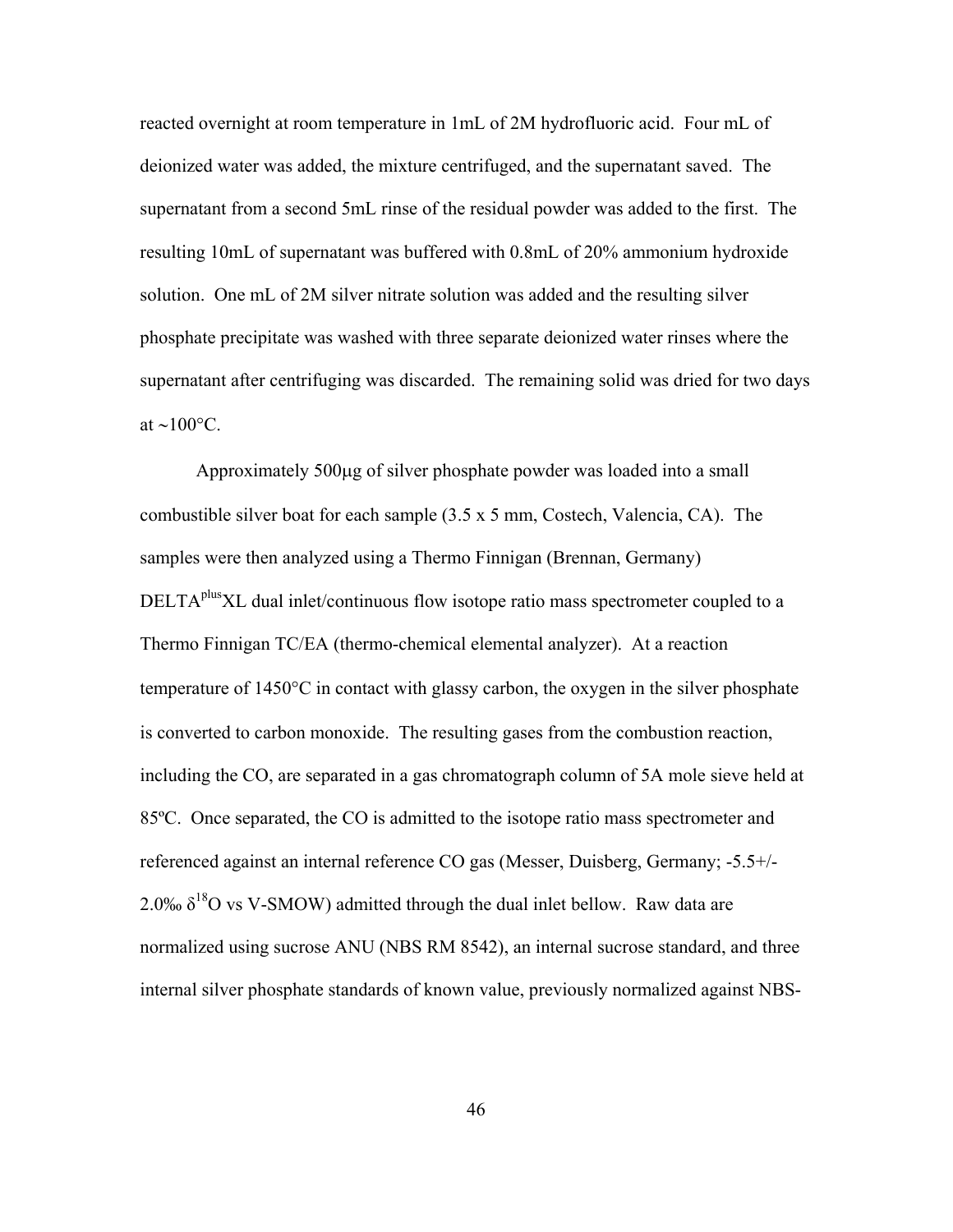reacted overnight at room temperature in 1mL of 2M hydrofluoric acid. Four mL of deionized water was added, the mixture centrifuged, and the supernatant saved. The supernatant from a second 5mL rinse of the residual powder was added to the first. The resulting 10mL of supernatant was buffered with 0.8mL of 20% ammonium hydroxide solution. One mL of 2M silver nitrate solution was added and the resulting silver phosphate precipitate was washed with three separate deionized water rinses where the supernatant after centrifuging was discarded. The remaining solid was dried for two days at ~100°C.

Approximately 500μg of silver phosphate powder was loaded into a small combustible silver boat for each sample (3.5 x 5 mm, Costech, Valencia, CA). The samples were then analyzed using a Thermo Finnigan (Brennan, Germany) DELTA$^{plus}$XL dual inlet/continuous flow isotope ratio mass spectrometer coupled to a Thermo Finnigan TC/EA (thermo-chemical elemental analyzer). At a reaction temperature of 1450°C in contact with glassy carbon, the oxygen in the silver phosphate is converted to carbon monoxide. The resulting gases from the combustion reaction, including the CO, are separated in a gas chromatograph column of 5A mole sieve held at 85ºC. Once separated, the CO is admitted to the isotope ratio mass spectrometer and referenced against an internal reference CO gas (Messer, Duisberg, Germany; -5.5+/-2.0‰ $\delta^{18}$O vs V-SMOW) admitted through the dual inlet bellow. Raw data are normalized using sucrose ANU (NBS RM 8542), an internal sucrose standard, and three internal silver phosphate standards of known value, previously normalized against NBS-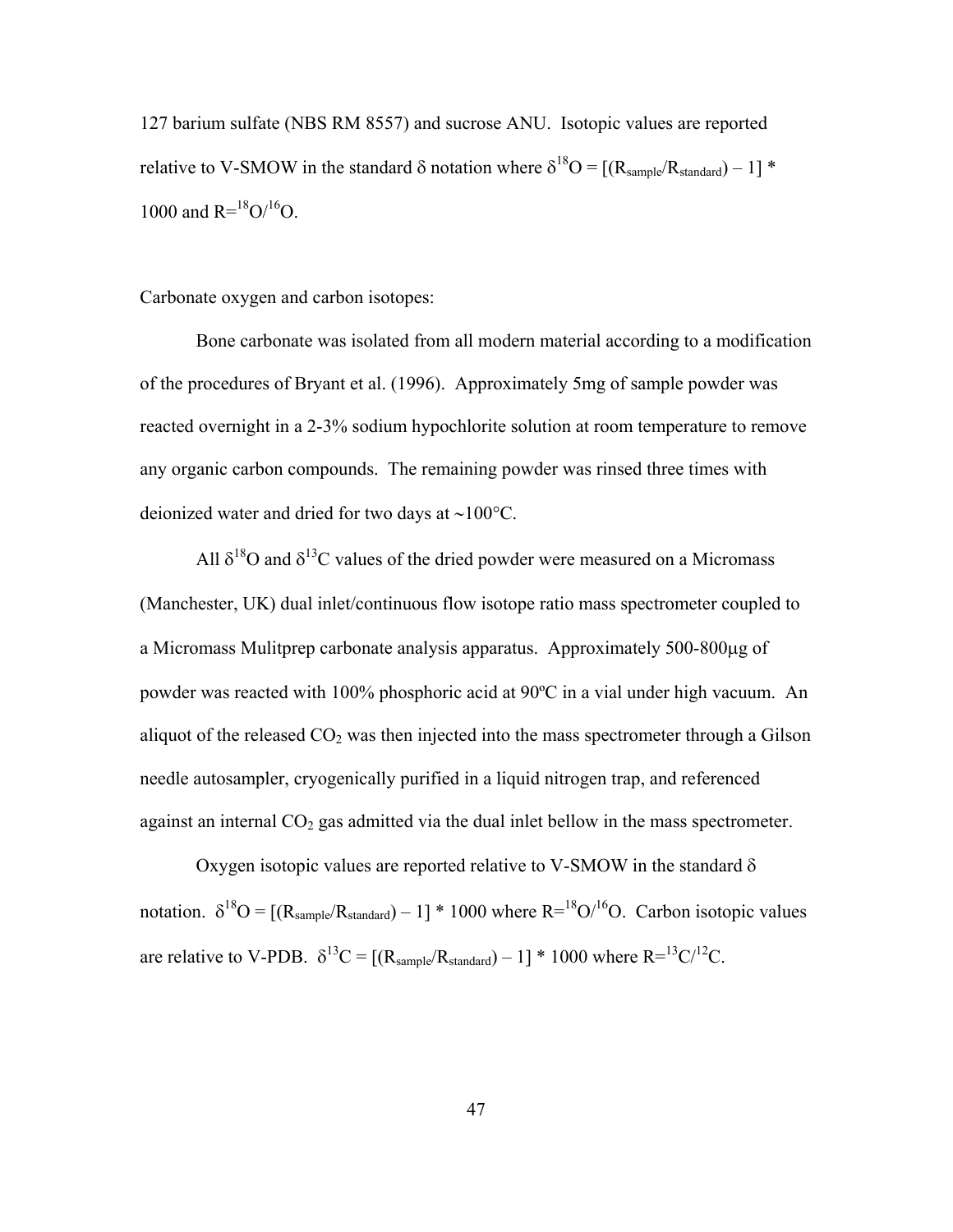127 barium sulfate (NBS RM 8557) and sucrose ANU. Isotopic values are reported relative to V-SMOW in the standard δ notation where $\delta^{18}O = [(R_{sample}/R_{standard}) - 1] * 1000$ and $R = {}^{18}O/{}^{16}O$.

Carbonate oxygen and carbon isotopes:

Bone carbonate was isolated from all modern material according to a modification of the procedures of Bryant et al. (1996). Approximately 5mg of sample powder was reacted overnight in a 2-3% sodium hypochlorite solution at room temperature to remove any organic carbon compounds. The remaining powder was rinsed three times with deionized water and dried for two days at ~100°C.

All $\delta^{18}O$ and $\delta^{13}C$ values of the dried powder were measured on a Micromass (Manchester, UK) dual inlet/continuous flow isotope ratio mass spectrometer coupled to a Micromass Mulitprep carbonate analysis apparatus. Approximately 500-800μg of powder was reacted with 100% phosphoric acid at 90ºC in a vial under high vacuum. An aliquot of the released $CO_2$ was then injected into the mass spectrometer through a Gilson needle autosampler, cryogenically purified in a liquid nitrogen trap, and referenced against an internal $CO_2$ gas admitted via the dual inlet bellow in the mass spectrometer.

Oxygen isotopic values are reported relative to V-SMOW in the standard δ notation. $\delta^{18}O = [(R_{sample}/R_{standard}) - 1] * 1000$ where $R = {}^{18}O/{}^{16}O$. Carbon isotopic values are relative to V-PDB. $\delta^{13}C = [(R_{sample}/R_{standard}) - 1] * 1000$ where $R = {}^{13}C/{}^{12}C$.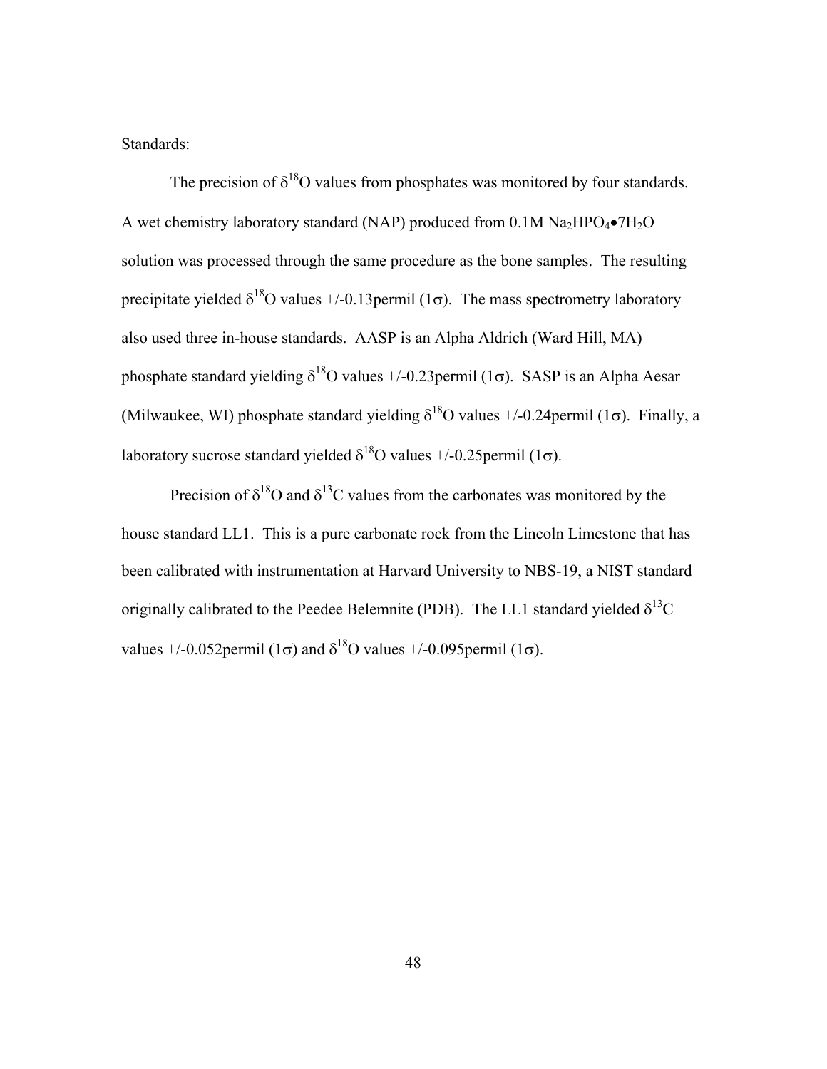Standards:

The precision of $\delta^{18}O$ values from phosphates was monitored by four standards. A wet chemistry laboratory standard (NAP) produced from 0.1M $Na_2HPO_4 \bullet 7H_2O$ solution was processed through the same procedure as the bone samples. The resulting precipitate yielded $\delta^{18}O$ values +/-0.13permil ($1\sigma$). The mass spectrometry laboratory also used three in-house standards. AASP is an Alpha Aldrich (Ward Hill, MA) phosphate standard yielding $\delta^{18}O$ values +/-0.23permil ($1\sigma$). SASP is an Alpha Aesar (Milwaukee, WI) phosphate standard yielding $\delta^{18}O$ values +/-0.24permil ($1\sigma$). Finally, a laboratory sucrose standard yielded $\delta^{18}O$ values +/-0.25permil ($1\sigma$).

Precision of $\delta^{18}O$ and $\delta^{13}C$ values from the carbonates was monitored by the house standard LL1. This is a pure carbonate rock from the Lincoln Limestone that has been calibrated with instrumentation at Harvard University to NBS-19, a NIST standard originally calibrated to the Peedee Belemnite (PDB). The LL1 standard yielded $\delta^{13}C$ values +/-0.052permil ($1\sigma$) and $\delta^{18}O$ values +/-0.095permil ($1\sigma$).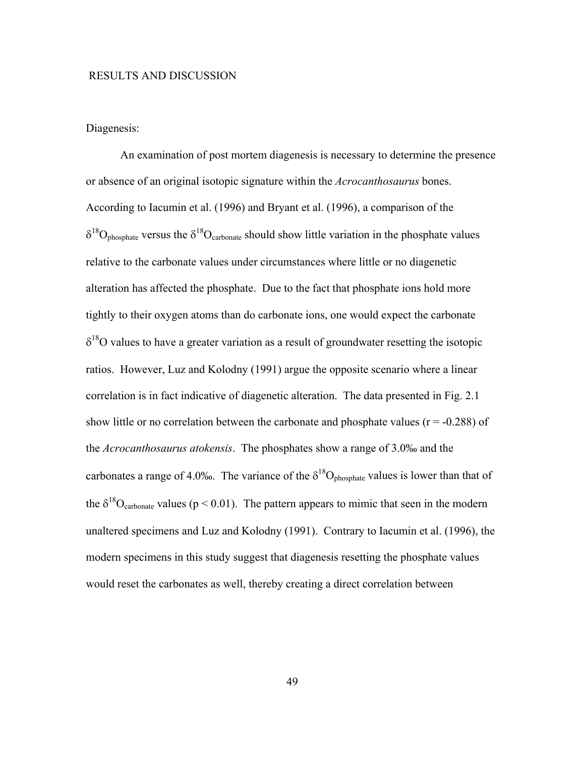# RESULTS AND DISCUSSION

## Diagenesis:

An examination of post mortem diagenesis is necessary to determine the presence or absence of an original isotopic signature within the *Acrocanthosaurus* bones. According to Iacumin et al. (1996) and Bryant et al. (1996), a comparison of the $\delta^{18}O_{phosphate}$ versus the $\delta^{18}O_{carbonate}$ should show little variation in the phosphate values relative to the carbonate values under circumstances where little or no diagenetic alteration has affected the phosphate. Due to the fact that phosphate ions hold more tightly to their oxygen atoms than do carbonate ions, one would expect the carbonate $\delta^{18}O$ values to have a greater variation as a result of groundwater resetting the isotopic ratios. However, Luz and Kolodny (1991) argue the opposite scenario where a linear correlation is in fact indicative of diagenetic alteration. The data presented in Fig. 2.1 show little or no correlation between the carbonate and phosphate values ($r = -0.288$) of the *Acrocanthosaurus atokensis*. The phosphates show a range of 3.0‰ and the carbonates a range of 4.0‰. The variance of the $\delta^{18}O_{phosphate}$ values is lower than that of the $\delta^{18}O_{carbonate}$ values ($p < 0.01$). The pattern appears to mimic that seen in the modern unaltered specimens and Luz and Kolodny (1991). Contrary to Iacumin et al. (1996), the modern specimens in this study suggest that diagenesis resetting the phosphate values would reset the carbonates as well, thereby creating a direct correlation between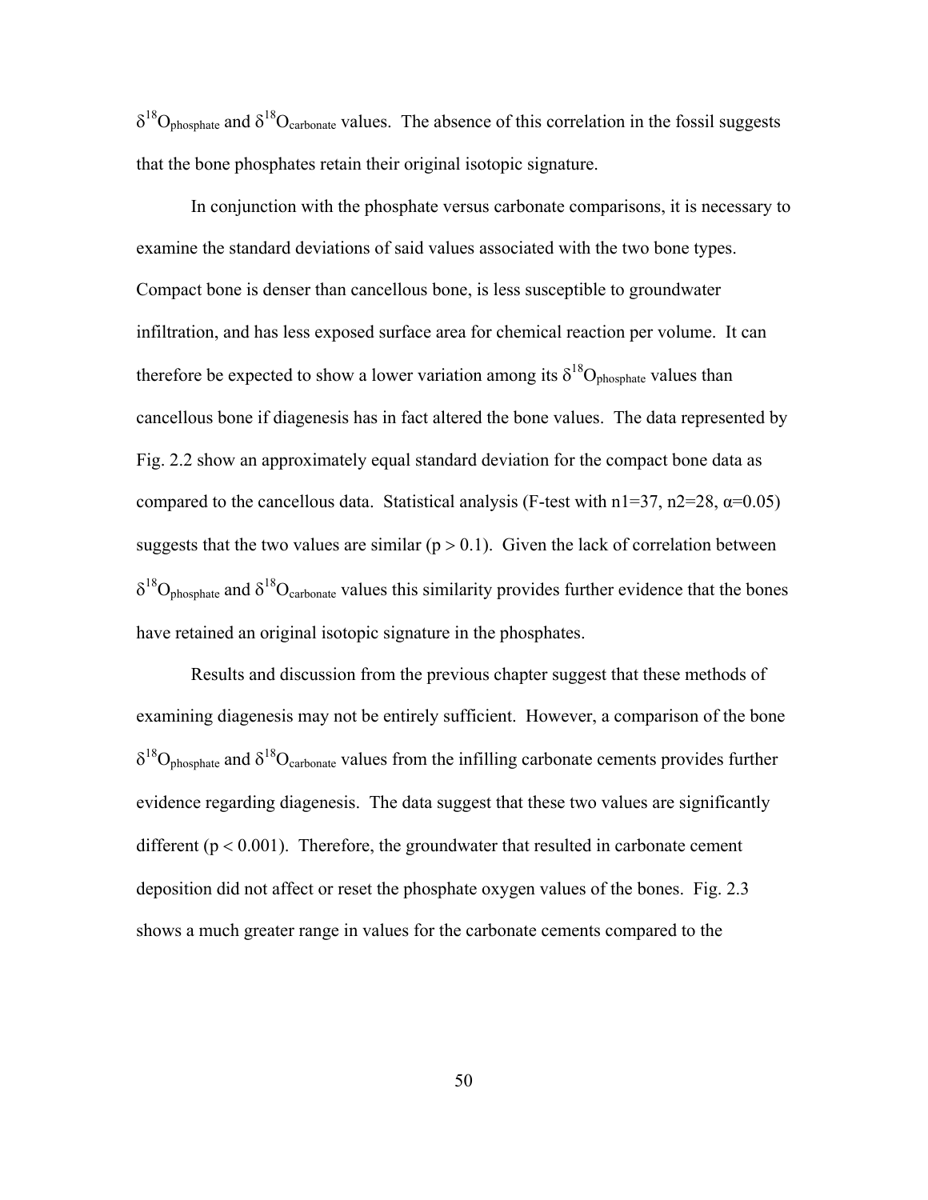$\delta^{18}O_{phosphate}$ and $\delta^{18}O_{carbonate}$ values. The absence of this correlation in the fossil suggests that the bone phosphates retain their original isotopic signature.

In conjunction with the phosphate versus carbonate comparisons, it is necessary to examine the standard deviations of said values associated with the two bone types. Compact bone is denser than cancellous bone, is less susceptible to groundwater infiltration, and has less exposed surface area for chemical reaction per volume. It can therefore be expected to show a lower variation among its $\delta^{18}O_{phosphate}$ values than cancellous bone if diagenesis has in fact altered the bone values. The data represented by Fig. 2.2 show an approximately equal standard deviation for the compact bone data as compared to the cancellous data. Statistical analysis (F-test with $n1=37$, $n2=28$, $\alpha=0.05$) suggests that the two values are similar ($p > 0.1$). Given the lack of correlation between $\delta^{18}O_{phosphate}$ and $\delta^{18}O_{carbonate}$ values this similarity provides further evidence that the bones have retained an original isotopic signature in the phosphates.

Results and discussion from the previous chapter suggest that these methods of examining diagenesis may not be entirely sufficient. However, a comparison of the bone $\delta^{18}O_{phosphate}$ and $\delta^{18}O_{carbonate}$ values from the infilling carbonate cements provides further evidence regarding diagenesis. The data suggest that these two values are significantly different ($p < 0.001$). Therefore, the groundwater that resulted in carbonate cement deposition did not affect or reset the phosphate oxygen values of the bones. Fig. 2.3 shows a much greater range in values for the carbonate cements compared to the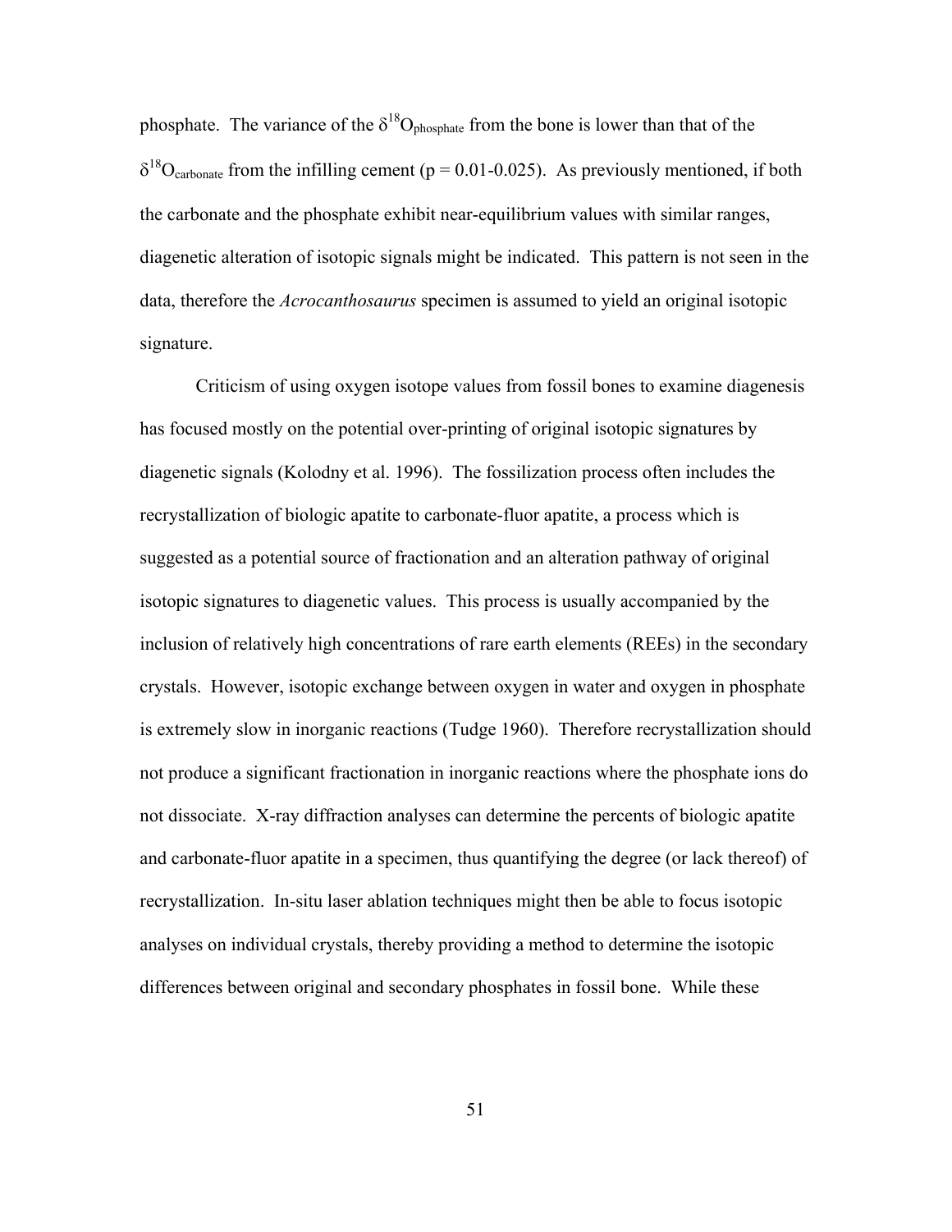phosphate. The variance of the $\delta^{18}O_{phosphate}$ from the bone is lower than that of the $\delta^{18}O_{carbonate}$ from the infilling cement ($p = 0.01$-$0.025$). As previously mentioned, if both the carbonate and the phosphate exhibit near-equilibrium values with similar ranges, diagenetic alteration of isotopic signals might be indicated. This pattern is not seen in the data, therefore the *Acrocanthosaurus* specimen is assumed to yield an original isotopic signature.

Criticism of using oxygen isotope values from fossil bones to examine diagenesis has focused mostly on the potential over-printing of original isotopic signatures by diagenetic signals (Kolodny et al. 1996). The fossilization process often includes the recrystallization of biologic apatite to carbonate-fluor apatite, a process which is suggested as a potential source of fractionation and an alteration pathway of original isotopic signatures to diagenetic values. This process is usually accompanied by the inclusion of relatively high concentrations of rare earth elements (REEs) in the secondary crystals. However, isotopic exchange between oxygen in water and oxygen in phosphate is extremely slow in inorganic reactions (Tudge 1960). Therefore recrystallization should not produce a significant fractionation in inorganic reactions where the phosphate ions do not dissociate. X-ray diffraction analyses can determine the percents of biologic apatite and carbonate-fluor apatite in a specimen, thus quantifying the degree (or lack thereof) of recrystallization. In-situ laser ablation techniques might then be able to focus isotopic analyses on individual crystals, thereby providing a method to determine the isotopic differences between original and secondary phosphates in fossil bone. While these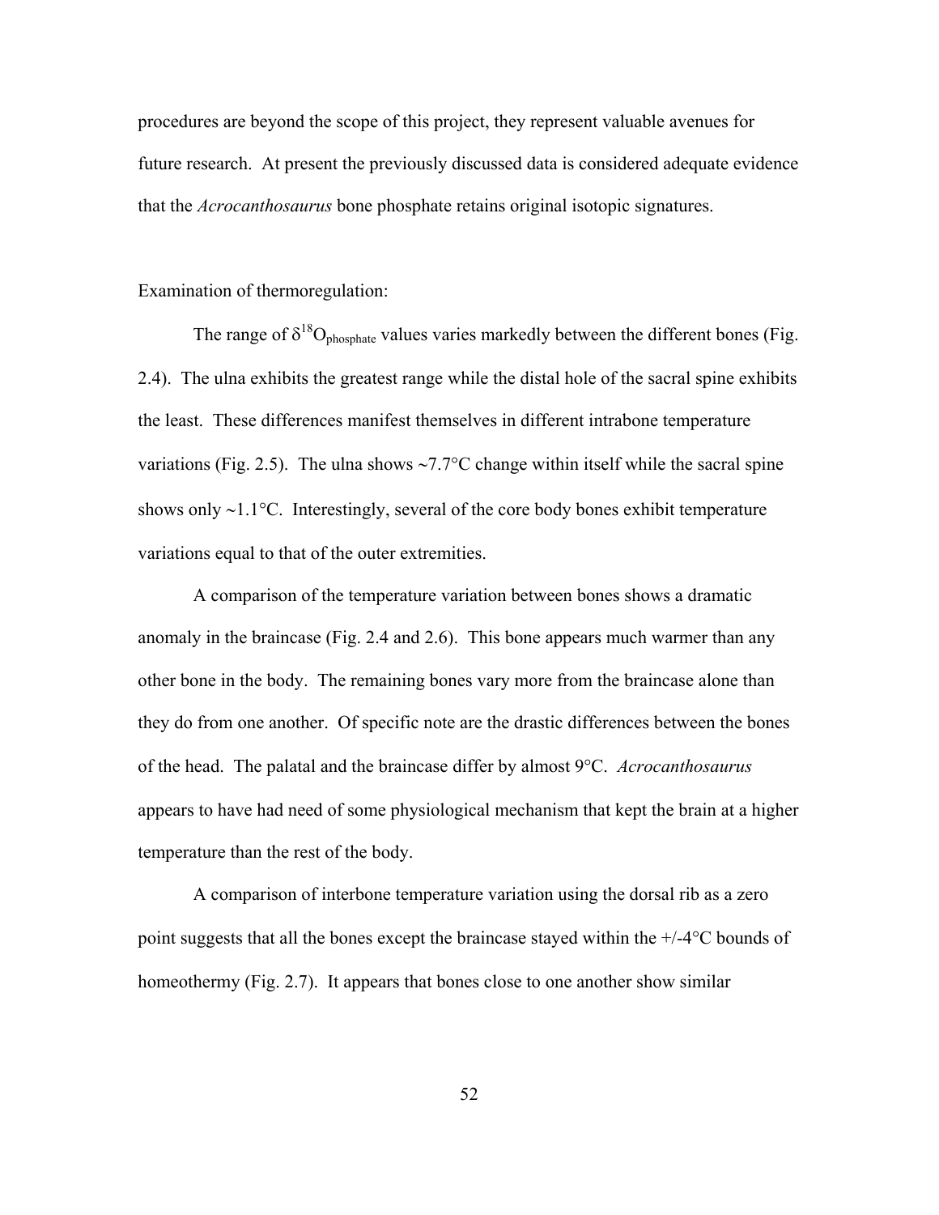procedures are beyond the scope of this project, they represent valuable avenues for future research. At present the previously discussed data is considered adequate evidence that the *Acrocanthosaurus* bone phosphate retains original isotopic signatures.

Examination of thermoregulation:

The range of $\delta^{18}O_{phosphate}$ values varies markedly between the different bones (Fig. 2.4). The ulna exhibits the greatest range while the distal hole of the sacral spine exhibits the least. These differences manifest themselves in different intrabone temperature variations (Fig. 2.5). The ulna shows ~7.7°C change within itself while the sacral spine shows only ~1.1°C. Interestingly, several of the core body bones exhibit temperature variations equal to that of the outer extremities.

A comparison of the temperature variation between bones shows a dramatic anomaly in the braincase (Fig. 2.4 and 2.6). This bone appears much warmer than any other bone in the body. The remaining bones vary more from the braincase alone than they do from one another. Of specific note are the drastic differences between the bones of the head. The palatal and the braincase differ by almost 9°C. *Acrocanthosaurus* appears to have had need of some physiological mechanism that kept the brain at a higher temperature than the rest of the body.

A comparison of interbone temperature variation using the dorsal rib as a zero point suggests that all the bones except the braincase stayed within the +/-4°C bounds of homeothermy (Fig. 2.7). It appears that bones close to one another show similar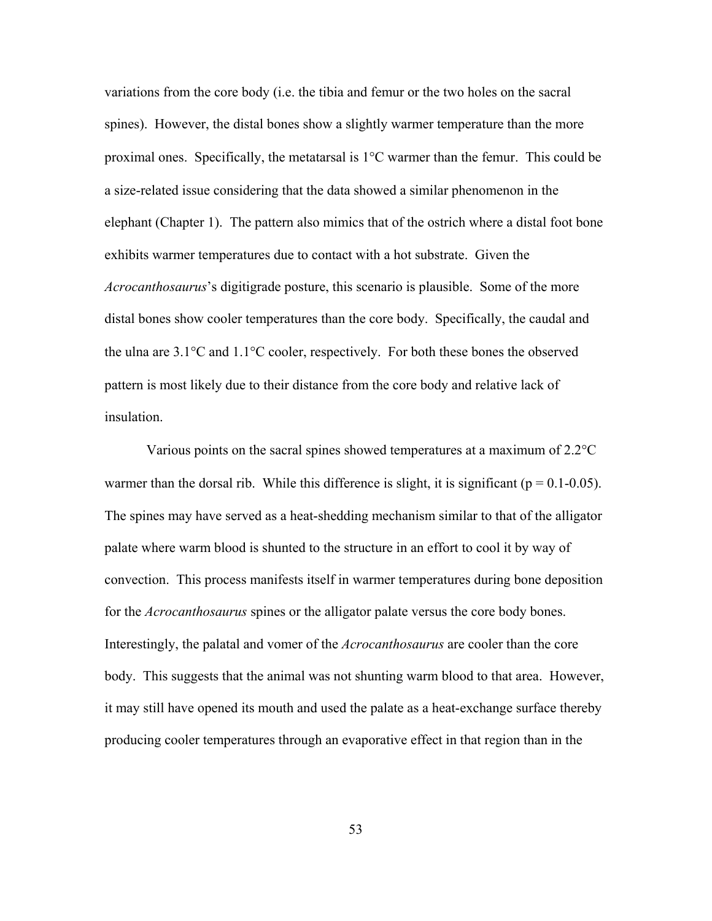variations from the core body (i.e. the tibia and femur or the two holes on the sacral spines). However, the distal bones show a slightly warmer temperature than the more proximal ones. Specifically, the metatarsal is 1°C warmer than the femur. This could be a size-related issue considering that the data showed a similar phenomenon in the elephant (Chapter 1). The pattern also mimics that of the ostrich where a distal foot bone exhibits warmer temperatures due to contact with a hot substrate. Given the *Acrocanthosaurus*'s digitigrade posture, this scenario is plausible. Some of the more distal bones show cooler temperatures than the core body. Specifically, the caudal and the ulna are 3.1°C and 1.1°C cooler, respectively. For both these bones the observed pattern is most likely due to their distance from the core body and relative lack of insulation.

Various points on the sacral spines showed temperatures at a maximum of 2.2°C warmer than the dorsal rib. While this difference is slight, it is significant ($p = 0.1$-$0.05$). The spines may have served as a heat-shedding mechanism similar to that of the alligator palate where warm blood is shunted to the structure in an effort to cool it by way of convection. This process manifests itself in warmer temperatures during bone deposition for the *Acrocanthosaurus* spines or the alligator palate versus the core body bones. Interestingly, the palatal and vomer of the *Acrocanthosaurus* are cooler than the core body. This suggests that the animal was not shunting warm blood to that area. However, it may still have opened its mouth and used the palate as a heat-exchange surface thereby producing cooler temperatures through an evaporative effect in that region than in the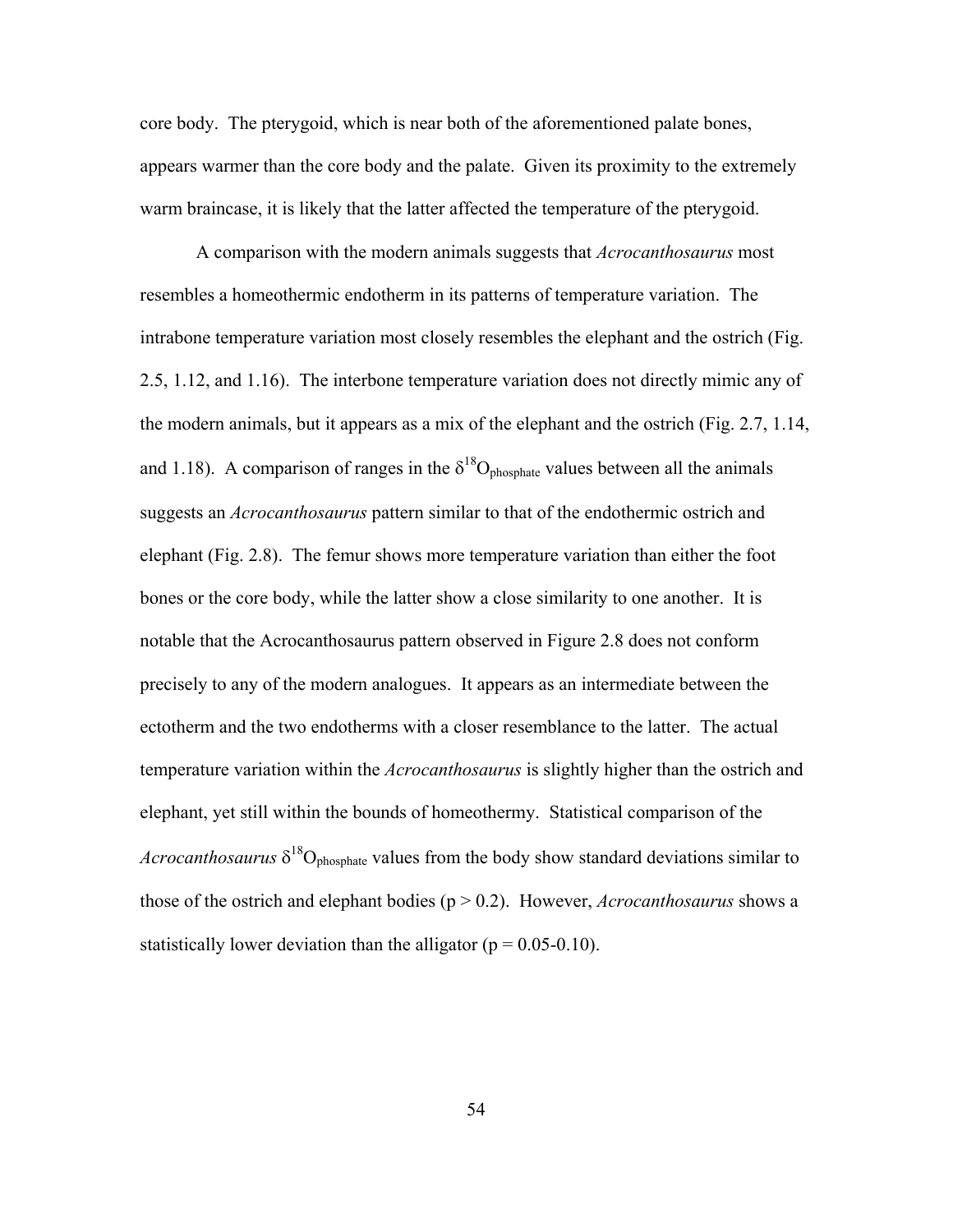core body. The pterygoid, which is near both of the aforementioned palate bones, appears warmer than the core body and the palate. Given its proximity to the extremely warm braincase, it is likely that the latter affected the temperature of the pterygoid.

A comparison with the modern animals suggests that *Acrocanthosaurus* most resembles a homeothermic endotherm in its patterns of temperature variation. The intrabone temperature variation most closely resembles the elephant and the ostrich (Fig. 2.5, 1.12, and 1.16). The interbone temperature variation does not directly mimic any of the modern animals, but it appears as a mix of the elephant and the ostrich (Fig. 2.7, 1.14, and 1.18). A comparison of ranges in the $\delta^{18}O_{phosphate}$ values between all the animals suggests an *Acrocanthosaurus* pattern similar to that of the endothermic ostrich and elephant (Fig. 2.8). The femur shows more temperature variation than either the foot bones or the core body, while the latter show a close similarity to one another. It is notable that the Acrocanthosaurus pattern observed in Figure 2.8 does not conform precisely to any of the modern analogues. It appears as an intermediate between the ectotherm and the two endotherms with a closer resemblance to the latter. The actual temperature variation within the *Acrocanthosaurus* is slightly higher than the ostrich and elephant, yet still within the bounds of homeothermy. Statistical comparison of the *Acrocanthosaurus* $\delta^{18}O_{phosphate}$ values from the body show standard deviations similar to those of the ostrich and elephant bodies ($p > 0.2$). However, *Acrocanthosaurus* shows a statistically lower deviation than the alligator ($p = 0.05$-$0.10$).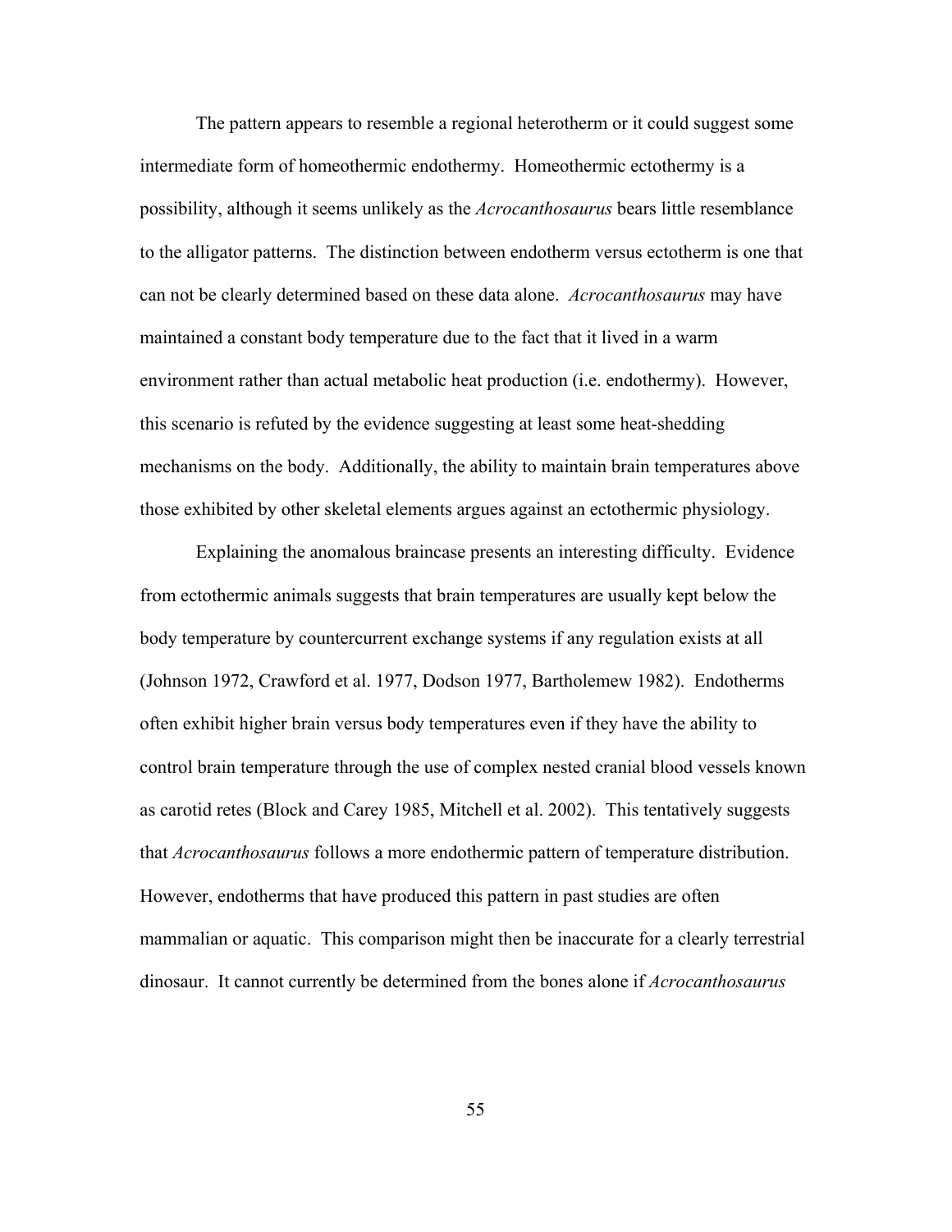The pattern appears to resemble a regional heterotherm or it could suggest some intermediate form of homeothermic endothermy. Homeothermic ectothermy is a possibility, although it seems unlikely as the *Acrocanthosaurus* bears little resemblance to the alligator patterns. The distinction between endotherm versus ectotherm is one that can not be clearly determined based on these data alone. *Acrocanthosaurus* may have maintained a constant body temperature due to the fact that it lived in a warm environment rather than actual metabolic heat production (i.e. endothermy). However, this scenario is refuted by the evidence suggesting at least some heat-shedding mechanisms on the body. Additionally, the ability to maintain brain temperatures above those exhibited by other skeletal elements argues against an ectothermic physiology.

Explaining the anomalous braincase presents an interesting difficulty. Evidence from ectothermic animals suggests that brain temperatures are usually kept below the body temperature by countercurrent exchange systems if any regulation exists at all (Johnson 1972, Crawford et al. 1977, Dodson 1977, Bartholemew 1982). Endotherms often exhibit higher brain versus body temperatures even if they have the ability to control brain temperature through the use of complex nested cranial blood vessels known as carotid retes (Block and Carey 1985, Mitchell et al. 2002). This tentatively suggests that *Acrocanthosaurus* follows a more endothermic pattern of temperature distribution. However, endotherms that have produced this pattern in past studies are often mammalian or aquatic. This comparison might then be inaccurate for a clearly terrestrial dinosaur. It cannot currently be determined from the bones alone if *Acrocanthosaurus*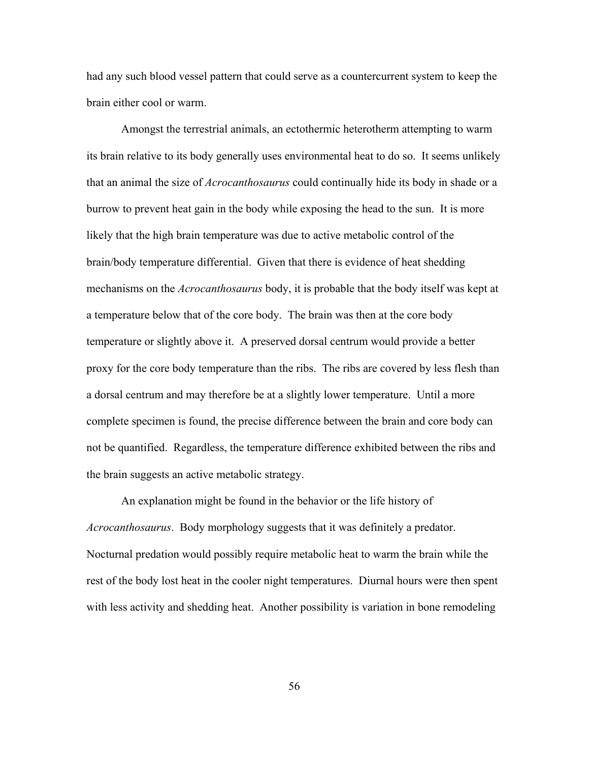had any such blood vessel pattern that could serve as a countercurrent system to keep the brain either cool or warm.

Amongst the terrestrial animals, an ectothermic heterotherm attempting to warm its brain relative to its body generally uses environmental heat to do so. It seems unlikely that an animal the size of *Acrocanthosaurus* could continually hide its body in shade or a burrow to prevent heat gain in the body while exposing the head to the sun. It is more likely that the high brain temperature was due to active metabolic control of the brain/body temperature differential. Given that there is evidence of heat shedding mechanisms on the *Acrocanthosaurus* body, it is probable that the body itself was kept at a temperature below that of the core body. The brain was then at the core body temperature or slightly above it. A preserved dorsal centrum would provide a better proxy for the core body temperature than the ribs. The ribs are covered by less flesh than a dorsal centrum and may therefore be at a slightly lower temperature. Until a more complete specimen is found, the precise difference between the brain and core body can not be quantified. Regardless, the temperature difference exhibited between the ribs and the brain suggests an active metabolic strategy.

An explanation might be found in the behavior or the life history of *Acrocanthosaurus*. Body morphology suggests that it was definitely a predator. Nocturnal predation would possibly require metabolic heat to warm the brain while the rest of the body lost heat in the cooler night temperatures. Diurnal hours were then spent with less activity and shedding heat. Another possibility is variation in bone remodeling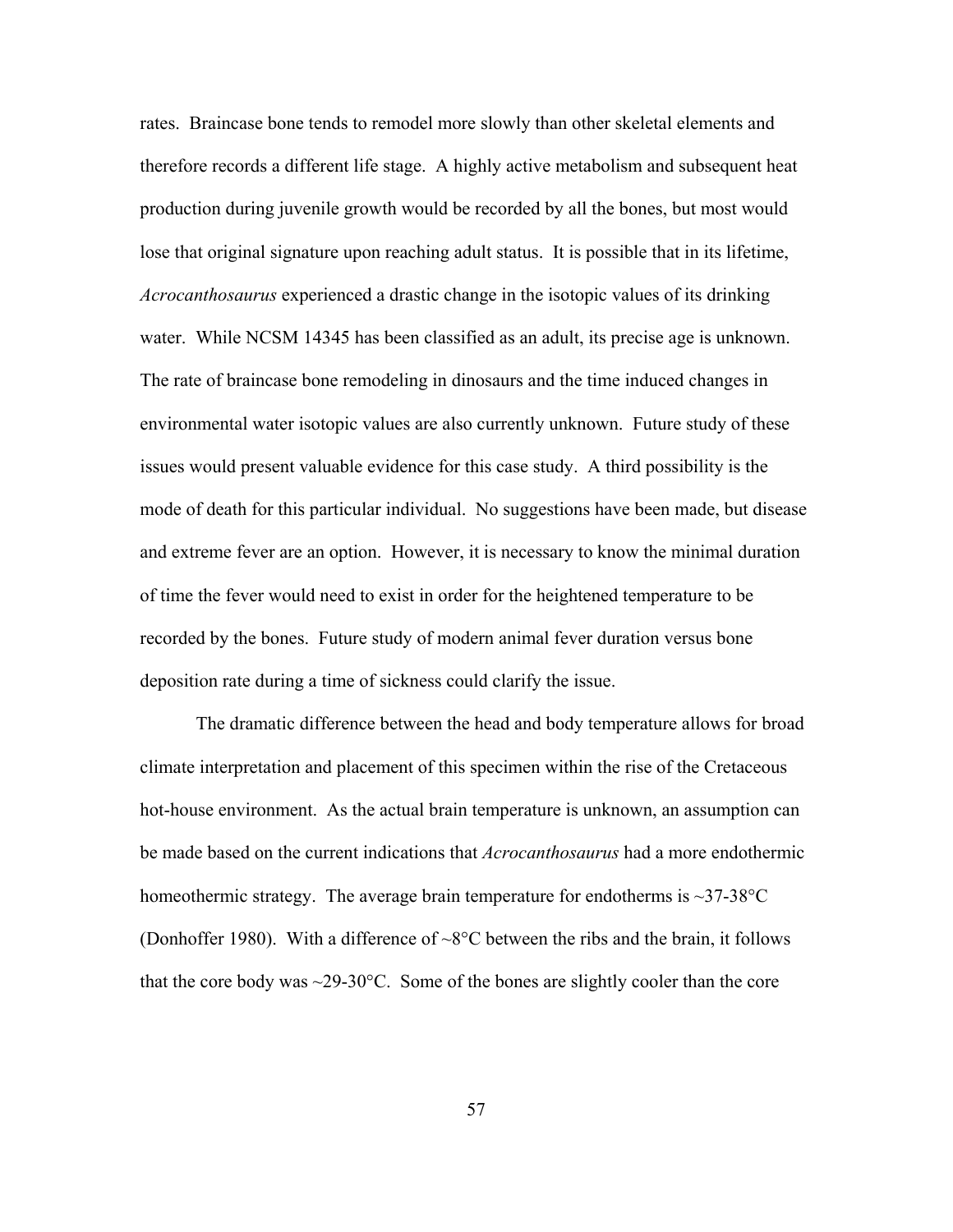rates. Braincase bone tends to remodel more slowly than other skeletal elements and therefore records a different life stage. A highly active metabolism and subsequent heat production during juvenile growth would be recorded by all the bones, but most would lose that original signature upon reaching adult status. It is possible that in its lifetime, *Acrocanthosaurus* experienced a drastic change in the isotopic values of its drinking water. While NCSM 14345 has been classified as an adult, its precise age is unknown. The rate of braincase bone remodeling in dinosaurs and the time induced changes in environmental water isotopic values are also currently unknown. Future study of these issues would present valuable evidence for this case study. A third possibility is the mode of death for this particular individual. No suggestions have been made, but disease and extreme fever are an option. However, it is necessary to know the minimal duration of time the fever would need to exist in order for the heightened temperature to be recorded by the bones. Future study of modern animal fever duration versus bone deposition rate during a time of sickness could clarify the issue.

The dramatic difference between the head and body temperature allows for broad climate interpretation and placement of this specimen within the rise of the Cretaceous hot-house environment. As the actual brain temperature is unknown, an assumption can be made based on the current indications that *Acrocanthosaurus* had a more endothermic homeothermic strategy. The average brain temperature for endotherms is ~37-38°C (Donhoffer 1980). With a difference of ~8°C between the ribs and the brain, it follows that the core body was ~29-30°C. Some of the bones are slightly cooler than the core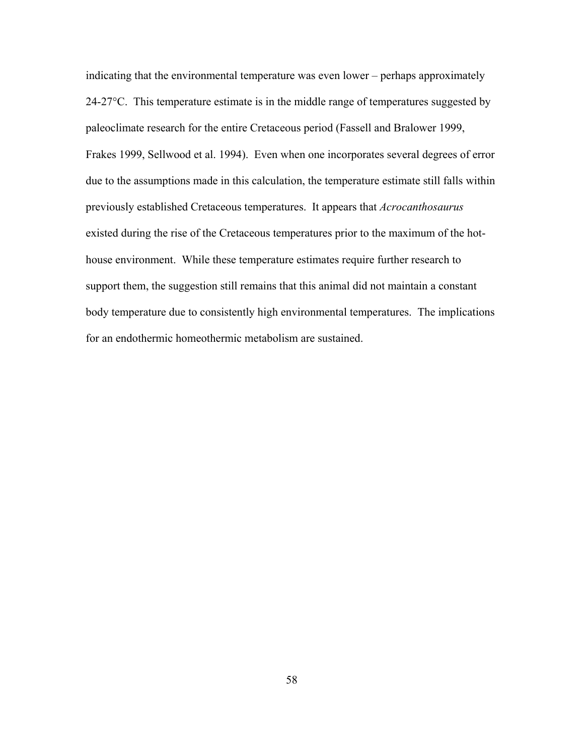indicating that the environmental temperature was even lower – perhaps approximately 24-27°C. This temperature estimate is in the middle range of temperatures suggested by paleoclimate research for the entire Cretaceous period (Fassell and Bralower 1999, Frakes 1999, Sellwood et al. 1994). Even when one incorporates several degrees of error due to the assumptions made in this calculation, the temperature estimate still falls within previously established Cretaceous temperatures. It appears that *Acrocanthosaurus* existed during the rise of the Cretaceous temperatures prior to the maximum of the hot-house environment. While these temperature estimates require further research to support them, the suggestion still remains that this animal did not maintain a constant body temperature due to consistently high environmental temperatures. The implications for an endothermic homeothermic metabolism are sustained.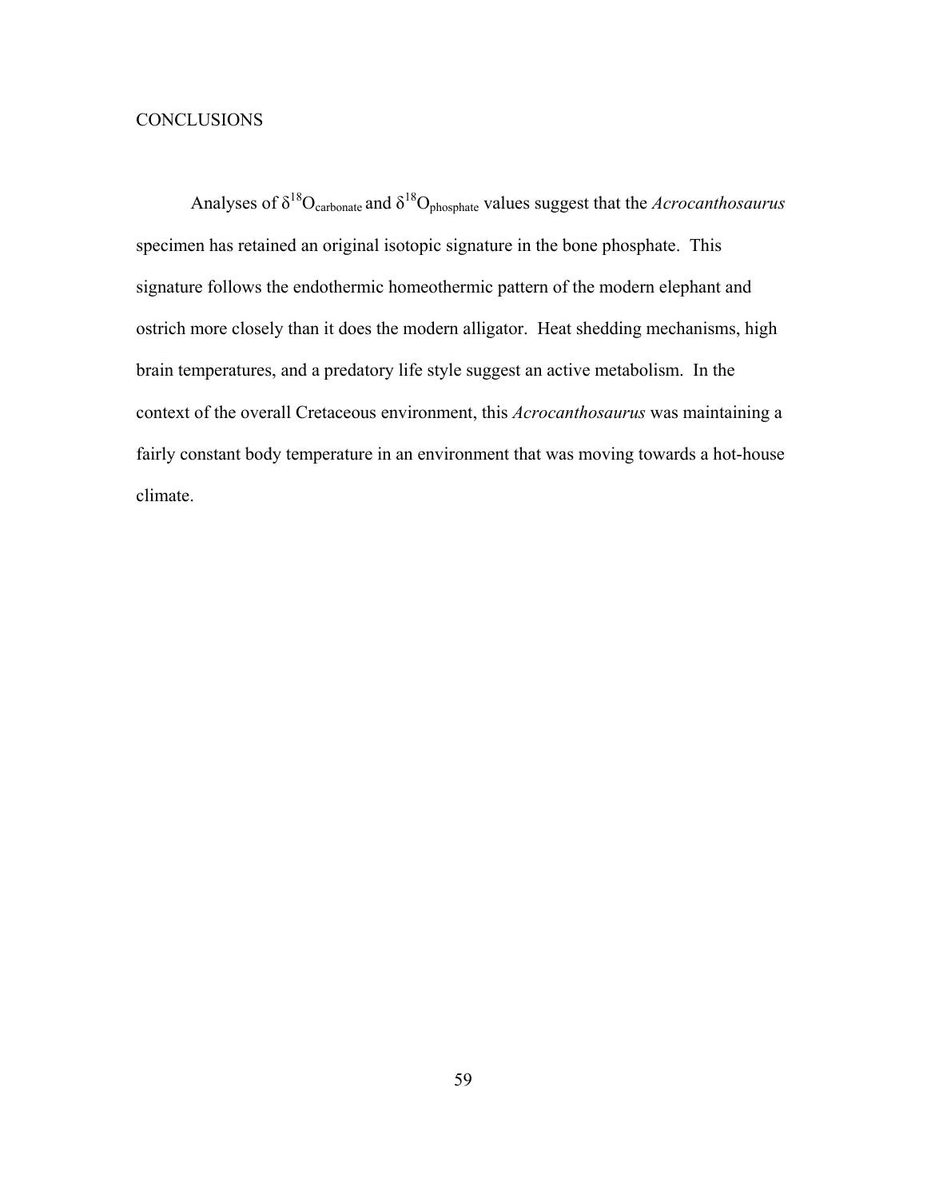# CONCLUSIONS

Analyses of $\delta^{18}O_{carbonate}$ and $\delta^{18}O_{phosphate}$ values suggest that the *Acrocanthosaurus* specimen has retained an original isotopic signature in the bone phosphate. This signature follows the endothermic homeothermic pattern of the modern elephant and ostrich more closely than it does the modern alligator. Heat shedding mechanisms, high brain temperatures, and a predatory life style suggest an active metabolism. In the context of the overall Cretaceous environment, this *Acrocanthosaurus* was maintaining a fairly constant body temperature in an environment that was moving towards a hot-house climate.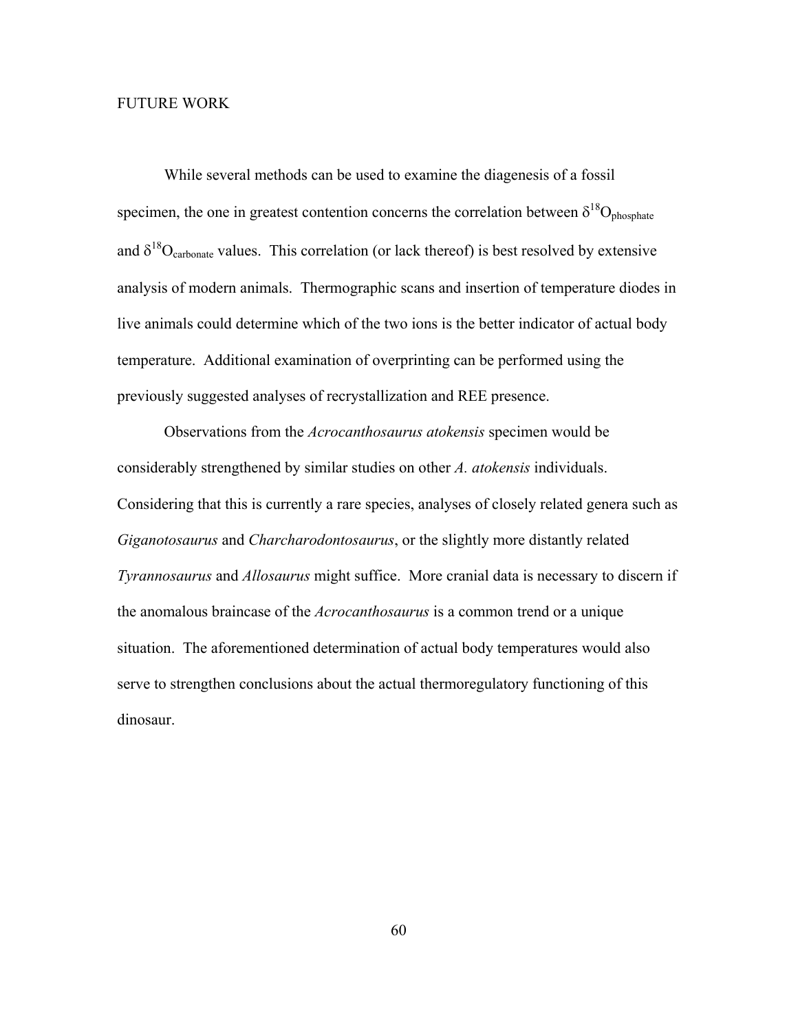# FUTURE WORK

While several methods can be used to examine the diagenesis of a fossil specimen, the one in greatest contention concerns the correlation between $\delta^{18}O_{phosphate}$ and $\delta^{18}O_{carbonate}$ values. This correlation (or lack thereof) is best resolved by extensive analysis of modern animals. Thermographic scans and insertion of temperature diodes in live animals could determine which of the two ions is the better indicator of actual body temperature. Additional examination of overprinting can be performed using the previously suggested analyses of recrystallization and REE presence.

Observations from the *Acrocanthosaurus atokensis* specimen would be considerably strengthened by similar studies on other *A. atokensis* individuals. Considering that this is currently a rare species, analyses of closely related genera such as *Giganotosaurus* and *Charcharodontosaurus*, or the slightly more distantly related *Tyrannosaurus* and *Allosaurus* might suffice. More cranial data is necessary to discern if the anomalous braincase of the *Acrocanthosaurus* is a common trend or a unique situation. The aforementioned determination of actual body temperatures would also serve to strengthen conclusions about the actual thermoregulatory functioning of this dinosaur.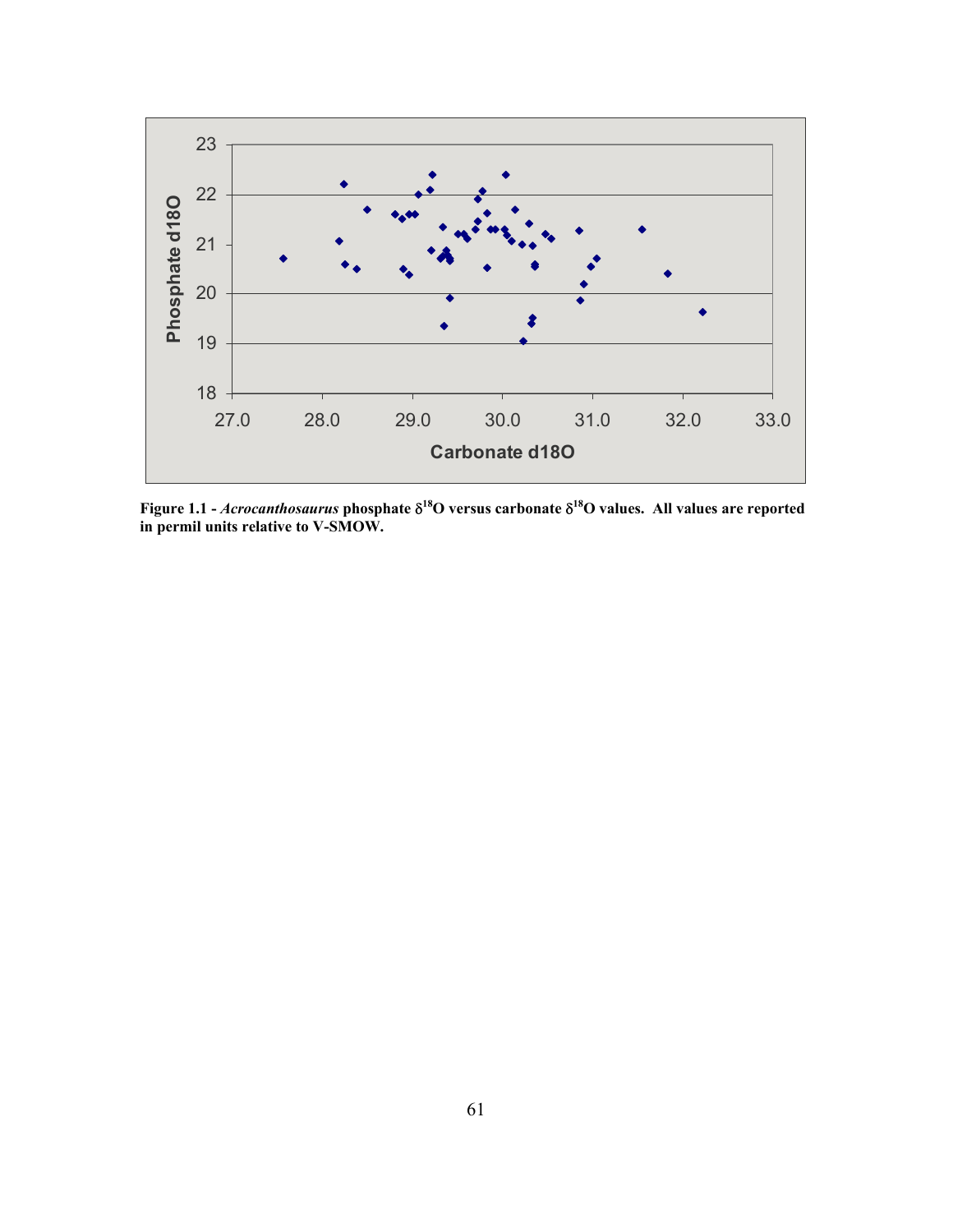**Figure 1.1 -** ***Acrocanthosaurus*** **phosphate $\delta^{18}O$ versus carbonate $\delta^{18}O$ values. All values are reported in permil units relative to V-SMOW.**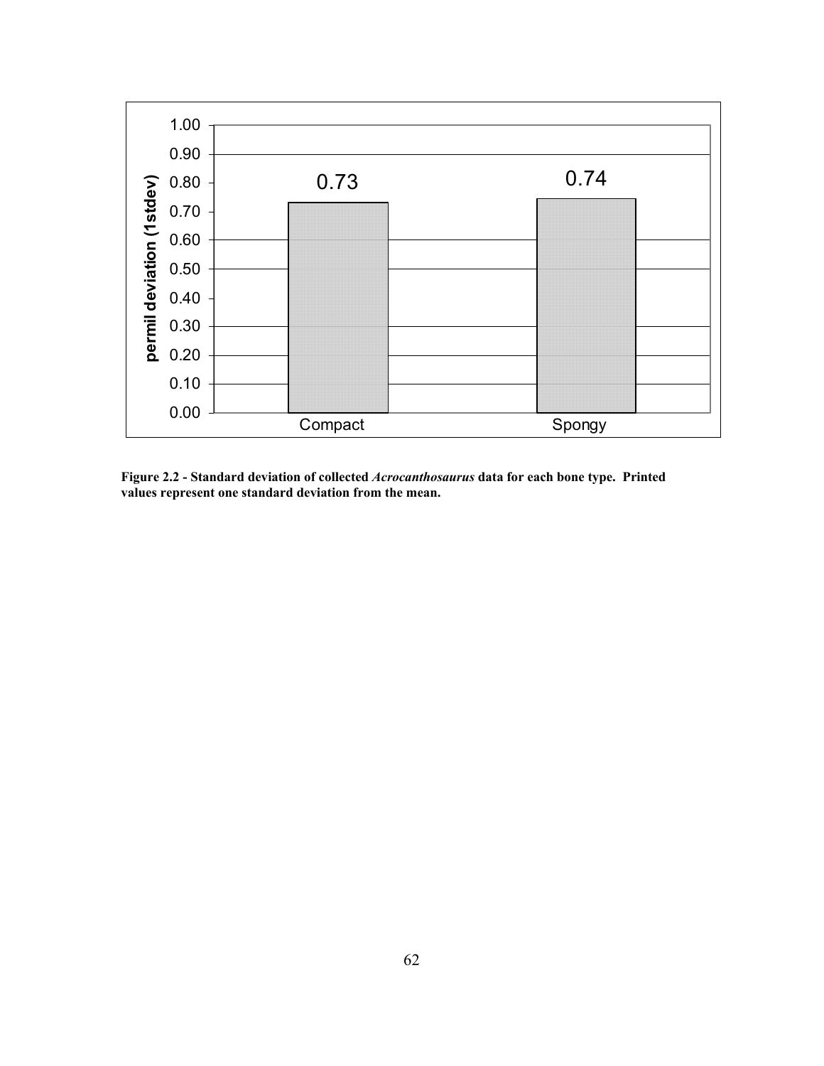| | Compact | Spongy |
|---|---|---|
| permil deviation (1stdev) | 0.73 | 0.74 |

**Figure 2.2 - Standard deviation of collected *Acrocanthosaurus* data for each bone type. Printed values represent one standard deviation from the mean.**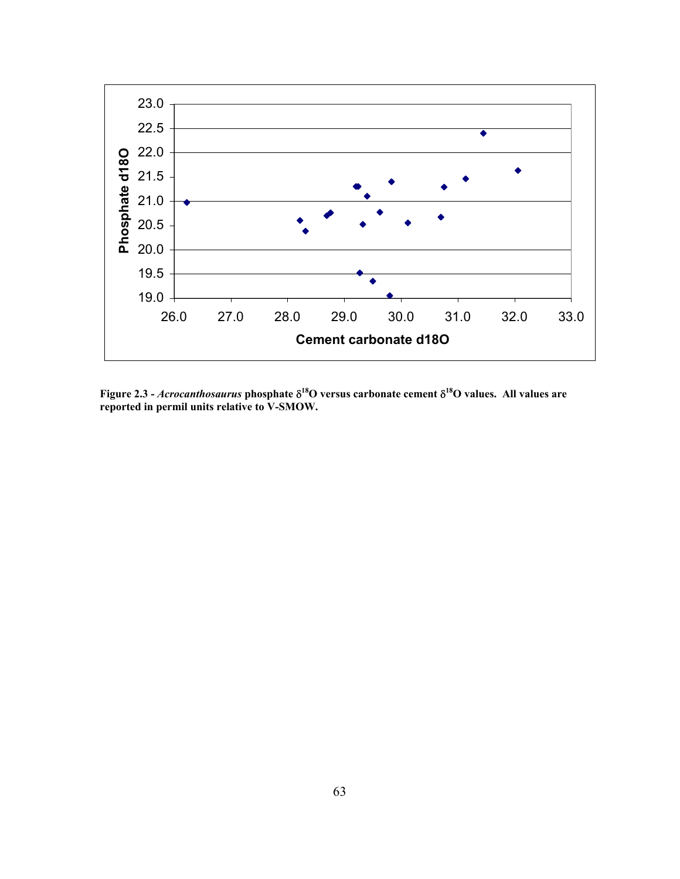**Figure 2.3 -** ***Acrocanthosaurus*** **phosphate $\delta^{18}O$ versus carbonate cement $\delta^{18}O$ values. All values are reported in permil units relative to V-SMOW.**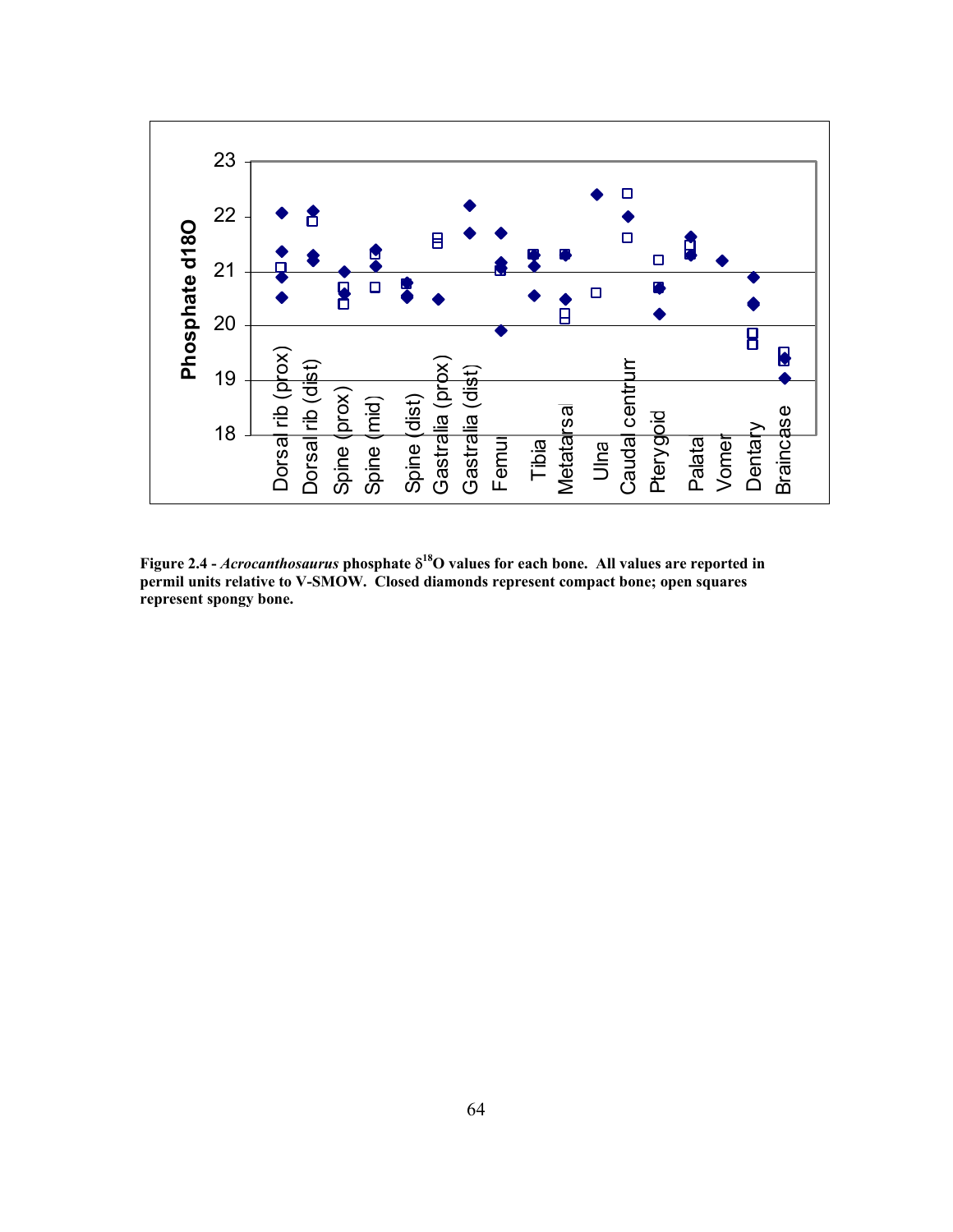**Figure 2.4 -** ***Acrocanthosaurus*** **phosphate $\delta^{18}O$ values for each bone. All values are reported in permil units relative to V-SMOW. Closed diamonds represent compact bone; open squares represent spongy bone.**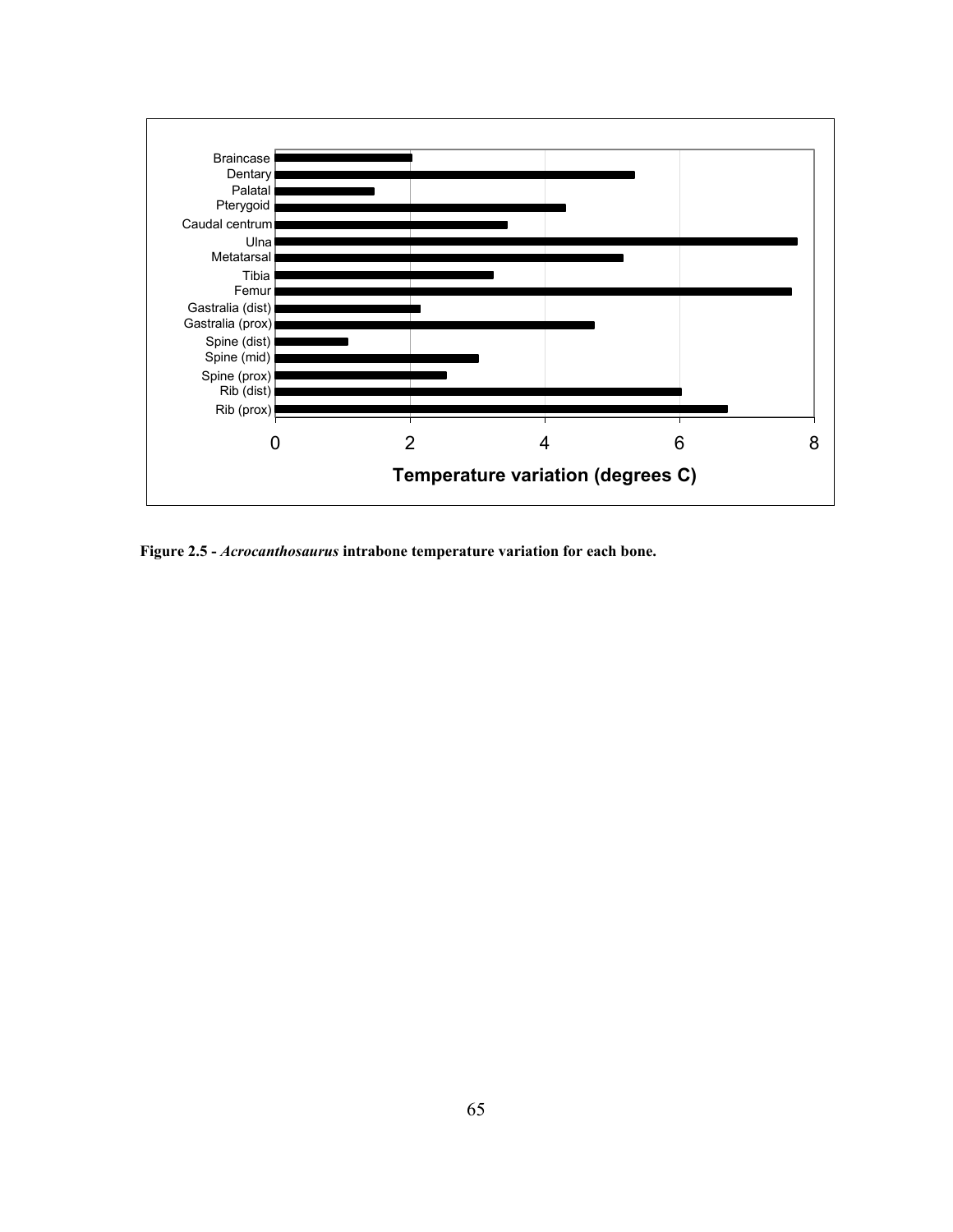**Figure 2.5 -** ***Acrocanthosaurus*** **intrabone temperature variation for each bone.**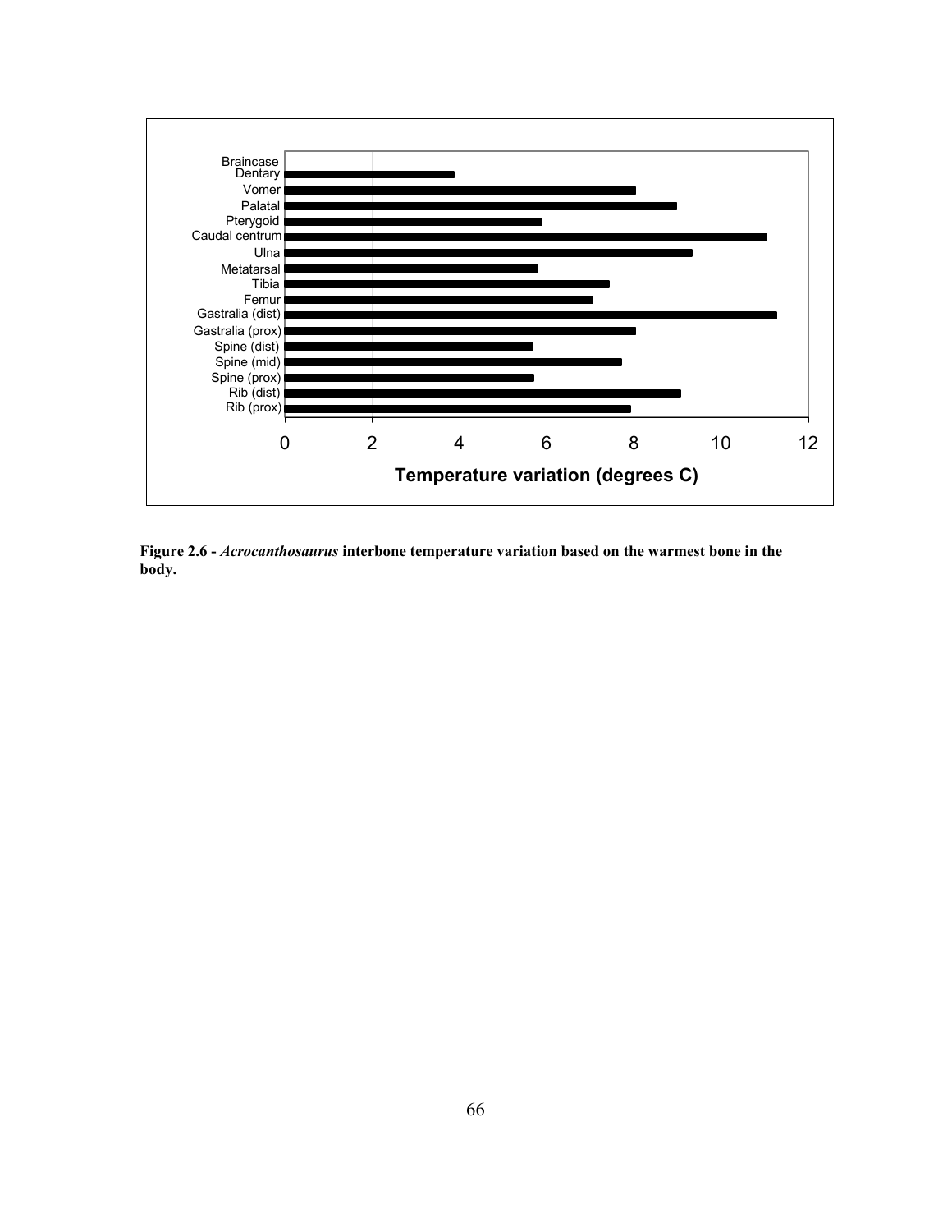**Figure 2.6 -** ***Acrocanthosaurus*** **interbone temperature variation based on the warmest bone in the body.**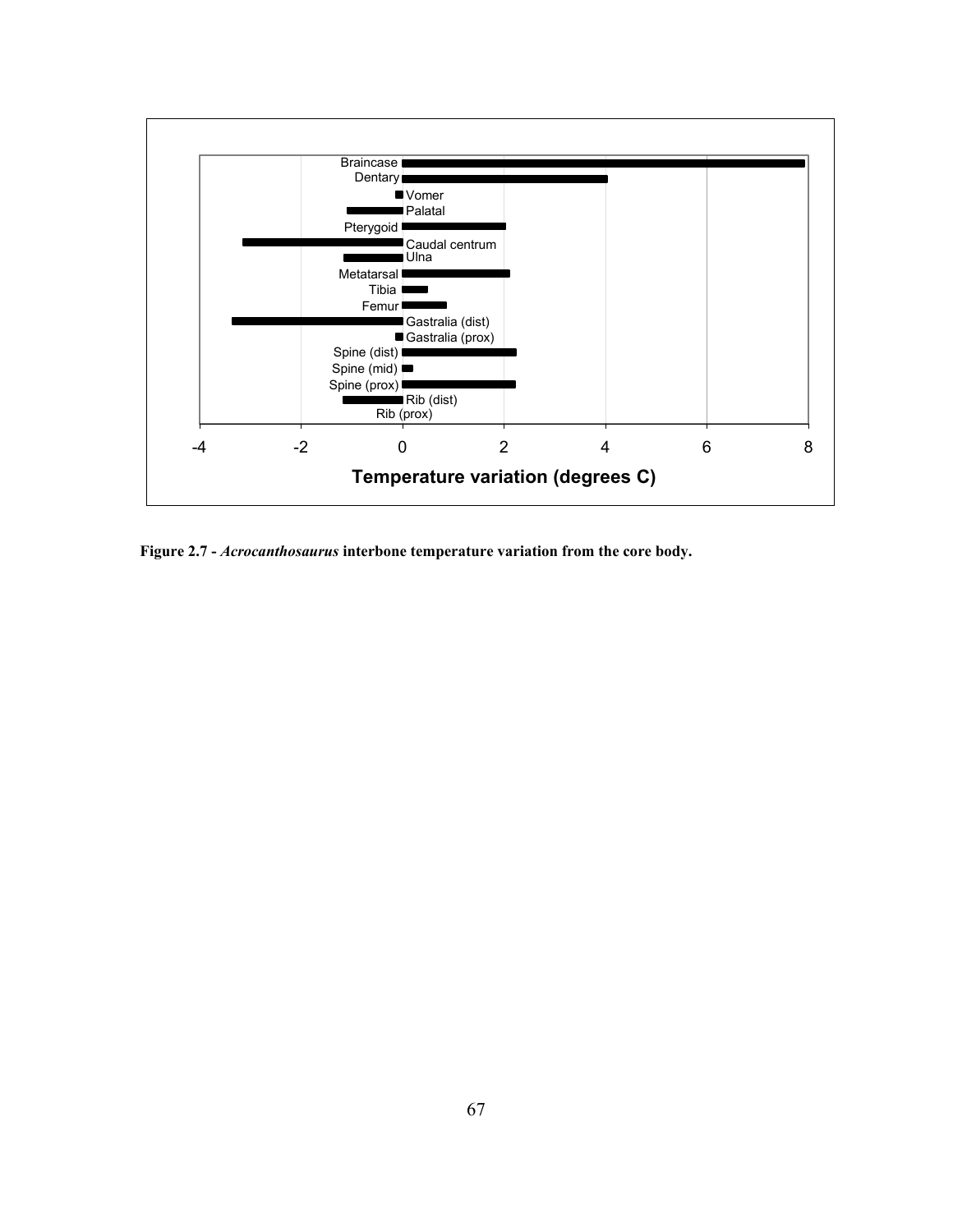**Figure 2.7 -** ***Acrocanthosaurus*** **interbone temperature variation from the core body.**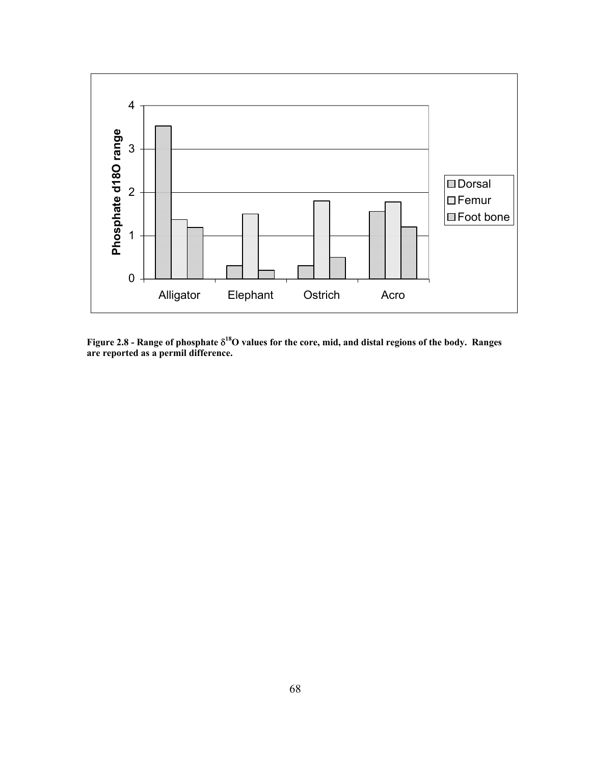**Figure 2.8 - Range of phosphate $\delta^{18}O$ values for the core, mid, and distal regions of the body. Ranges are reported as a permil difference.**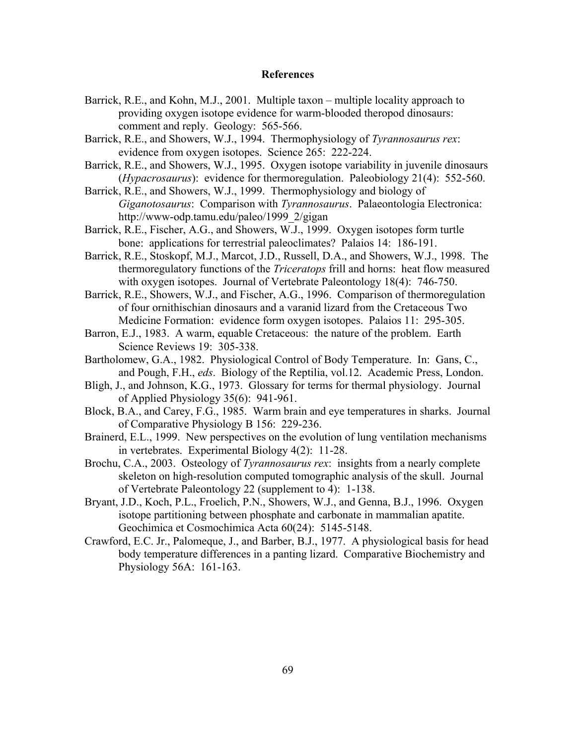# References

Barrick, R.E., and Kohn, M.J., 2001. Multiple taxon – multiple locality approach to providing oxygen isotope evidence for warm-blooded theropod dinosaurs: comment and reply. Geology: 565-566.

Barrick, R.E., and Showers, W.J., 1994. Thermophysiology of *Tyrannosaurus rex*: evidence from oxygen isotopes. Science 265: 222-224.

Barrick, R.E., and Showers, W.J., 1995. Oxygen isotope variability in juvenile dinosaurs (*Hypacrosaurus*): evidence for thermoregulation. Paleobiology 21(4): 552-560.

Barrick, R.E., and Showers, W.J., 1999. Thermophysiology and biology of *Giganotosaurus*: Comparison with *Tyrannosaurus*. Palaeontologia Electronica: http://www-odp.tamu.edu/paleo/1999_2/gigan

Barrick, R.E., Fischer, A.G., and Showers, W.J., 1999. Oxygen isotopes form turtle bone: applications for terrestrial paleoclimates? Palaios 14: 186-191.

Barrick, R.E., Stoskopf, M.J., Marcot, J.D., Russell, D.A., and Showers, W.J., 1998. The thermoregulatory functions of the *Triceratops* frill and horns: heat flow measured with oxygen isotopes. Journal of Vertebrate Paleontology 18(4): 746-750.

Barrick, R.E., Showers, W.J., and Fischer, A.G., 1996. Comparison of thermoregulation of four ornithischian dinosaurs and a varanid lizard from the Cretaceous Two Medicine Formation: evidence form oxygen isotopes. Palaios 11: 295-305.

Barron, E.J., 1983. A warm, equable Cretaceous: the nature of the problem. Earth Science Reviews 19: 305-338.

Bartholomew, G.A., 1982. Physiological Control of Body Temperature. In: Gans, C., and Pough, F.H., *eds*. Biology of the Reptilia, vol.12. Academic Press, London.

Bligh, J., and Johnson, K.G., 1973. Glossary for terms for thermal physiology. Journal of Applied Physiology 35(6): 941-961.

Block, B.A., and Carey, F.G., 1985. Warm brain and eye temperatures in sharks. Journal of Comparative Physiology B 156: 229-236.

Brainerd, E.L., 1999. New perspectives on the evolution of lung ventilation mechanisms in vertebrates. Experimental Biology 4(2): 11-28.

Brochu, C.A., 2003. Osteology of *Tyrannosaurus rex*: insights from a nearly complete skeleton on high-resolution computed tomographic analysis of the skull. Journal of Vertebrate Paleontology 22 (supplement to 4): 1-138.

Bryant, J.D., Koch, P.L., Froelich, P.N., Showers, W.J., and Genna, B.J., 1996. Oxygen isotope partitioning between phosphate and carbonate in mammalian apatite. Geochimica et Cosmochimica Acta 60(24): 5145-5148.

Crawford, E.C. Jr., Palomeque, J., and Barber, B.J., 1977. A physiological basis for head body temperature differences in a panting lizard. Comparative Biochemistry and Physiology 56A: 161-163.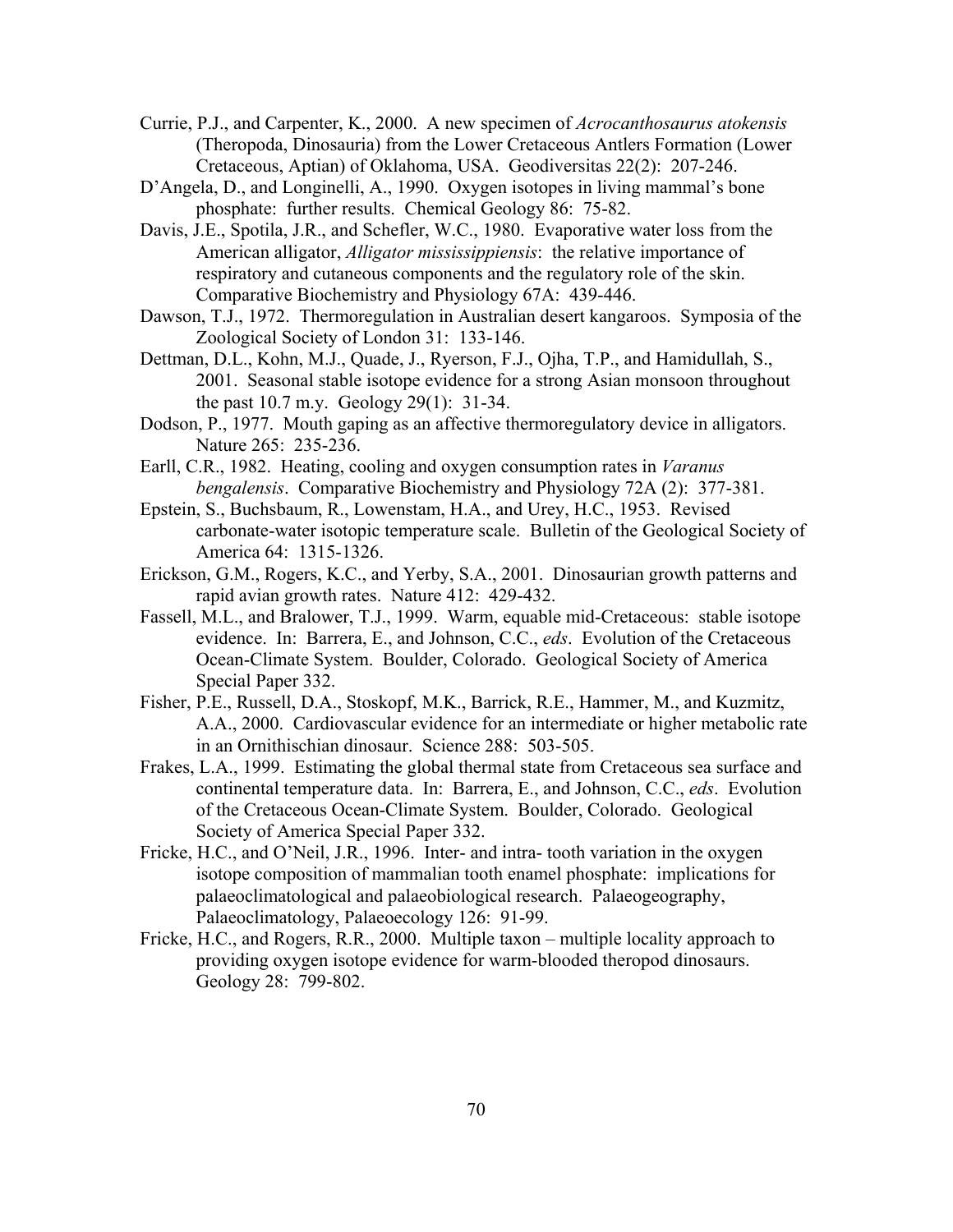Currie, P.J., and Carpenter, K., 2000. A new specimen of *Acrocanthosaurus atokensis* (Theropoda, Dinosauria) from the Lower Cretaceous Antlers Formation (Lower Cretaceous, Aptian) of Oklahoma, USA. Geodiversitas 22(2): 207-246.

D'Angela, D., and Longinelli, A., 1990. Oxygen isotopes in living mammal's bone phosphate: further results. Chemical Geology 86: 75-82.

Davis, J.E., Spotila, J.R., and Schefler, W.C., 1980. Evaporative water loss from the American alligator, *Alligator mississippiensis*: the relative importance of respiratory and cutaneous components and the regulatory role of the skin. Comparative Biochemistry and Physiology 67A: 439-446.

Dawson, T.J., 1972. Thermoregulation in Australian desert kangaroos. Symposia of the Zoological Society of London 31: 133-146.

Dettman, D.L., Kohn, M.J., Quade, J., Ryerson, F.J., Ojha, T.P., and Hamidullah, S., 2001. Seasonal stable isotope evidence for a strong Asian monsoon throughout the past 10.7 m.y. Geology 29(1): 31-34.

Dodson, P., 1977. Mouth gaping as an affective thermoregulatory device in alligators. Nature 265: 235-236.

Earll, C.R., 1982. Heating, cooling and oxygen consumption rates in *Varanus bengalensis*. Comparative Biochemistry and Physiology 72A (2): 377-381.

Epstein, S., Buchsbaum, R., Lowenstam, H.A., and Urey, H.C., 1953. Revised carbonate-water isotopic temperature scale. Bulletin of the Geological Society of America 64: 1315-1326.

Erickson, G.M., Rogers, K.C., and Yerby, S.A., 2001. Dinosaurian growth patterns and rapid avian growth rates. Nature 412: 429-432.

Fassell, M.L., and Bralower, T.J., 1999. Warm, equable mid-Cretaceous: stable isotope evidence. In: Barrera, E., and Johnson, C.C., *eds*. Evolution of the Cretaceous Ocean-Climate System. Boulder, Colorado. Geological Society of America Special Paper 332.

Fisher, P.E., Russell, D.A., Stoskopf, M.K., Barrick, R.E., Hammer, M., and Kuzmitz, A.A., 2000. Cardiovascular evidence for an intermediate or higher metabolic rate in an Ornithischian dinosaur. Science 288: 503-505.

Frakes, L.A., 1999. Estimating the global thermal state from Cretaceous sea surface and continental temperature data. In: Barrera, E., and Johnson, C.C., *eds*. Evolution of the Cretaceous Ocean-Climate System. Boulder, Colorado. Geological Society of America Special Paper 332.

Fricke, H.C., and O'Neil, J.R., 1996. Inter- and intra- tooth variation in the oxygen isotope composition of mammalian tooth enamel phosphate: implications for palaeoclimatological and palaeobiological research. Palaeogeography, Palaeoclimatology, Palaeoecology 126: 91-99.

Fricke, H.C., and Rogers, R.R., 2000. Multiple taxon – multiple locality approach to providing oxygen isotope evidence for warm-blooded theropod dinosaurs. Geology 28: 799-802.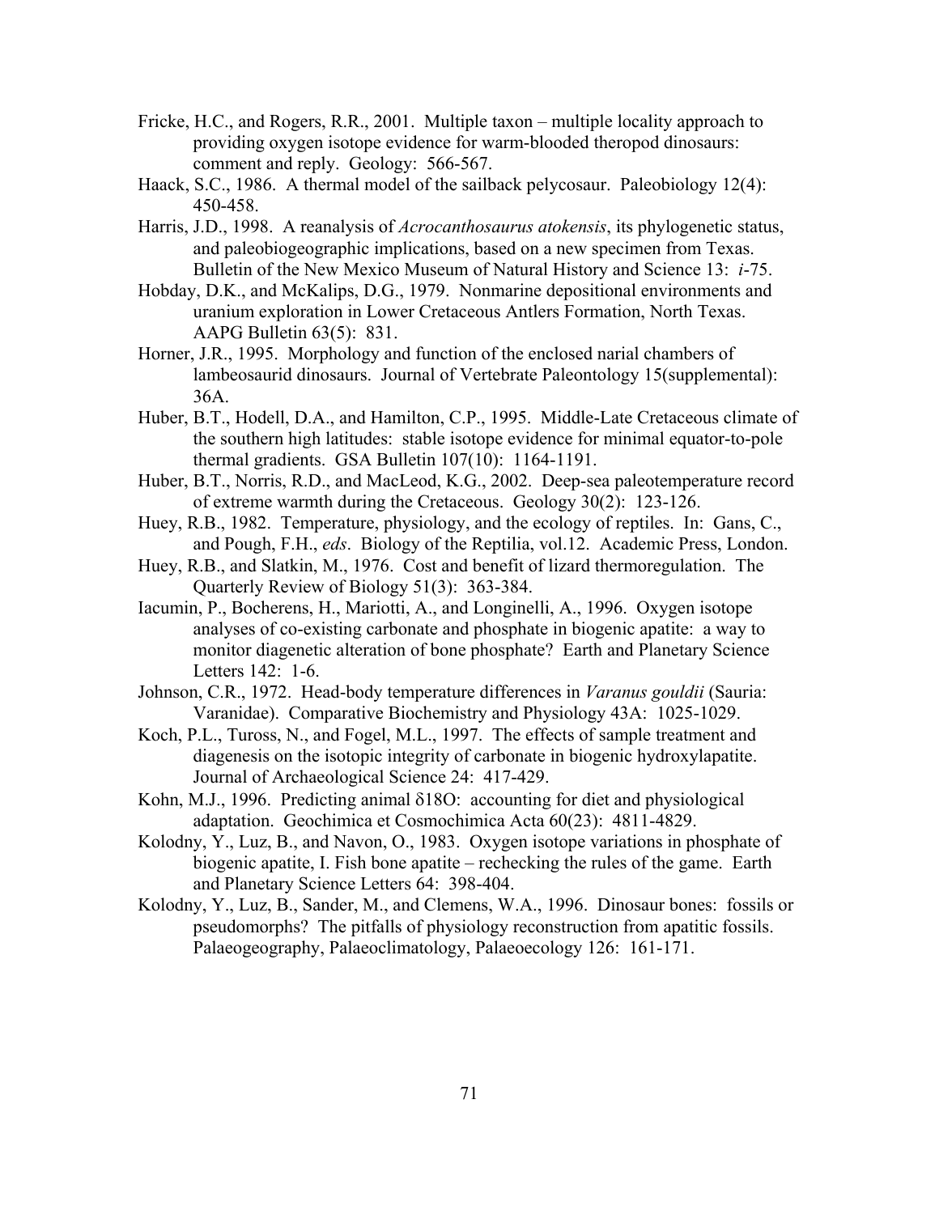Fricke, H.C., and Rogers, R.R., 2001. Multiple taxon – multiple locality approach to providing oxygen isotope evidence for warm-blooded theropod dinosaurs: comment and reply. Geology: 566-567.

Haack, S.C., 1986. A thermal model of the sailback pelycosaur. Paleobiology 12(4): 450-458.

Harris, J.D., 1998. A reanalysis of *Acrocanthosaurus atokensis*, its phylogenetic status, and paleobiogeographic implications, based on a new specimen from Texas. Bulletin of the New Mexico Museum of Natural History and Science 13: *i*-75.

Hobday, D.K., and McKalips, D.G., 1979. Nonmarine depositional environments and uranium exploration in Lower Cretaceous Antlers Formation, North Texas. AAPG Bulletin 63(5): 831.

Horner, J.R., 1995. Morphology and function of the enclosed narial chambers of lambeosaurid dinosaurs. Journal of Vertebrate Paleontology 15(supplemental): 36A.

Huber, B.T., Hodell, D.A., and Hamilton, C.P., 1995. Middle-Late Cretaceous climate of the southern high latitudes: stable isotope evidence for minimal equator-to-pole thermal gradients. GSA Bulletin 107(10): 1164-1191.

Huber, B.T., Norris, R.D., and MacLeod, K.G., 2002. Deep-sea paleotemperature record of extreme warmth during the Cretaceous. Geology 30(2): 123-126.

Huey, R.B., 1982. Temperature, physiology, and the ecology of reptiles. In: Gans, C., and Pough, F.H., *eds*. Biology of the Reptilia, vol.12. Academic Press, London.

Huey, R.B., and Slatkin, M., 1976. Cost and benefit of lizard thermoregulation. The Quarterly Review of Biology 51(3): 363-384.

Iacumin, P., Bocherens, H., Mariotti, A., and Longinelli, A., 1996. Oxygen isotope analyses of co-existing carbonate and phosphate in biogenic apatite: a way to monitor diagenetic alteration of bone phosphate? Earth and Planetary Science Letters 142: 1-6.

Johnson, C.R., 1972. Head-body temperature differences in *Varanus gouldii* (Sauria: Varanidae). Comparative Biochemistry and Physiology 43A: 1025-1029.

Koch, P.L., Tuross, N., and Fogel, M.L., 1997. The effects of sample treatment and diagenesis on the isotopic integrity of carbonate in biogenic hydroxylapatite. Journal of Archaeological Science 24: 417-429.

Kohn, M.J., 1996. Predicting animal $\delta$18O: accounting for diet and physiological adaptation. Geochimica et Cosmochimica Acta 60(23): 4811-4829.

Kolodny, Y., Luz, B., and Navon, O., 1983. Oxygen isotope variations in phosphate of biogenic apatite, I. Fish bone apatite – rechecking the rules of the game. Earth and Planetary Science Letters 64: 398-404.

Kolodny, Y., Luz, B., Sander, M., and Clemens, W.A., 1996. Dinosaur bones: fossils or pseudomorphs? The pitfalls of physiology reconstruction from apatitic fossils. Palaeogeography, Palaeoclimatology, Palaeoecology 126: 161-171.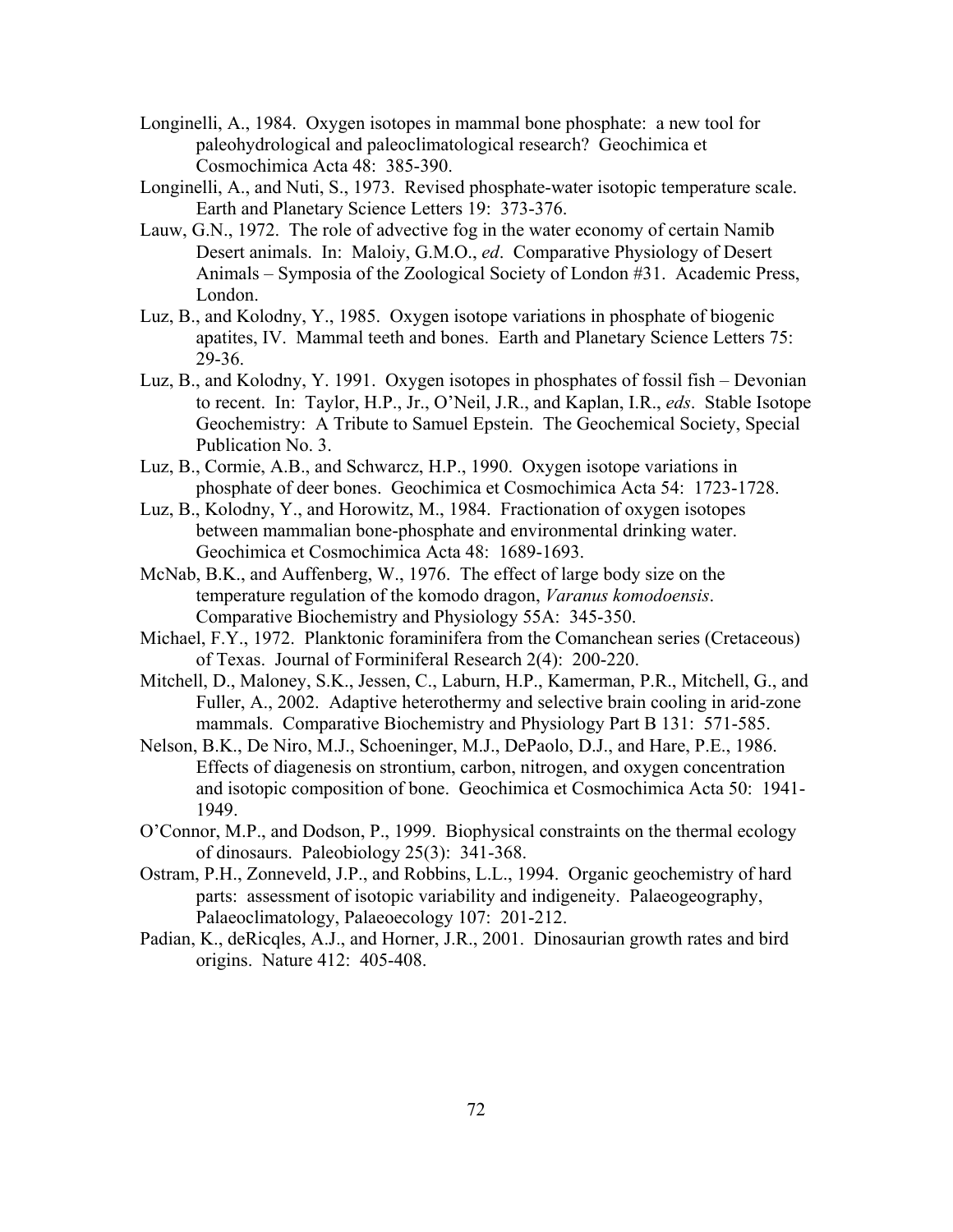Longinelli, A., 1984. Oxygen isotopes in mammal bone phosphate: a new tool for paleohydrological and paleoclimatological research? Geochimica et Cosmochimica Acta 48: 385-390.

Longinelli, A., and Nuti, S., 1973. Revised phosphate-water isotopic temperature scale. Earth and Planetary Science Letters 19: 373-376.

Lauw, G.N., 1972. The role of advective fog in the water economy of certain Namib Desert animals. In: Maloiy, G.M.O., *ed*. Comparative Physiology of Desert Animals – Symposia of the Zoological Society of London #31. Academic Press, London.

Luz, B., and Kolodny, Y., 1985. Oxygen isotope variations in phosphate of biogenic apatites, IV. Mammal teeth and bones. Earth and Planetary Science Letters 75: 29-36.

Luz, B., and Kolodny, Y. 1991. Oxygen isotopes in phosphates of fossil fish – Devonian to recent. In: Taylor, H.P., Jr., O'Neil, J.R., and Kaplan, I.R., *eds*. Stable Isotope Geochemistry: A Tribute to Samuel Epstein. The Geochemical Society, Special Publication No. 3.

Luz, B., Cormie, A.B., and Schwarcz, H.P., 1990. Oxygen isotope variations in phosphate of deer bones. Geochimica et Cosmochimica Acta 54: 1723-1728.

Luz, B., Kolodny, Y., and Horowitz, M., 1984. Fractionation of oxygen isotopes between mammalian bone-phosphate and environmental drinking water. Geochimica et Cosmochimica Acta 48: 1689-1693.

McNab, B.K., and Auffenberg, W., 1976. The effect of large body size on the temperature regulation of the komodo dragon, *Varanus komodoensis*. Comparative Biochemistry and Physiology 55A: 345-350.

Michael, F.Y., 1972. Planktonic foraminifera from the Comanchean series (Cretaceous) of Texas. Journal of Forminiferal Research 2(4): 200-220.

Mitchell, D., Maloney, S.K., Jessen, C., Laburn, H.P., Kamerman, P.R., Mitchell, G., and Fuller, A., 2002. Adaptive heterothermy and selective brain cooling in arid-zone mammals. Comparative Biochemistry and Physiology Part B 131: 571-585.

Nelson, B.K., De Niro, M.J., Schoeninger, M.J., DePaolo, D.J., and Hare, P.E., 1986. Effects of diagenesis on strontium, carbon, nitrogen, and oxygen concentration and isotopic composition of bone. Geochimica et Cosmochimica Acta 50: 1941-1949.

O'Connor, M.P., and Dodson, P., 1999. Biophysical constraints on the thermal ecology of dinosaurs. Paleobiology 25(3): 341-368.

Ostram, P.H., Zonneveld, J.P., and Robbins, L.L., 1994. Organic geochemistry of hard parts: assessment of isotopic variability and indigeneity. Palaeogeography, Palaeoclimatology, Palaeoecology 107: 201-212.

Padian, K., deRicqles, A.J., and Horner, J.R., 2001. Dinosaurian growth rates and bird origins. Nature 412: 405-408.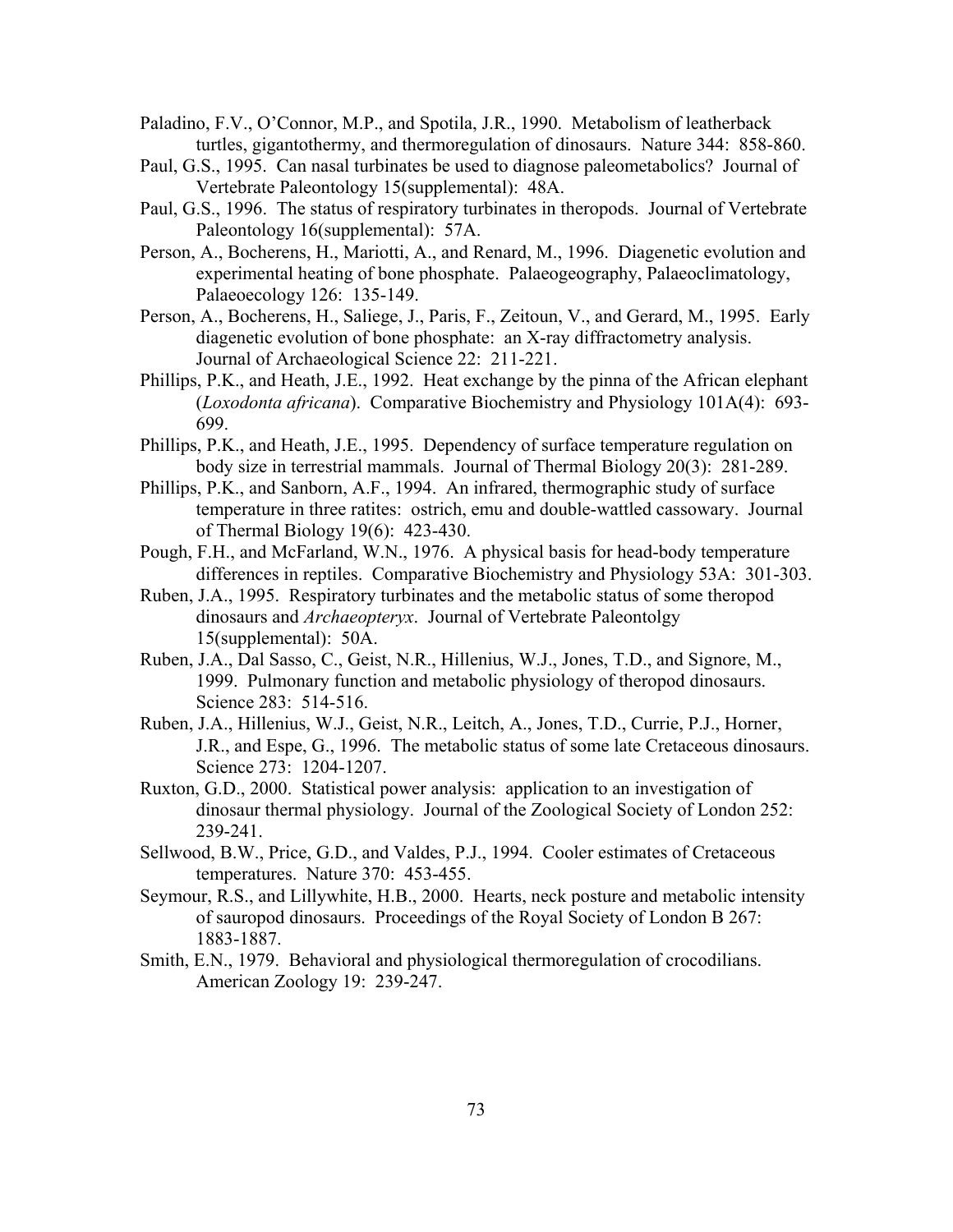Paladino, F.V., O'Connor, M.P., and Spotila, J.R., 1990. Metabolism of leatherback turtles, gigantothermy, and thermoregulation of dinosaurs. Nature 344: 858-860.

Paul, G.S., 1995. Can nasal turbinates be used to diagnose paleometabolics? Journal of Vertebrate Paleontology 15(supplemental): 48A.

Paul, G.S., 1996. The status of respiratory turbinates in theropods. Journal of Vertebrate Paleontology 16(supplemental): 57A.

Person, A., Bocherens, H., Mariotti, A., and Renard, M., 1996. Diagenetic evolution and experimental heating of bone phosphate. Palaeogeography, Palaeoclimatology, Palaeoecology 126: 135-149.

Person, A., Bocherens, H., Saliege, J., Paris, F., Zeitoun, V., and Gerard, M., 1995. Early diagenetic evolution of bone phosphate: an X-ray diffractometry analysis. Journal of Archaeological Science 22: 211-221.

Phillips, P.K., and Heath, J.E., 1992. Heat exchange by the pinna of the African elephant (*Loxodonta africana*). Comparative Biochemistry and Physiology 101A(4): 693-699.

Phillips, P.K., and Heath, J.E., 1995. Dependency of surface temperature regulation on body size in terrestrial mammals. Journal of Thermal Biology 20(3): 281-289.

Phillips, P.K., and Sanborn, A.F., 1994. An infrared, thermographic study of surface temperature in three ratites: ostrich, emu and double-wattled cassowary. Journal of Thermal Biology 19(6): 423-430.

Pough, F.H., and McFarland, W.N., 1976. A physical basis for head-body temperature differences in reptiles. Comparative Biochemistry and Physiology 53A: 301-303.

Ruben, J.A., 1995. Respiratory turbinates and the metabolic status of some theropod dinosaurs and *Archaeopteryx*. Journal of Vertebrate Paleontolgy 15(supplemental): 50A.

Ruben, J.A., Dal Sasso, C., Geist, N.R., Hillenius, W.J., Jones, T.D., and Signore, M., 1999. Pulmonary function and metabolic physiology of theropod dinosaurs. Science 283: 514-516.

Ruben, J.A., Hillenius, W.J., Geist, N.R., Leitch, A., Jones, T.D., Currie, P.J., Horner, J.R., and Espe, G., 1996. The metabolic status of some late Cretaceous dinosaurs. Science 273: 1204-1207.

Ruxton, G.D., 2000. Statistical power analysis: application to an investigation of dinosaur thermal physiology. Journal of the Zoological Society of London 252: 239-241.

Sellwood, B.W., Price, G.D., and Valdes, P.J., 1994. Cooler estimates of Cretaceous temperatures. Nature 370: 453-455.

Seymour, R.S., and Lillywhite, H.B., 2000. Hearts, neck posture and metabolic intensity of sauropod dinosaurs. Proceedings of the Royal Society of London B 267: 1883-1887.

Smith, E.N., 1979. Behavioral and physiological thermoregulation of crocodilians. American Zoology 19: 239-247.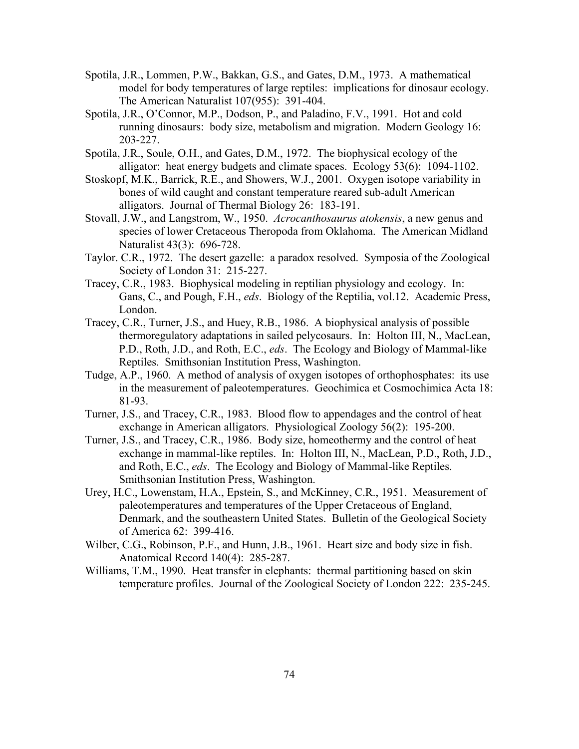Spotila, J.R., Lommen, P.W., Bakkan, G.S., and Gates, D.M., 1973. A mathematical model for body temperatures of large reptiles: implications for dinosaur ecology. The American Naturalist 107(955): 391-404.

Spotila, J.R., O'Connor, M.P., Dodson, P., and Paladino, F.V., 1991. Hot and cold running dinosaurs: body size, metabolism and migration. Modern Geology 16: 203-227.

Spotila, J.R., Soule, O.H., and Gates, D.M., 1972. The biophysical ecology of the alligator: heat energy budgets and climate spaces. Ecology 53(6): 1094-1102.

Stoskopf, M.K., Barrick, R.E., and Showers, W.J., 2001. Oxygen isotope variability in bones of wild caught and constant temperature reared sub-adult American alligators. Journal of Thermal Biology 26: 183-191.

Stovall, J.W., and Langstrom, W., 1950. *Acrocanthosaurus atokensis*, a new genus and species of lower Cretaceous Theropoda from Oklahoma. The American Midland Naturalist 43(3): 696-728.

Taylor. C.R., 1972. The desert gazelle: a paradox resolved. Symposia of the Zoological Society of London 31: 215-227.

Tracey, C.R., 1983. Biophysical modeling in reptilian physiology and ecology. In: Gans, C., and Pough, F.H., *eds*. Biology of the Reptilia, vol.12. Academic Press, London.

Tracey, C.R., Turner, J.S., and Huey, R.B., 1986. A biophysical analysis of possible thermoregulatory adaptations in sailed pelycosaurs. In: Holton III, N., MacLean, P.D., Roth, J.D., and Roth, E.C., *eds*. The Ecology and Biology of Mammal-like Reptiles. Smithsonian Institution Press, Washington.

Tudge, A.P., 1960. A method of analysis of oxygen isotopes of orthophosphates: its use in the measurement of paleotemperatures. Geochimica et Cosmochimica Acta 18: 81-93.

Turner, J.S., and Tracey, C.R., 1983. Blood flow to appendages and the control of heat exchange in American alligators. Physiological Zoology 56(2): 195-200.

Turner, J.S., and Tracey, C.R., 1986. Body size, homeothermy and the control of heat exchange in mammal-like reptiles. In: Holton III, N., MacLean, P.D., Roth, J.D., and Roth, E.C., *eds*. The Ecology and Biology of Mammal-like Reptiles. Smithsonian Institution Press, Washington.

Urey, H.C., Lowenstam, H.A., Epstein, S., and McKinney, C.R., 1951. Measurement of paleotemperatures and temperatures of the Upper Cretaceous of England, Denmark, and the southeastern United States. Bulletin of the Geological Society of America 62: 399-416.

Wilber, C.G., Robinson, P.F., and Hunn, J.B., 1961. Heart size and body size in fish. Anatomical Record 140(4): 285-287.

Williams, T.M., 1990. Heat transfer in elephants: thermal partitioning based on skin temperature profiles. Journal of the Zoological Society of London 222: 235-245.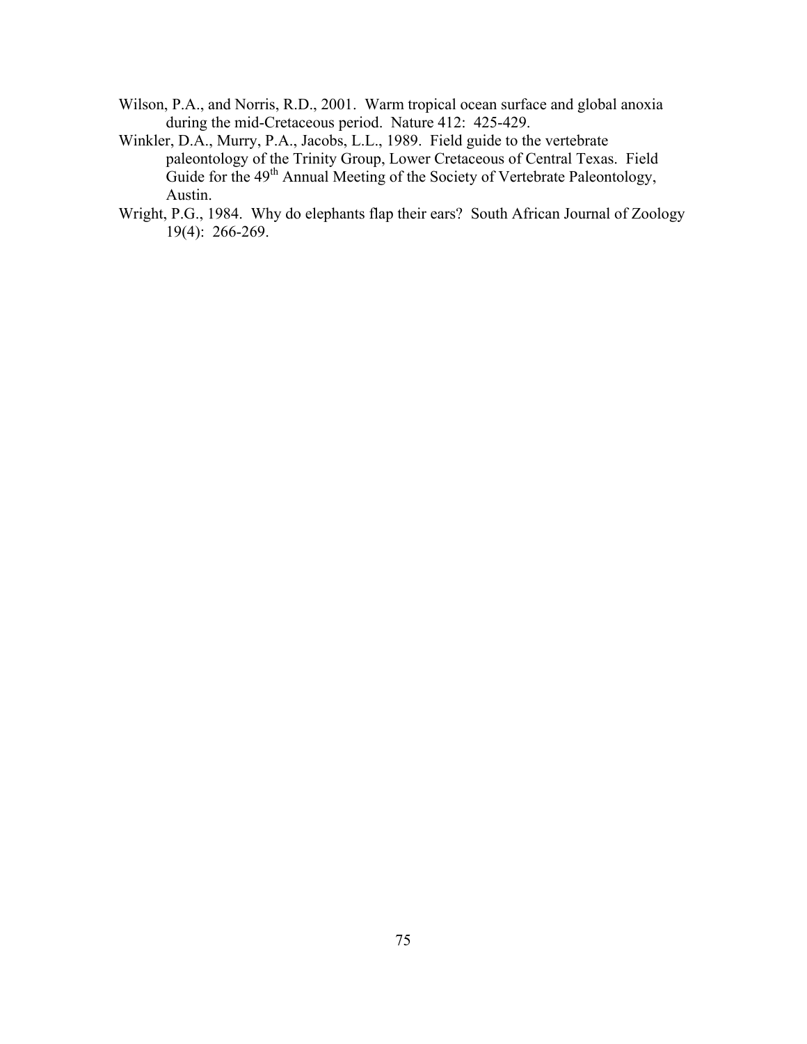Wilson, P.A., and Norris, R.D., 2001. Warm tropical ocean surface and global anoxia during the mid-Cretaceous period. Nature 412: 425-429.

Winkler, D.A., Murry, P.A., Jacobs, L.L., 1989. Field guide to the vertebrate paleontology of the Trinity Group, Lower Cretaceous of Central Texas. Field Guide for the 49th Annual Meeting of the Society of Vertebrate Paleontology, Austin.

Wright, P.G., 1984. Why do elephants flap their ears? South African Journal of Zoology 19(4): 266-269.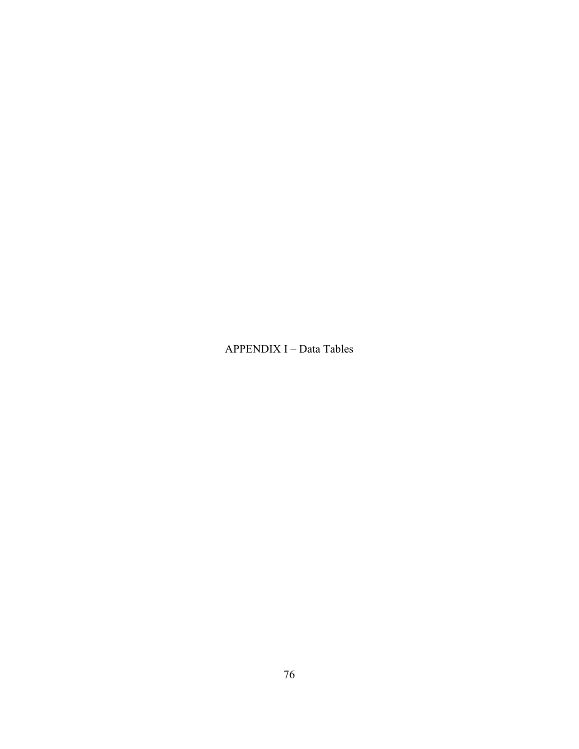# APPENDIX I – Data Tables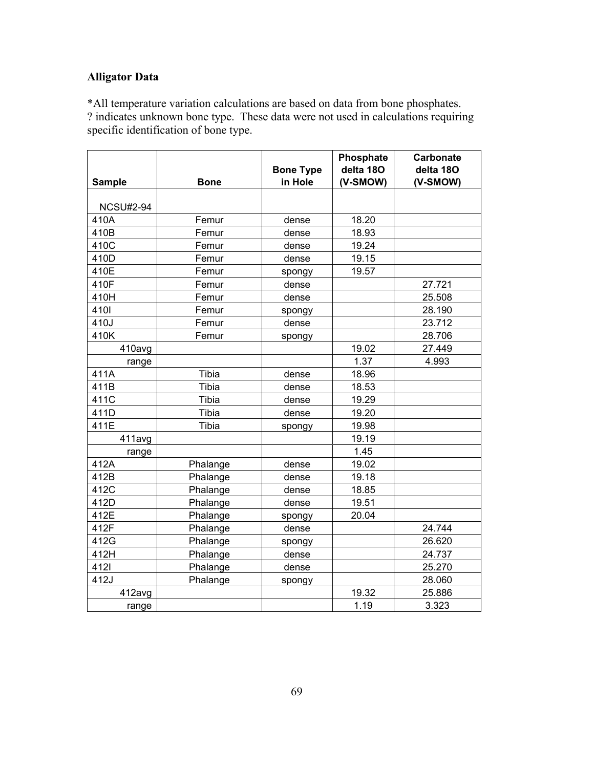**Alligator Data**

*All temperature variation calculations are based on data from bone phosphates.
? indicates unknown bone type. These data were not used in calculations requiring specific identification of bone type.

| Sample | Bone | Bone Type in Hole | Phosphate delta 18O (V-SMOW) | Carbonate delta 18O (V-SMOW) |
|---|---|---|---|---|
| NCSU#2-94 | | | | |
| 410A | Femur | dense | 18.20 | |
| 410B | Femur | dense | 18.93 | |
| 410C | Femur | dense | 19.24 | |
| 410D | Femur | dense | 19.15 | |
| 410E | Femur | spongy | 19.57 | |
| 410F | Femur | dense | | 27.721 |
| 410H | Femur | dense | | 25.508 |
| 410I | Femur | spongy | | 28.190 |
| 410J | Femur | dense | | 23.712 |
| 410K | Femur | spongy | | 28.706 |
| 410avg | | | 19.02 | 27.449 |
| range | | | 1.37 | 4.993 |
| 411A | Tibia | dense | 18.96 | |
| 411B | Tibia | dense | 18.53 | |
| 411C | Tibia | dense | 19.29 | |
| 411D | Tibia | dense | 19.20 | |
| 411E | Tibia | spongy | 19.98 | |
| 411avg | | | 19.19 | |
| range | | | 1.45 | |
| 412A | Phalange | dense | 19.02 | |
| 412B | Phalange | dense | 19.18 | |
| 412C | Phalange | dense | 18.85 | |
| 412D | Phalange | dense | 19.51 | |
| 412E | Phalange | spongy | 20.04 | |
| 412F | Phalange | dense | | 24.744 |
| 412G | Phalange | spongy | | 26.620 |
| 412H | Phalange | dense | | 24.737 |
| 412I | Phalange | dense | | 25.270 |
| 412J | Phalange | spongy | | 28.060 |
| 412avg | | | 19.32 | 25.886 |
| range | | | 1.19 | 3.323 |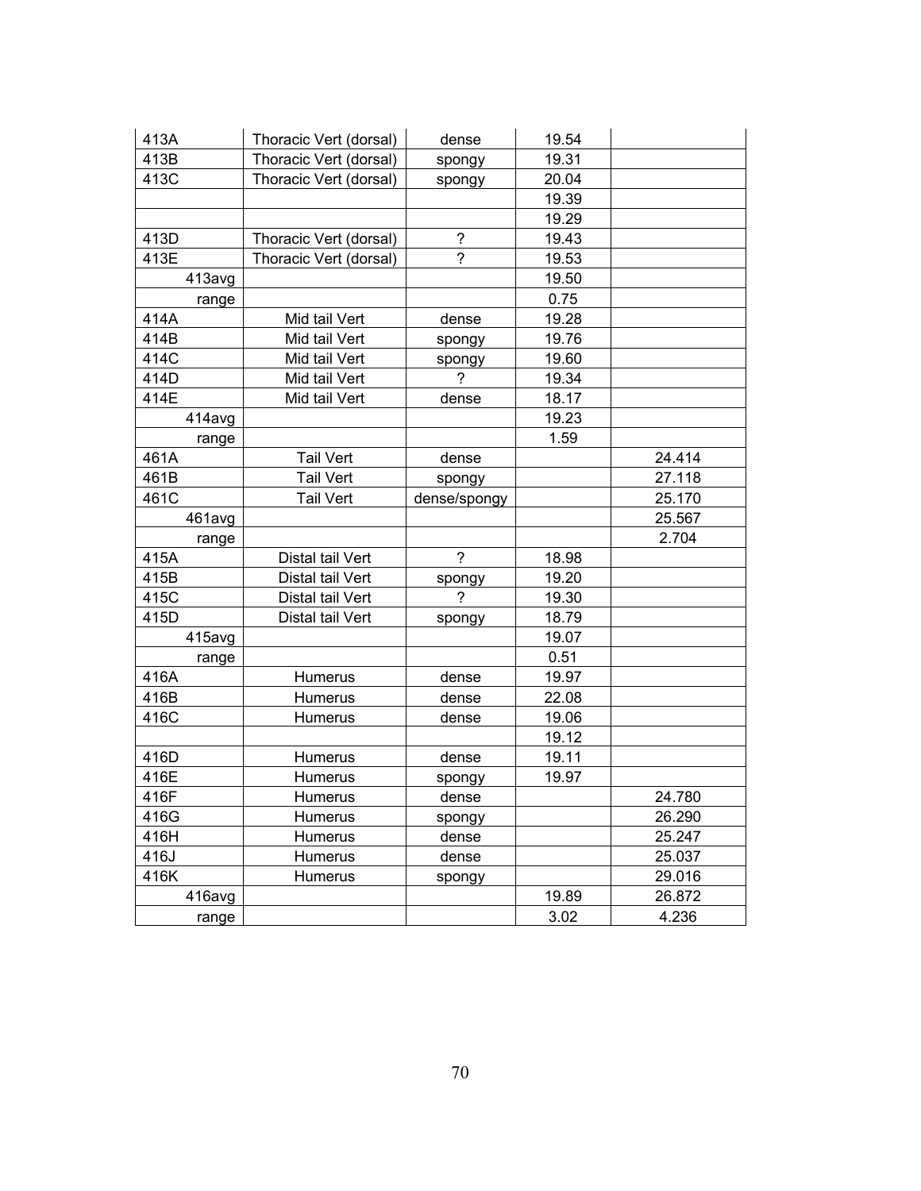| | | | | |
|---|---|---|---|---|
| 413A | Thoracic Vert (dorsal) | dense | 19.54 | |
| 413B | Thoracic Vert (dorsal) | spongy | 19.31 | |
| 413C | Thoracic Vert (dorsal) | spongy | 20.04 | |
| | | | 19.39 | |
| | | | 19.29 | |
| 413D | Thoracic Vert (dorsal) | ? | 19.43 | |
| 413E | Thoracic Vert (dorsal) | ? | 19.53 | |
| 413avg | | | 19.50 | |
| range | | | 0.75 | |
| 414A | Mid tail Vert | dense | 19.28 | |
| 414B | Mid tail Vert | spongy | 19.76 | |
| 414C | Mid tail Vert | spongy | 19.60 | |
| 414D | Mid tail Vert | ? | 19.34 | |
| 414E | Mid tail Vert | dense | 18.17 | |
| 414avg | | | 19.23 | |
| range | | | 1.59 | |
| 461A | Tail Vert | dense | | 24.414 |
| 461B | Tail Vert | spongy | | 27.118 |
| 461C | Tail Vert | dense/spongy | | 25.170 |
| 461avg | | | | 25.567 |
| range | | | | 2.704 |
| 415A | Distal tail Vert | ? | 18.98 | |
| 415B | Distal tail Vert | spongy | 19.20 | |
| 415C | Distal tail Vert | ? | 19.30 | |
| 415D | Distal tail Vert | spongy | 18.79 | |
| 415avg | | | 19.07 | |
| range | | | 0.51 | |
| 416A | Humerus | dense | 19.97 | |
| 416B | Humerus | dense | 22.08 | |
| 416C | Humerus | dense | 19.06 | |
| | | | 19.12 | |
| 416D | Humerus | dense | 19.11 | |
| 416E | Humerus | spongy | 19.97 | |
| 416F | Humerus | dense | | 24.780 |
| 416G | Humerus | spongy | | 26.290 |
| 416H | Humerus | dense | | 25.247 |
| 416J | Humerus | dense | | 25.037 |
| 416K | Humerus | spongy | | 29.016 |
| 416avg | | | 19.89 | 26.872 |
| range | | | 3.02 | 4.236 |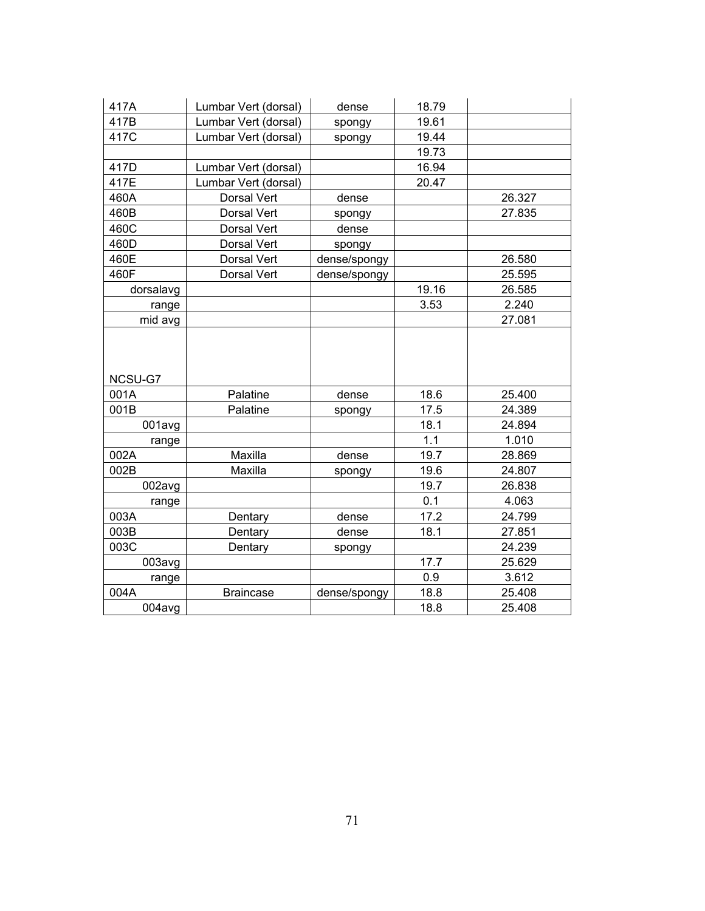| | | | | |
|---|---|---|---|---|
| 417A | Lumbar Vert (dorsal) | dense | 18.79 | |
| 417B | Lumbar Vert (dorsal) | spongy | 19.61 | |
| 417C | Lumbar Vert (dorsal) | spongy | 19.44 | |
| | | | 19.73 | |
| 417D | Lumbar Vert (dorsal) | | 16.94 | |
| 417E | Lumbar Vert (dorsal) | | 20.47 | |
| 460A | Dorsal Vert | dense | | 26.327 |
| 460B | Dorsal Vert | spongy | | 27.835 |
| 460C | Dorsal Vert | dense | | |
| 460D | Dorsal Vert | spongy | | |
| 460E | Dorsal Vert | dense/spongy | | 26.580 |
| 460F | Dorsal Vert | dense/spongy | | 25.595 |
| dorsalavg | | | 19.16 | 26.585 |
| range | | | 3.53 | 2.240 |
| mid avg | | | | 27.081 |
| NCSU-G7 | | | | |
| 001A | Palatine | dense | 18.6 | 25.400 |
| 001B | Palatine | spongy | 17.5 | 24.389 |
| 001avg | | | 18.1 | 24.894 |
| range | | | 1.1 | 1.010 |
| 002A | Maxilla | dense | 19.7 | 28.869 |
| 002B | Maxilla | spongy | 19.6 | 24.807 |
| 002avg | | | 19.7 | 26.838 |
| range | | | 0.1 | 4.063 |
| 003A | Dentary | dense | 17.2 | 24.799 |
| 003B | Dentary | dense | 18.1 | 27.851 |
| 003C | Dentary | spongy | | 24.239 |
| 003avg | | | 17.7 | 25.629 |
| range | | | 0.9 | 3.612 |
| 004A | Braincase | dense/spongy | 18.8 | 25.408 |
| 004avg | | | 18.8 | 25.408 |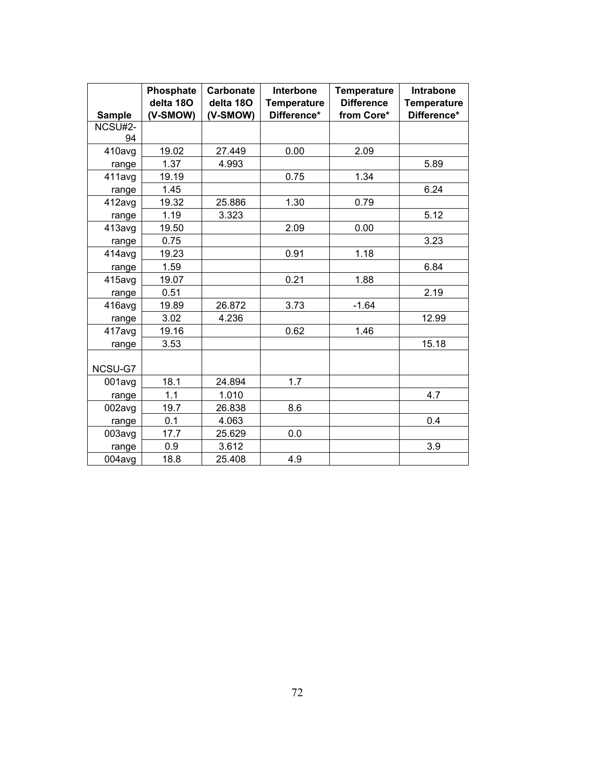| Sample | Phosphate delta 18O (V-SMOW) | Carbonate delta 18O (V-SMOW) | Interbone Temperature Difference* | Temperature Difference from Core* | Intrabone Temperature Difference* |
|---|---|---|---|---|---|
| NCSU#2-94 | | | | | |
| 410avg | 19.02 | 27.449 | 0.00 | 2.09 | |
| range | 1.37 | 4.993 | | | 5.89 |
| 411avg | 19.19 | | 0.75 | 1.34 | |
| range | 1.45 | | | | 6.24 |
| 412avg | 19.32 | 25.886 | 1.30 | 0.79 | |
| range | 1.19 | 3.323 | | | 5.12 |
| 413avg | 19.50 | | 2.09 | 0.00 | |
| range | 0.75 | | | | 3.23 |
| 414avg | 19.23 | | 0.91 | 1.18 | |
| range | 1.59 | | | | 6.84 |
| 415avg | 19.07 | | 0.21 | 1.88 | |
| range | 0.51 | | | | 2.19 |
| 416avg | 19.89 | 26.872 | 3.73 | -1.64 | |
| range | 3.02 | 4.236 | | | 12.99 |
| 417avg | 19.16 | | 0.62 | 1.46 | |
| range | 3.53 | | | | 15.18 |
| NCSU-G7 | | | | | |
| 001avg | 18.1 | 24.894 | 1.7 | | |
| range | 1.1 | 1.010 | | | 4.7 |
| 002avg | 19.7 | 26.838 | 8.6 | | |
| range | 0.1 | 4.063 | | | 0.4 |
| 003avg | 17.7 | 25.629 | 0.0 | | |
| range | 0.9 | 3.612 | | | 3.9 |
| 004avg | 18.8 | 25.408 | 4.9 | | |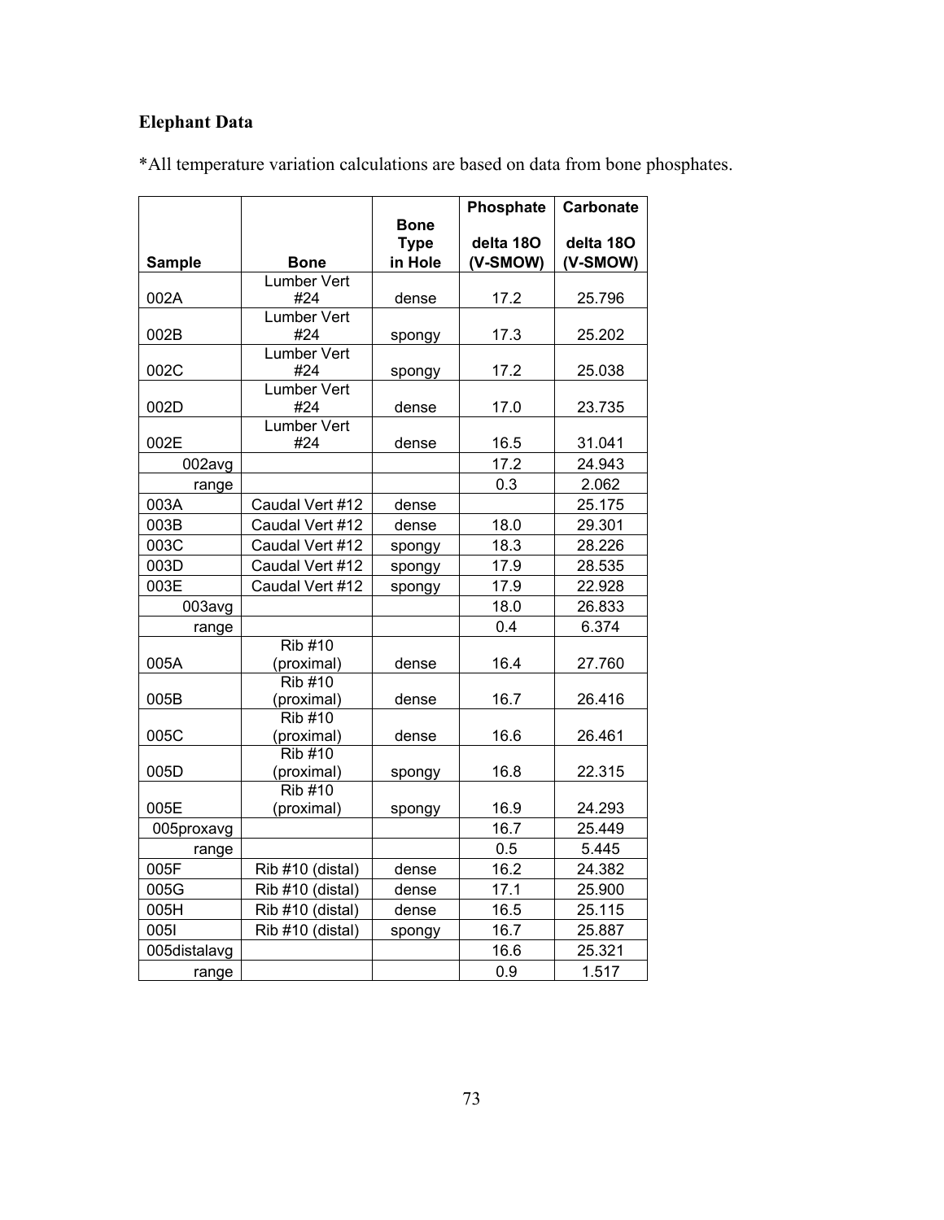**Elephant Data**

*All temperature variation calculations are based on data from bone phosphates.

| Sample | Bone | Bone Type in Hole | Phosphate delta 18O (V-SMOW) | Carbonate delta 18O (V-SMOW) |
|---|---|---|---|---|
| 002A | Lumber Vert #24 | dense | 17.2 | 25.796 |
| 002B | Lumber Vert #24 | spongy | 17.3 | 25.202 |
| 002C | Lumber Vert #24 | spongy | 17.2 | 25.038 |
| 002D | Lumber Vert #24 | dense | 17.0 | 23.735 |
| 002E | Lumber Vert #24 | dense | 16.5 | 31.041 |
| 002avg | | | 17.2 | 24.943 |
| range | | | 0.3 | 2.062 |
| 003A | Caudal Vert #12 | dense | | 25.175 |
| 003B | Caudal Vert #12 | dense | 18.0 | 29.301 |
| 003C | Caudal Vert #12 | spongy | 18.3 | 28.226 |
| 003D | Caudal Vert #12 | spongy | 17.9 | 28.535 |
| 003E | Caudal Vert #12 | spongy | 17.9 | 22.928 |
| 003avg | | | 18.0 | 26.833 |
| range | | | 0.4 | 6.374 |
| 005A | Rib #10 (proximal) | dense | 16.4 | 27.760 |
| 005B | Rib #10 (proximal) | dense | 16.7 | 26.416 |
| 005C | Rib #10 (proximal) | dense | 16.6 | 26.461 |
| 005D | Rib #10 (proximal) | spongy | 16.8 | 22.315 |
| 005E | Rib #10 (proximal) | spongy | 16.9 | 24.293 |
| 005proxavg | | | 16.7 | 25.449 |
| range | | | 0.5 | 5.445 |
| 005F | Rib #10 (distal) | dense | 16.2 | 24.382 |
| 005G | Rib #10 (distal) | dense | 17.1 | 25.900 |
| 005H | Rib #10 (distal) | dense | 16.5 | 25.115 |
| 005I | Rib #10 (distal) | spongy | 16.7 | 25.887 |
| 005distalavg | | | 16.6 | 25.321 |
| range | | | 0.9 | 1.517 |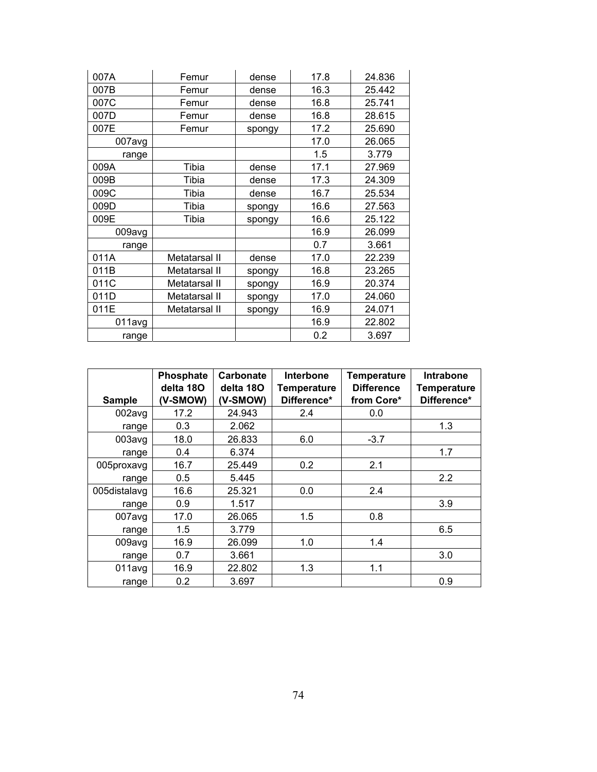| | | | | |
|---|---|---|---|---|
| 007A | Femur | dense | 17.8 | 24.836 |
| 007B | Femur | dense | 16.3 | 25.442 |
| 007C | Femur | dense | 16.8 | 25.741 |
| 007D | Femur | dense | 16.8 | 28.615 |
| 007E | Femur | spongy | 17.2 | 25.690 |
| 007avg | | | 17.0 | 26.065 |
| range | | | 1.5 | 3.779 |
| 009A | Tibia | dense | 17.1 | 27.969 |
| 009B | Tibia | dense | 17.3 | 24.309 |
| 009C | Tibia | dense | 16.7 | 25.534 |
| 009D | Tibia | spongy | 16.6 | 27.563 |
| 009E | Tibia | spongy | 16.6 | 25.122 |
| 009avg | | | 16.9 | 26.099 |
| range | | | 0.7 | 3.661 |
| 011A | Metatarsal II | dense | 17.0 | 22.239 |
| 011B | Metatarsal II | spongy | 16.8 | 23.265 |
| 011C | Metatarsal II | spongy | 16.9 | 20.374 |
| 011D | Metatarsal II | spongy | 17.0 | 24.060 |
| 011E | Metatarsal II | spongy | 16.9 | 24.071 |
| 011avg | | | 16.9 | 22.802 |
| range | | | 0.2 | 3.697 |

| Sample | Phosphate delta 18O (V-SMOW) | Carbonate delta 18O (V-SMOW) | Interbone Temperature Difference* | Temperature Difference from Core* | Intrabone Temperature Difference* |
|---|---|---|---|---|---|
| 002avg | 17.2 | 24.943 | 2.4 | 0.0 | |
| range | 0.3 | 2.062 | | | 1.3 |
| 003avg | 18.0 | 26.833 | 6.0 | -3.7 | |
| range | 0.4 | 6.374 | | | 1.7 |
| 005proxavg | 16.7 | 25.449 | 0.2 | 2.1 | |
| range | 0.5 | 5.445 | | | 2.2 |
| 005distalavg | 16.6 | 25.321 | 0.0 | 2.4 | |
| range | 0.9 | 1.517 | | | 3.9 |
| 007avg | 17.0 | 26.065 | 1.5 | 0.8 | |
| range | 1.5 | 3.779 | | | 6.5 |
| 009avg | 16.9 | 26.099 | 1.0 | 1.4 | |
| range | 0.7 | 3.661 | | | 3.0 |
| 011avg | 16.9 | 22.802 | 1.3 | 1.1 | |
| range | 0.2 | 3.697 | | | 0.9 |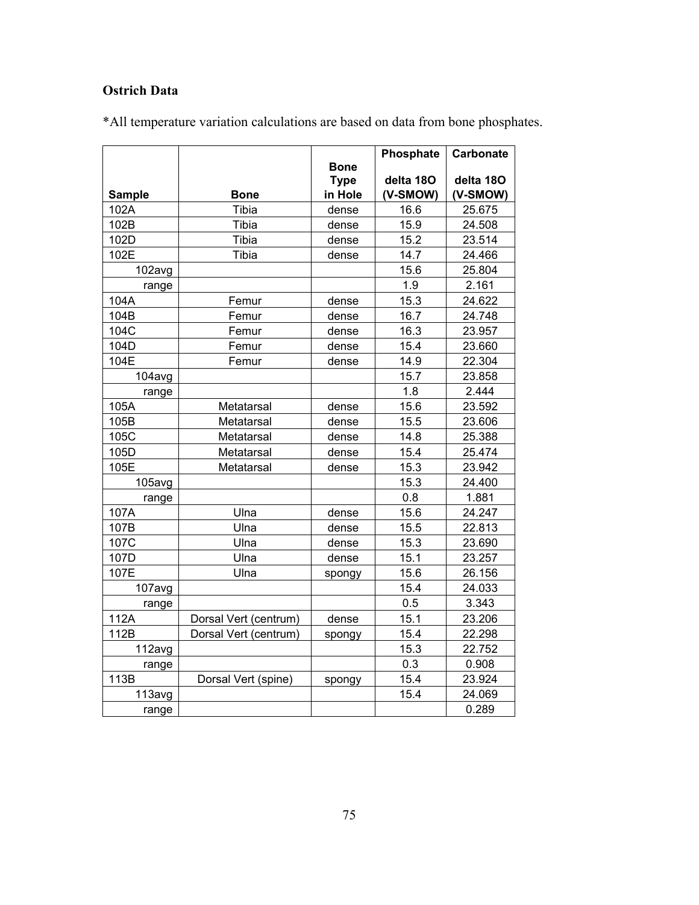**Ostrich Data**

*All temperature variation calculations are based on data from bone phosphates.

| Sample | Bone | Bone Type in Hole | Phosphate delta 18O (V-SMOW) | Carbonate delta 18O (V-SMOW) |
|---|---|---|---|---|
| 102A | Tibia | dense | 16.6 | 25.675 |
| 102B | Tibia | dense | 15.9 | 24.508 |
| 102D | Tibia | dense | 15.2 | 23.514 |
| 102E | Tibia | dense | 14.7 | 24.466 |
| 102avg | | | 15.6 | 25.804 |
| range | | | 1.9 | 2.161 |
| 104A | Femur | dense | 15.3 | 24.622 |
| 104B | Femur | dense | 16.7 | 24.748 |
| 104C | Femur | dense | 16.3 | 23.957 |
| 104D | Femur | dense | 15.4 | 23.660 |
| 104E | Femur | dense | 14.9 | 22.304 |
| 104avg | | | 15.7 | 23.858 |
| range | | | 1.8 | 2.444 |
| 105A | Metatarsal | dense | 15.6 | 23.592 |
| 105B | Metatarsal | dense | 15.5 | 23.606 |
| 105C | Metatarsal | dense | 14.8 | 25.388 |
| 105D | Metatarsal | dense | 15.4 | 25.474 |
| 105E | Metatarsal | dense | 15.3 | 23.942 |
| 105avg | | | 15.3 | 24.400 |
| range | | | 0.8 | 1.881 |
| 107A | Ulna | dense | 15.6 | 24.247 |
| 107B | Ulna | dense | 15.5 | 22.813 |
| 107C | Ulna | dense | 15.3 | 23.690 |
| 107D | Ulna | dense | 15.1 | 23.257 |
| 107E | Ulna | spongy | 15.6 | 26.156 |
| 107avg | | | 15.4 | 24.033 |
| range | | | 0.5 | 3.343 |
| 112A | Dorsal Vert (centrum) | dense | 15.1 | 23.206 |
| 112B | Dorsal Vert (centrum) | spongy | 15.4 | 22.298 |
| 112avg | | | 15.3 | 22.752 |
| range | | | 0.3 | 0.908 |
| 113B | Dorsal Vert (spine) | spongy | 15.4 | 23.924 |
| 113avg | | | 15.4 | 24.069 |
| range | | | | 0.289 |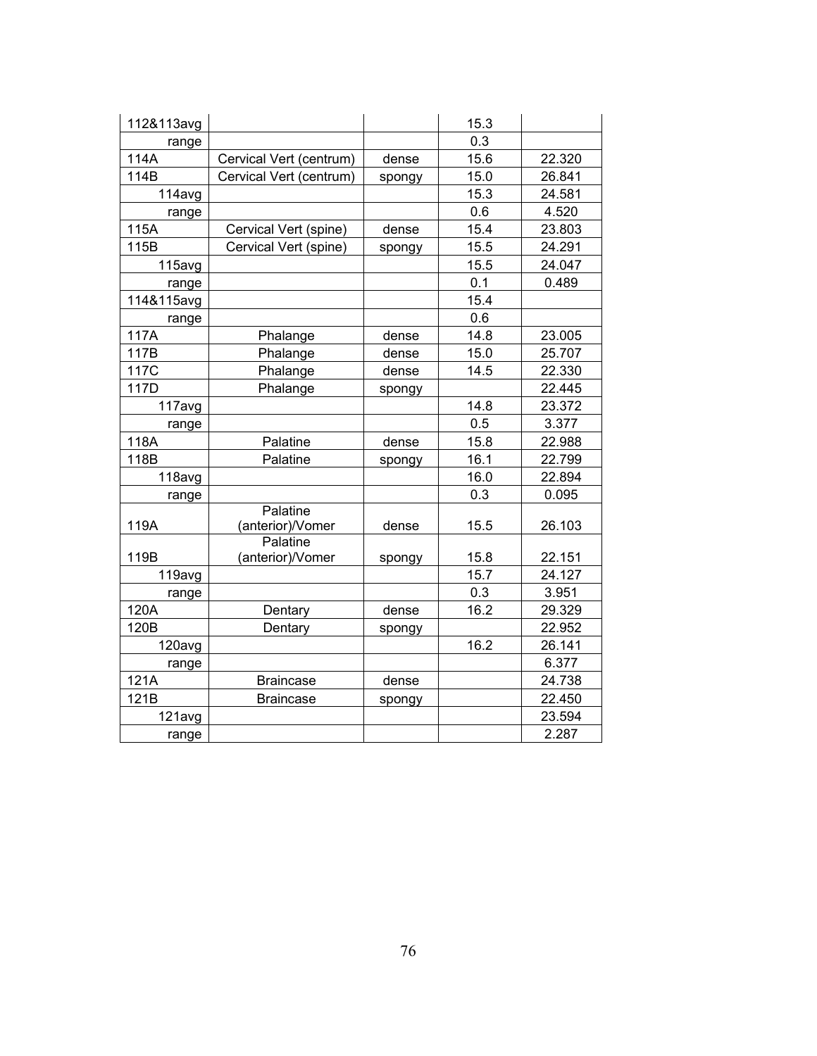| | | | | |
|---|---|---|---|---|
| 112&113avg | | | 15.3 | |
| range | | | 0.3 | |
| 114A | Cervical Vert (centrum) | dense | 15.6 | 22.320 |
| 114B | Cervical Vert (centrum) | spongy | 15.0 | 26.841 |
| 114avg | | | 15.3 | 24.581 |
| range | | | 0.6 | 4.520 |
| 115A | Cervical Vert (spine) | dense | 15.4 | 23.803 |
| 115B | Cervical Vert (spine) | spongy | 15.5 | 24.291 |
| 115avg | | | 15.5 | 24.047 |
| range | | | 0.1 | 0.489 |
| 114&115avg | | | 15.4 | |
| range | | | 0.6 | |
| 117A | Phalange | dense | 14.8 | 23.005 |
| 117B | Phalange | dense | 15.0 | 25.707 |
| 117C | Phalange | dense | 14.5 | 22.330 |
| 117D | Phalange | spongy | | 22.445 |
| 117avg | | | 14.8 | 23.372 |
| range | | | 0.5 | 3.377 |
| 118A | Palatine | dense | 15.8 | 22.988 |
| 118B | Palatine | spongy | 16.1 | 22.799 |
| 118avg | | | 16.0 | 22.894 |
| range | | | 0.3 | 0.095 |
| 119A | Palatine (anterior)/Vomer | dense | 15.5 | 26.103 |
| 119B | Palatine (anterior)/Vomer | spongy | 15.8 | 22.151 |
| 119avg | | | 15.7 | 24.127 |
| range | | | 0.3 | 3.951 |
| 120A | Dentary | dense | 16.2 | 29.329 |
| 120B | Dentary | spongy | | 22.952 |
| 120avg | | | 16.2 | 26.141 |
| range | | | | 6.377 |
| 121A | Braincase | dense | | 24.738 |
| 121B | Braincase | spongy | | 22.450 |
| 121avg | | | | 23.594 |
| range | | | | 2.287 |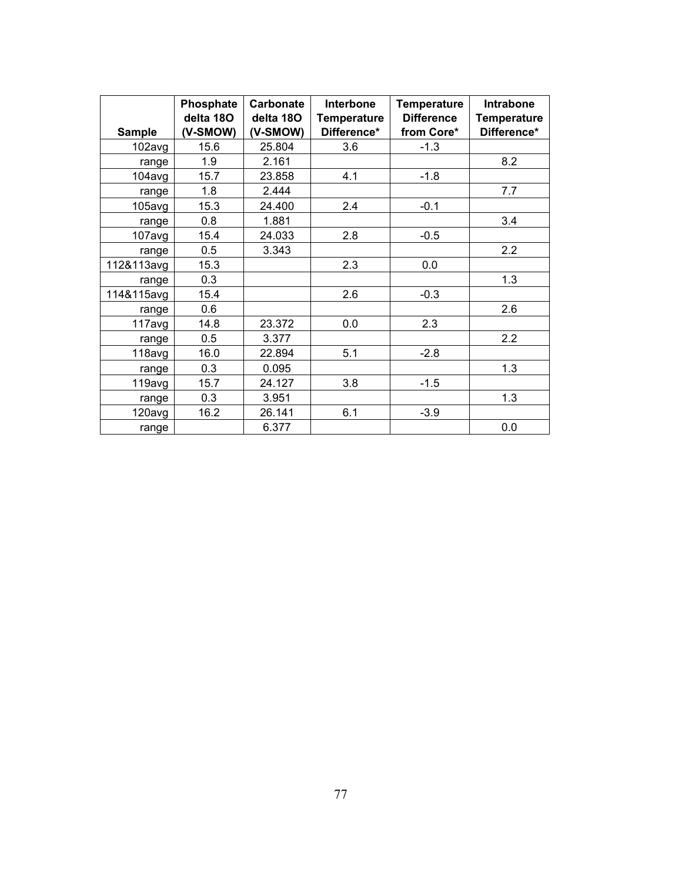| Sample | Phosphate delta 18O (V-SMOW) | Carbonate delta 18O (V-SMOW) | Interbone Temperature Difference* | Temperature Difference from Core* | Intrabone Temperature Difference* |
|---|---|---|---|---|---|
| 102avg | 15.6 | 25.804 | 3.6 | -1.3 | |
| range | 1.9 | 2.161 | | | 8.2 |
| 104avg | 15.7 | 23.858 | 4.1 | -1.8 | |
| range | 1.8 | 2.444 | | | 7.7 |
| 105avg | 15.3 | 24.400 | 2.4 | -0.1 | |
| range | 0.8 | 1.881 | | | 3.4 |
| 107avg | 15.4 | 24.033 | 2.8 | -0.5 | |
| range | 0.5 | 3.343 | | | 2.2 |
| 112&113avg | 15.3 | | 2.3 | 0.0 | |
| range | 0.3 | | | | 1.3 |
| 114&115avg | 15.4 | | 2.6 | -0.3 | |
| range | 0.6 | | | | 2.6 |
| 117avg | 14.8 | 23.372 | 0.0 | 2.3 | |
| range | 0.5 | 3.377 | | | 2.2 |
| 118avg | 16.0 | 22.894 | 5.1 | -2.8 | |
| range | 0.3 | 0.095 | | | 1.3 |
| 119avg | 15.7 | 24.127 | 3.8 | -1.5 | |
| range | 0.3 | 3.951 | | | 1.3 |
| 120avg | 16.2 | 26.141 | 6.1 | -3.9 | |
| range | | 6.377 | | | 0.0 |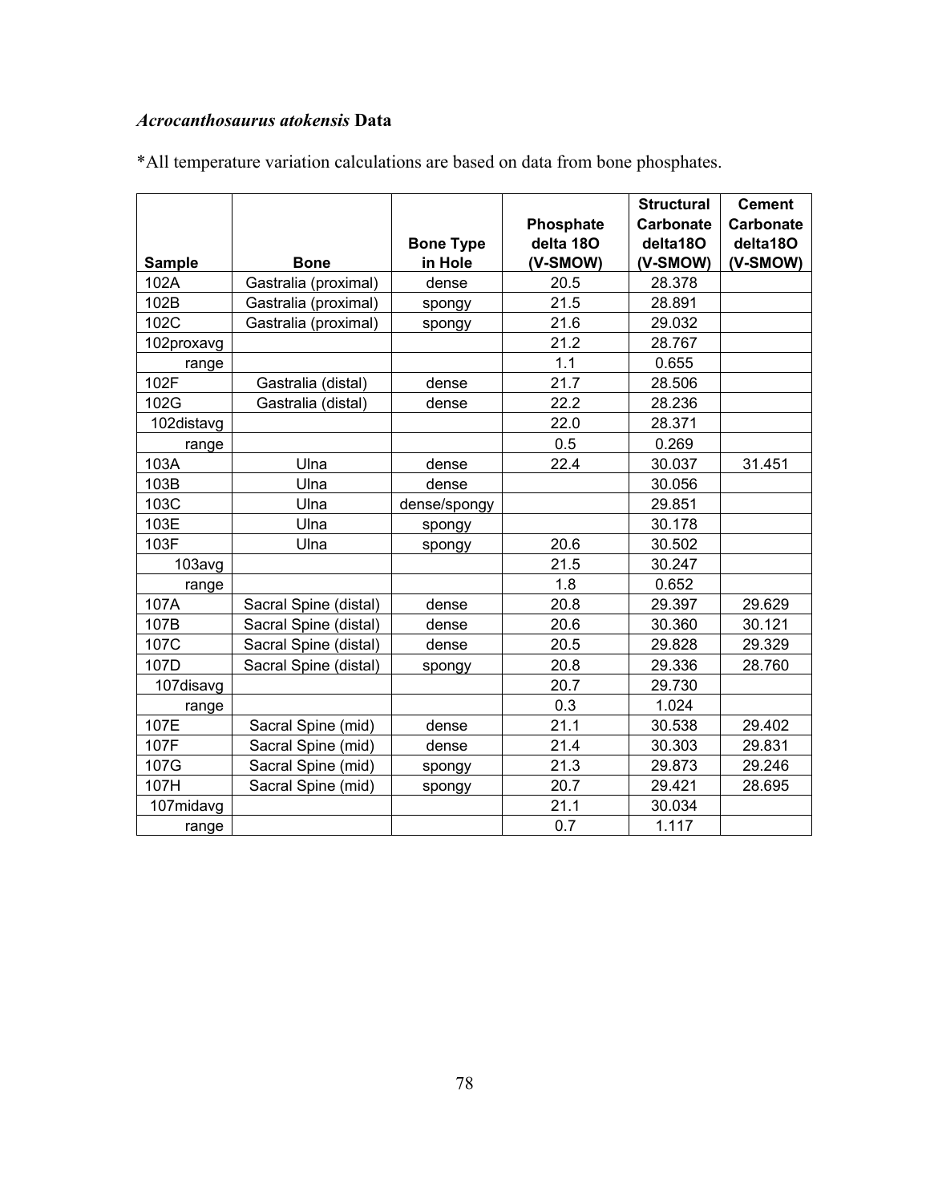*Acrocanthosaurus atokensis* **Data**

*All temperature variation calculations are based on data from bone phosphates.

| Sample | Bone | Bone Type in Hole | Phosphate delta 18O (V-SMOW) | Structural Carbonate delta18O (V-SMOW) | Cement Carbonate delta18O (V-SMOW) |
|---|---|---|---|---|---|
| 102A | Gastralia (proximal) | dense | 20.5 | 28.378 | |
| 102B | Gastralia (proximal) | spongy | 21.5 | 28.891 | |
| 102C | Gastralia (proximal) | spongy | 21.6 | 29.032 | |
| 102proxavg | | | 21.2 | 28.767 | |
| range | | | 1.1 | 0.655 | |
| 102F | Gastralia (distal) | dense | 21.7 | 28.506 | |
| 102G | Gastralia (distal) | dense | 22.2 | 28.236 | |
| 102distavg | | | 22.0 | 28.371 | |
| range | | | 0.5 | 0.269 | |
| 103A | Ulna | dense | 22.4 | 30.037 | 31.451 |
| 103B | Ulna | dense | | 30.056 | |
| 103C | Ulna | dense/spongy | | 29.851 | |
| 103E | Ulna | spongy | | 30.178 | |
| 103F | Ulna | spongy | 20.6 | 30.502 | |
| 103avg | | | 21.5 | 30.247 | |
| range | | | 1.8 | 0.652 | |
| 107A | Sacral Spine (distal) | dense | 20.8 | 29.397 | 29.629 |
| 107B | Sacral Spine (distal) | dense | 20.6 | 30.360 | 30.121 |
| 107C | Sacral Spine (distal) | dense | 20.5 | 29.828 | 29.329 |
| 107D | Sacral Spine (distal) | spongy | 20.8 | 29.336 | 28.760 |
| 107disavg | | | 20.7 | 29.730 | |
| range | | | 0.3 | 1.024 | |
| 107E | Sacral Spine (mid) | dense | 21.1 | 30.538 | 29.402 |
| 107F | Sacral Spine (mid) | dense | 21.4 | 30.303 | 29.831 |
| 107G | Sacral Spine (mid) | spongy | 21.3 | 29.873 | 29.246 |
| 107H | Sacral Spine (mid) | spongy | 20.7 | 29.421 | 28.695 |
| 107midavg | | | 21.1 | 30.034 | |
| range | | | 0.7 | 1.117 | |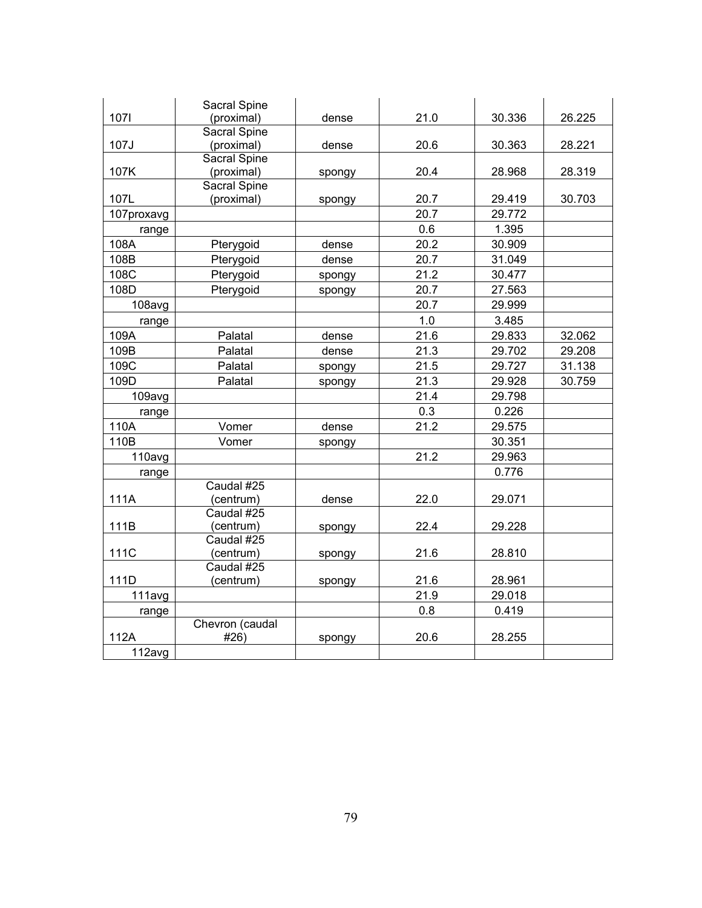| | | | | | |
|---|---|---|---|---|---|
| 107I | Sacral Spine (proximal) | dense | 21.0 | 30.336 | 26.225 |
| 107J | Sacral Spine (proximal) | dense | 20.6 | 30.363 | 28.221 |
| 107K | Sacral Spine (proximal) | spongy | 20.4 | 28.968 | 28.319 |
| 107L | Sacral Spine (proximal) | spongy | 20.7 | 29.419 | 30.703 |
| 107proxavg | | | 20.7 | 29.772 | |
| range | | | 0.6 | 1.395 | |
| 108A | Pterygoid | dense | 20.2 | 30.909 | |
| 108B | Pterygoid | dense | 20.7 | 31.049 | |
| 108C | Pterygoid | spongy | 21.2 | 30.477 | |
| 108D | Pterygoid | spongy | 20.7 | 27.563 | |
| 108avg | | | 20.7 | 29.999 | |
| range | | | 1.0 | 3.485 | |
| 109A | Palatal | dense | 21.6 | 29.833 | 32.062 |
| 109B | Palatal | dense | 21.3 | 29.702 | 29.208 |
| 109C | Palatal | spongy | 21.5 | 29.727 | 31.138 |
| 109D | Palatal | spongy | 21.3 | 29.928 | 30.759 |
| 109avg | | | 21.4 | 29.798 | |
| range | | | 0.3 | 0.226 | |
| 110A | Vomer | dense | 21.2 | 29.575 | |
| 110B | Vomer | spongy | | 30.351 | |
| 110avg | | | 21.2 | 29.963 | |
| range | | | | 0.776 | |
| 111A | Caudal #25 (centrum) | dense | 22.0 | 29.071 | |
| 111B | Caudal #25 (centrum) | spongy | 22.4 | 29.228 | |
| 111C | Caudal #25 (centrum) | spongy | 21.6 | 28.810 | |
| 111D | Caudal #25 (centrum) | spongy | 21.6 | 28.961 | |
| 111avg | | | 21.9 | 29.018 | |
| range | | | 0.8 | 0.419 | |
| 112A | Chevron (caudal #26) | spongy | 20.6 | 28.255 | |
| 112avg | | | | | |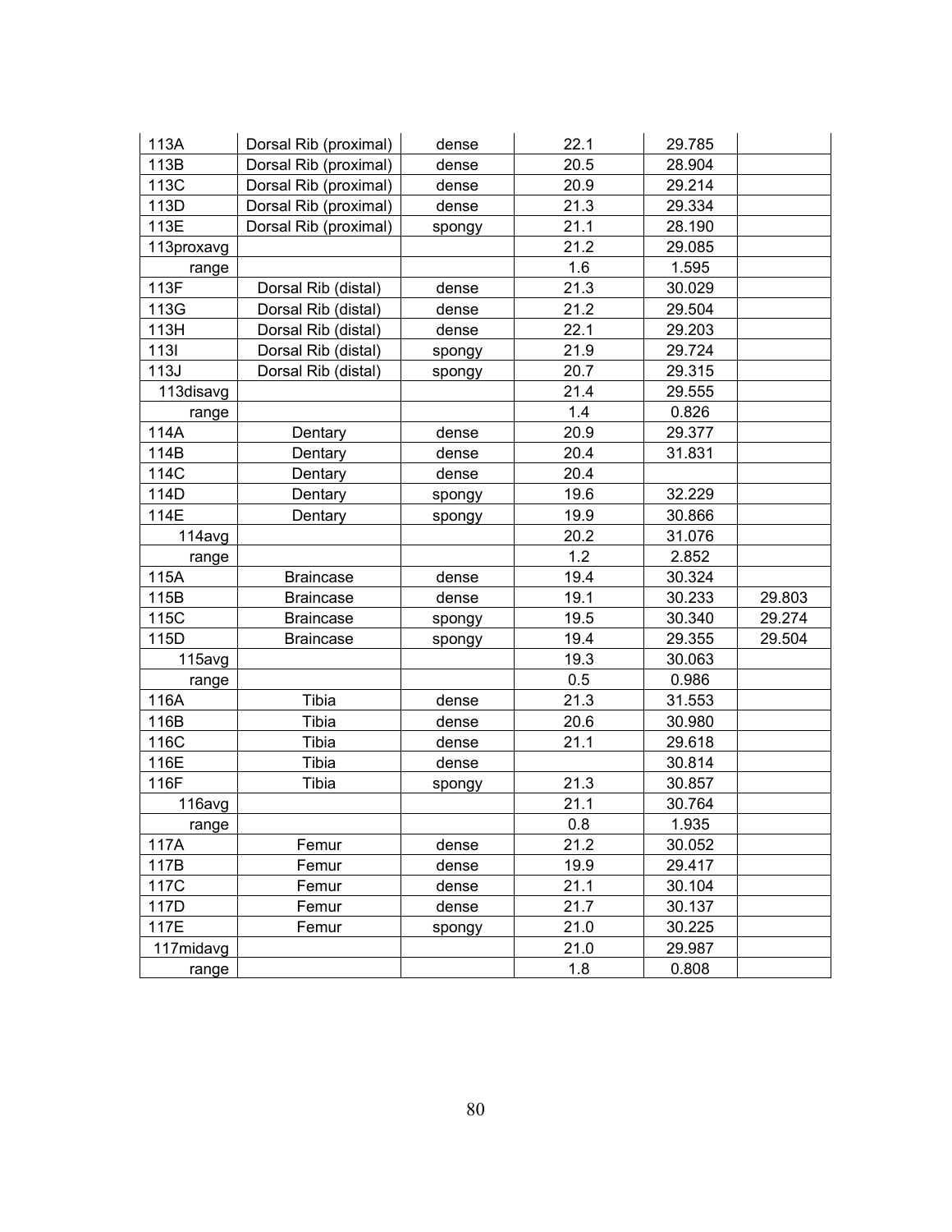| | | | | | |
|---|---|---|---|---|---|
| 113A | Dorsal Rib (proximal) | dense | 22.1 | 29.785 | |
| 113B | Dorsal Rib (proximal) | dense | 20.5 | 28.904 | |
| 113C | Dorsal Rib (proximal) | dense | 20.9 | 29.214 | |
| 113D | Dorsal Rib (proximal) | dense | 21.3 | 29.334 | |
| 113E | Dorsal Rib (proximal) | spongy | 21.1 | 28.190 | |
| 113proxavg | | | 21.2 | 29.085 | |
| range | | | 1.6 | 1.595 | |
| 113F | Dorsal Rib (distal) | dense | 21.3 | 30.029 | |
| 113G | Dorsal Rib (distal) | dense | 21.2 | 29.504 | |
| 113H | Dorsal Rib (distal) | dense | 22.1 | 29.203 | |
| 113I | Dorsal Rib (distal) | spongy | 21.9 | 29.724 | |
| 113J | Dorsal Rib (distal) | spongy | 20.7 | 29.315 | |
| 113disavg | | | 21.4 | 29.555 | |
| range | | | 1.4 | 0.826 | |
| 114A | Dentary | dense | 20.9 | 29.377 | |
| 114B | Dentary | dense | 20.4 | 31.831 | |
| 114C | Dentary | dense | 20.4 | | |
| 114D | Dentary | spongy | 19.6 | 32.229 | |
| 114E | Dentary | spongy | 19.9 | 30.866 | |
| 114avg | | | 20.2 | 31.076 | |
| range | | | 1.2 | 2.852 | |
| 115A | Braincase | dense | 19.4 | 30.324 | |
| 115B | Braincase | dense | 19.1 | 30.233 | 29.803 |
| 115C | Braincase | spongy | 19.5 | 30.340 | 29.274 |
| 115D | Braincase | spongy | 19.4 | 29.355 | 29.504 |
| 115avg | | | 19.3 | 30.063 | |
| range | | | 0.5 | 0.986 | |
| 116A | Tibia | dense | 21.3 | 31.553 | |
| 116B | Tibia | dense | 20.6 | 30.980 | |
| 116C | Tibia | dense | 21.1 | 29.618 | |
| 116E | Tibia | dense | | 30.814 | |
| 116F | Tibia | spongy | 21.3 | 30.857 | |
| 116avg | | | 21.1 | 30.764 | |
| range | | | 0.8 | 1.935 | |
| 117A | Femur | dense | 21.2 | 30.052 | |
| 117B | Femur | dense | 19.9 | 29.417 | |
| 117C | Femur | dense | 21.1 | 30.104 | |
| 117D | Femur | dense | 21.7 | 30.137 | |
| 117E | Femur | spongy | 21.0 | 30.225 | |
| 117midavg | | | 21.0 | 29.987 | |
| range | | | 1.8 | 0.808 | |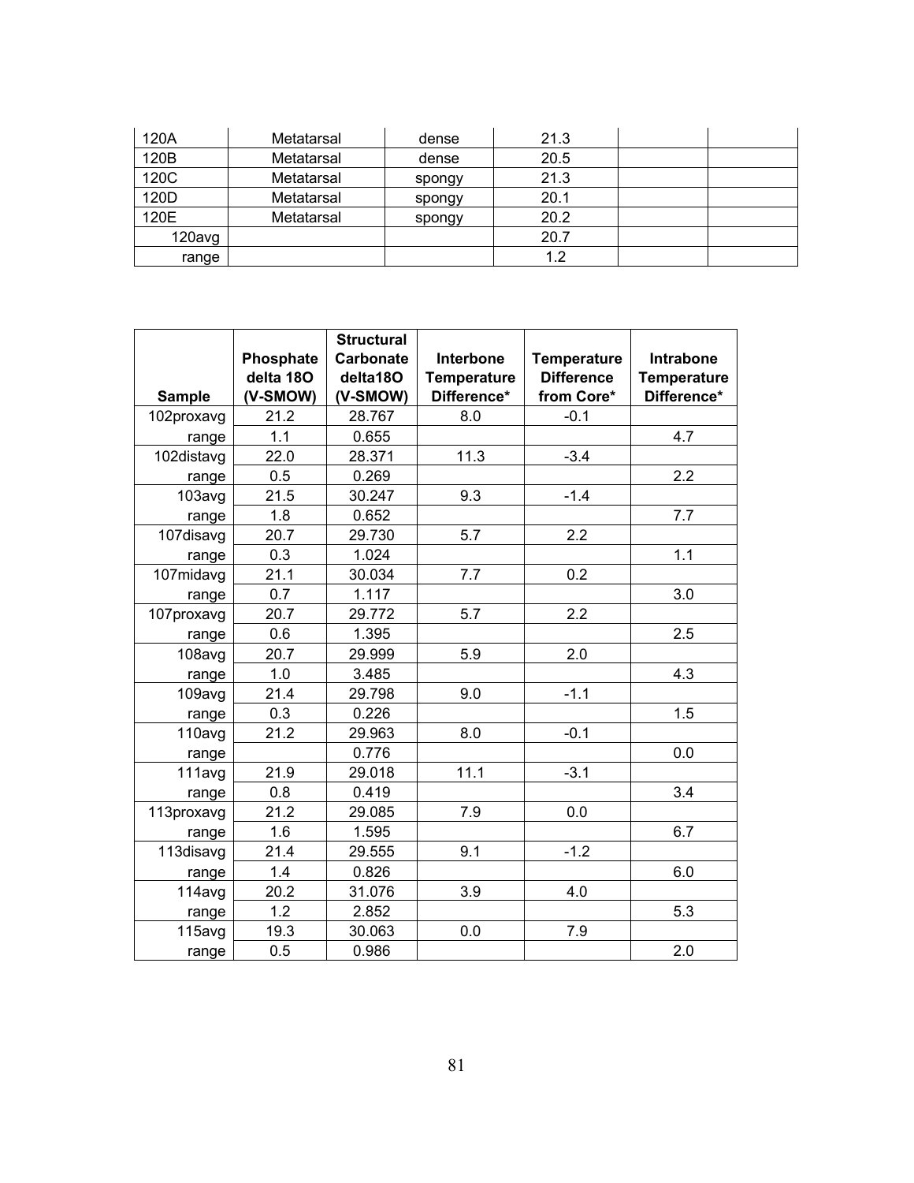| 120A | Metatarsal | dense | 21.3 | | |
|---|---|---|---|---|---|
| 120B | Metatarsal | dense | 20.5 | | |
| 120C | Metatarsal | spongy | 21.3 | | |
| 120D | Metatarsal | spongy | 20.1 | | |
| 120E | Metatarsal | spongy | 20.2 | | |
| 120avg | | | 20.7 | | |
| range | | | 1.2 | | |

| Sample | Phosphate delta 18O (V-SMOW) | Structural Carbonate delta18O (V-SMOW) | Interbone Temperature Difference* | Temperature Difference from Core* | Intrabone Temperature Difference* |
|---|---|---|---|---|---|
| 102proxavg | 21.2 | 28.767 | 8.0 | -0.1 | |
| range | 1.1 | 0.655 | | | 4.7 |
| 102distavg | 22.0 | 28.371 | 11.3 | -3.4 | |
| range | 0.5 | 0.269 | | | 2.2 |
| 103avg | 21.5 | 30.247 | 9.3 | -1.4 | |
| range | 1.8 | 0.652 | | | 7.7 |
| 107disavg | 20.7 | 29.730 | 5.7 | 2.2 | |
| range | 0.3 | 1.024 | | | 1.1 |
| 107midavg | 21.1 | 30.034 | 7.7 | 0.2 | |
| range | 0.7 | 1.117 | | | 3.0 |
| 107proxavg | 20.7 | 29.772 | 5.7 | 2.2 | |
| range | 0.6 | 1.395 | | | 2.5 |
| 108avg | 20.7 | 29.999 | 5.9 | 2.0 | |
| range | 1.0 | 3.485 | | | 4.3 |
| 109avg | 21.4 | 29.798 | 9.0 | -1.1 | |
| range | 0.3 | 0.226 | | | 1.5 |
| 110avg | 21.2 | 29.963 | 8.0 | -0.1 | |
| range | | 0.776 | | | 0.0 |
| 111avg | 21.9 | 29.018 | 11.1 | -3.1 | |
| range | 0.8 | 0.419 | | | 3.4 |
| 113proxavg | 21.2 | 29.085 | 7.9 | 0.0 | |
| range | 1.6 | 1.595 | | | 6.7 |
| 113disavg | 21.4 | 29.555 | 9.1 | -1.2 | |
| range | 1.4 | 0.826 | | | 6.0 |
| 114avg | 20.2 | 31.076 | 3.9 | 4.0 | |
| range | 1.2 | 2.852 | | | 5.3 |
| 115avg | 19.3 | 30.063 | 0.0 | 7.9 | |
| range | 0.5 | 0.986 | | | 2.0 |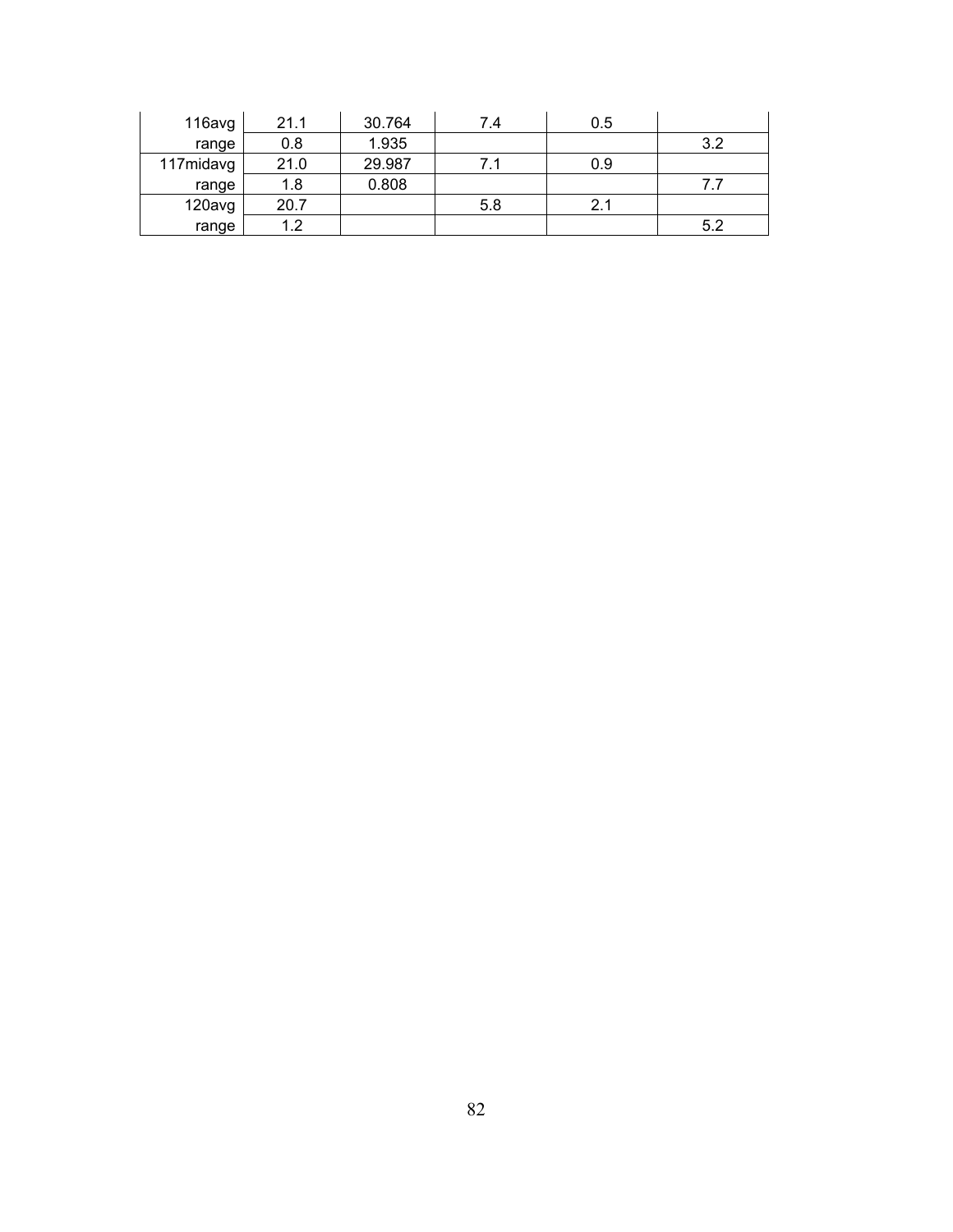| | | | | | |
|---|---|---|---|---|---|
| 116avg | 21.1 | 30.764 | 7.4 | 0.5 | |
| range | 0.8 | 1.935 | | | 3.2 |
| 117midavg | 21.0 | 29.987 | 7.1 | 0.9 | |
| range | 1.8 | 0.808 | | | 7.7 |
| 120avg | 20.7 | | 5.8 | 2.1 | |
| range | 1.2 | | | | 5.2 |